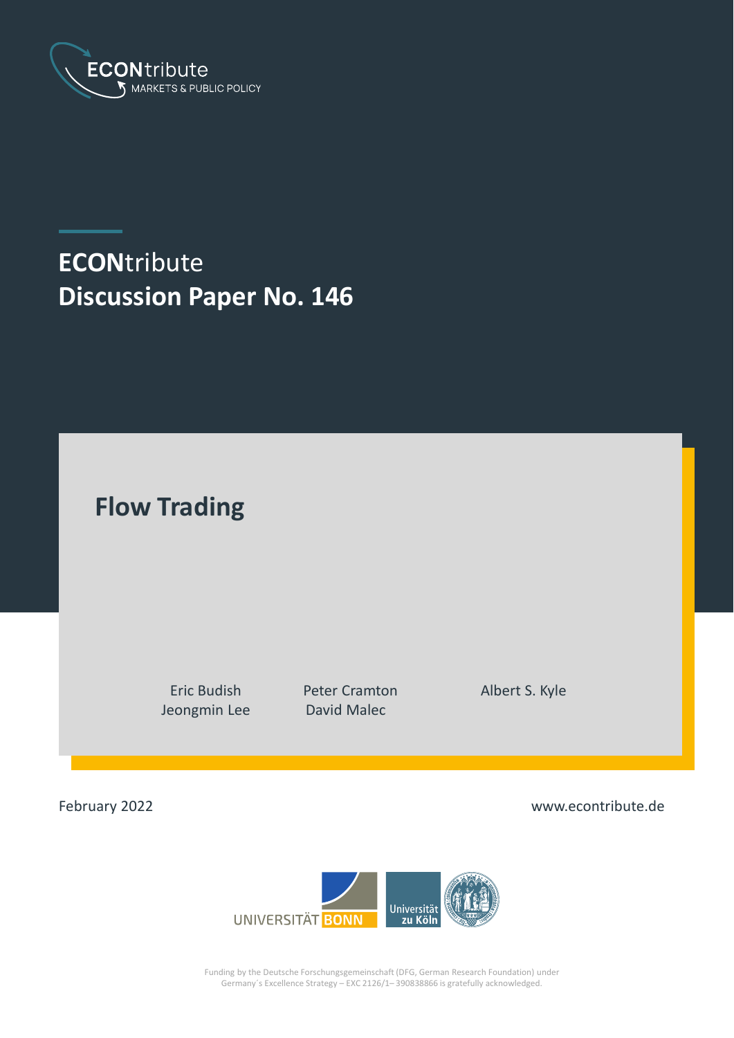ECONtribute
MARKETS & PUBLIC POLICY

# ECONtribute Discussion Paper No. 146

## Flow Trading

Eric Budish
Jeongmin Lee

Peter Cramton
David Malec

Albert S. Kyle

February 2022

www.econtribute.de

Funding by the Deutsche Forschungsgemeinschaft (DFG, German Research Foundation) under Germany´s Excellence Strategy – EXC 2126/1– 390838866 is gratefully acknowledged.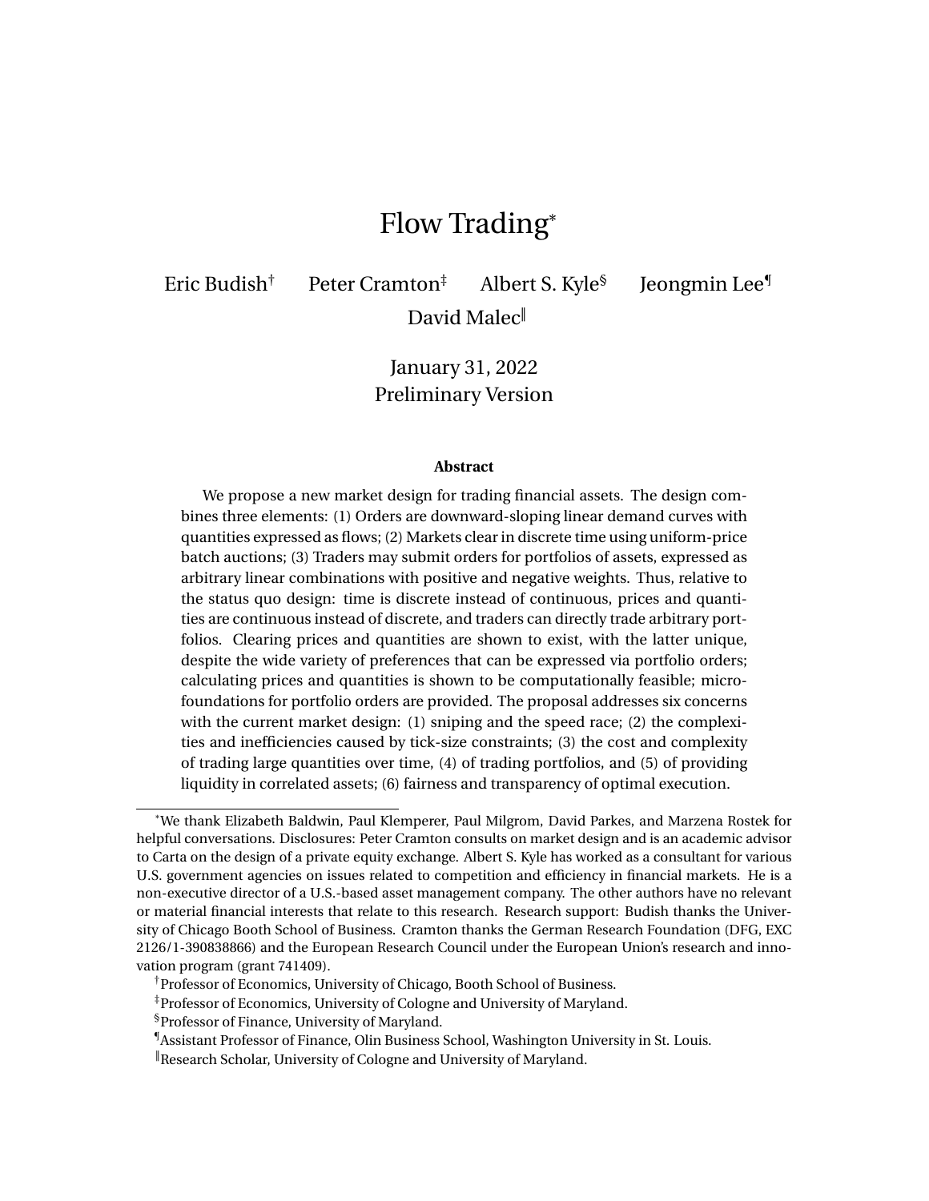# Flow Trading[*]

Eric Budish[†] Peter Cramton[‡] Albert S. Kyle[§] Jeongmin Lee[¶]
David Malec[‖]

January 31, 2022
Preliminary Version

**Abstract**

We propose a new market design for trading financial assets. The design combines three elements: (1) Orders are downward-sloping linear demand curves with quantities expressed as flows; (2) Markets clear in discrete time using uniform-price batch auctions; (3) Traders may submit orders for portfolios of assets, expressed as arbitrary linear combinations with positive and negative weights. Thus, relative to the status quo design: time is discrete instead of continuous, prices and quantities are continuous instead of discrete, and traders can directly trade arbitrary portfolios. Clearing prices and quantities are shown to exist, with the latter unique, despite the wide variety of preferences that can be expressed via portfolio orders; calculating prices and quantities is shown to be computationally feasible; microfoundations for portfolio orders are provided. The proposal addresses six concerns with the current market design: (1) sniping and the speed race; (2) the complexities and inefficiencies caused by tick-size constraints; (3) the cost and complexity of trading large quantities over time, (4) of trading portfolios, and (5) of providing liquidity in correlated assets; (6) fairness and transparency of optimal execution.

---

[*] We thank Elizabeth Baldwin, Paul Klemperer, Paul Milgrom, David Parkes, and Marzena Rostek for helpful conversations. Disclosures: Peter Cramton consults on market design and is an academic advisor to Carta on the design of a private equity exchange. Albert S. Kyle has worked as a consultant for various U.S. government agencies on issues related to competition and efficiency in financial markets. He is a non-executive director of a U.S.-based asset management company. The other authors have no relevant or material financial interests that relate to this research. Research support: Budish thanks the University of Chicago Booth School of Business. Cramton thanks the German Research Foundation (DFG, EXC 2126/1-390838866) and the European Research Council under the European Union's research and innovation program (grant 741409).

[†] Professor of Economics, University of Chicago, Booth School of Business.

[‡] Professor of Economics, University of Cologne and University of Maryland.

[§] Professor of Finance, University of Maryland.

[¶] Assistant Professor of Finance, Olin Business School, Washington University in St. Louis.

[‖] Research Scholar, University of Cologne and University of Maryland.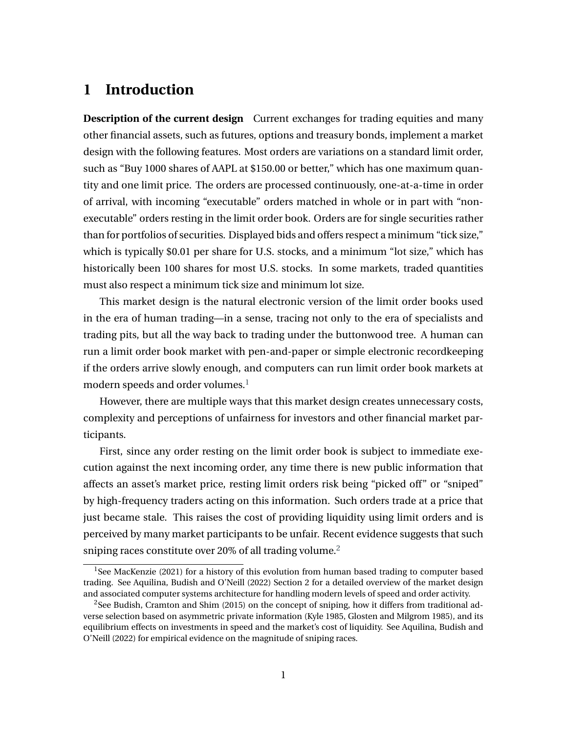# 1 Introduction

**Description of the current design** Current exchanges for trading equities and many other financial assets, such as futures, options and treasury bonds, implement a market design with the following features. Most orders are variations on a standard limit order, such as "Buy 1000 shares of AAPL at $150.00 or better," which has one maximum quantity and one limit price. The orders are processed continuously, one-at-a-time in order of arrival, with incoming "executable" orders matched in whole or in part with "non-executable" orders resting in the limit order book. Orders are for single securities rather than for portfolios of securities. Displayed bids and offers respect a minimum "tick size," which is typically $0.01 per share for U.S. stocks, and a minimum "lot size," which has historically been 100 shares for most U.S. stocks. In some markets, traded quantities must also respect a minimum tick size and minimum lot size.

This market design is the natural electronic version of the limit order books used in the era of human trading—in a sense, tracing not only to the era of specialists and trading pits, but all the way back to trading under the buttonwood tree. A human can run a limit order book market with pen-and-paper or simple electronic recordkeeping if the orders arrive slowly enough, and computers can run limit order book markets at modern speeds and order volumes.[1]

However, there are multiple ways that this market design creates unnecessary costs, complexity and perceptions of unfairness for investors and other financial market participants.

First, since any order resting on the limit order book is subject to immediate execution against the next incoming order, any time there is new public information that affects an asset's market price, resting limit orders risk being "picked off" or "sniped" by high-frequency traders acting on this information. Such orders trade at a price that just became stale. This raises the cost of providing liquidity using limit orders and is perceived by many market participants to be unfair. Recent evidence suggests that such sniping races constitute over 20% of all trading volume.[2]

[1]See MacKenzie (2021) for a history of this evolution from human based trading to computer based trading. See Aquilina, Budish and O'Neill (2022) Section 2 for a detailed overview of the market design and associated computer systems architecture for handling modern levels of speed and order activity.

[2]See Budish, Cramton and Shim (2015) on the concept of sniping, how it differs from traditional adverse selection based on asymmetric private information (Kyle 1985, Glosten and Milgrom 1985), and its equilibrium effects on investments in speed and the market's cost of liquidity. See Aquilina, Budish and O'Neill (2022) for empirical evidence on the magnitude of sniping races.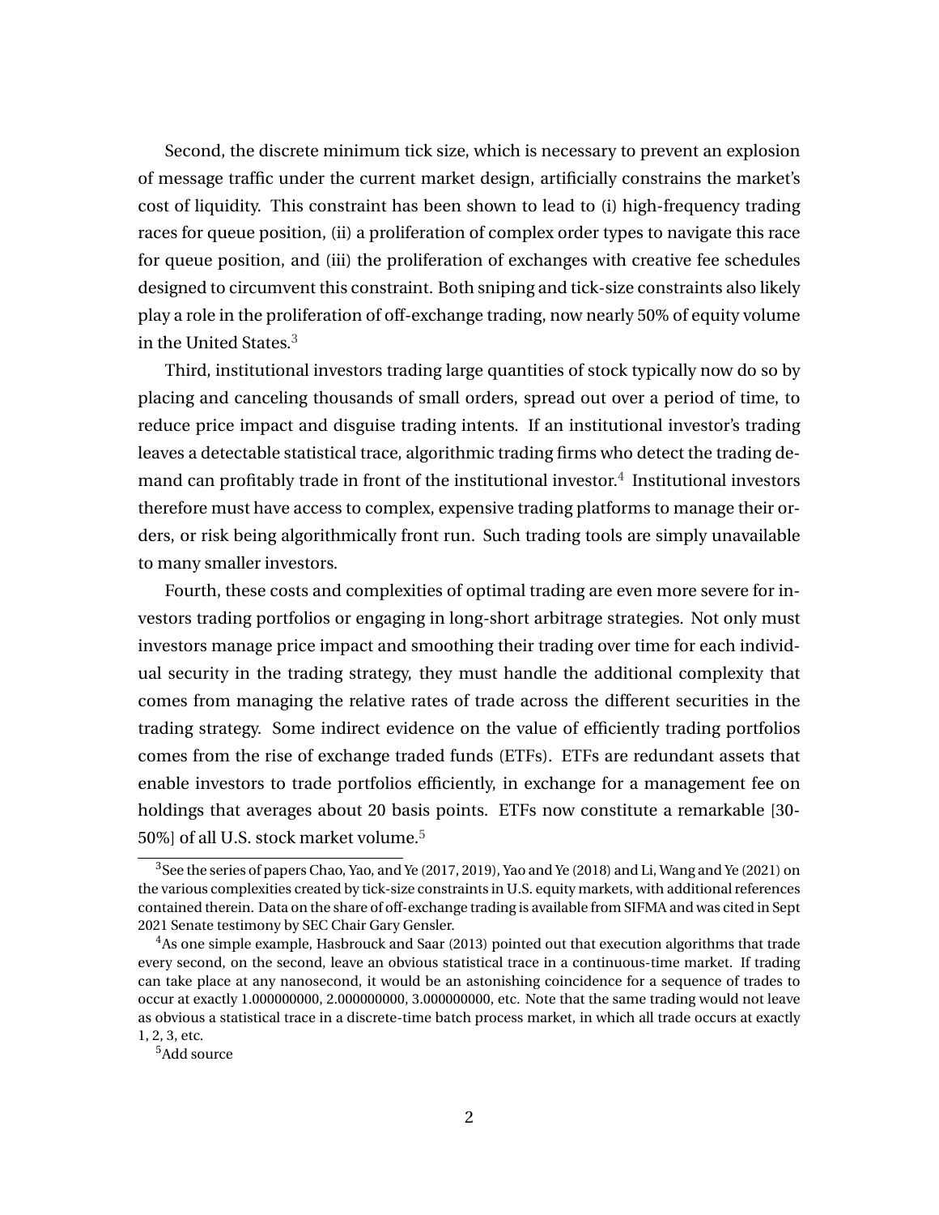Second, the discrete minimum tick size, which is necessary to prevent an explosion of message traffic under the current market design, artificially constrains the market's cost of liquidity. This constraint has been shown to lead to (i) high-frequency trading races for queue position, (ii) a proliferation of complex order types to navigate this race for queue position, and (iii) the proliferation of exchanges with creative fee schedules designed to circumvent this constraint. Both sniping and tick-size constraints also likely play a role in the proliferation of off-exchange trading, now nearly 50% of equity volume in the United States.[3]

Third, institutional investors trading large quantities of stock typically now do so by placing and canceling thousands of small orders, spread out over a period of time, to reduce price impact and disguise trading intents. If an institutional investor's trading leaves a detectable statistical trace, algorithmic trading firms who detect the trading demand can profitably trade in front of the institutional investor.[4] Institutional investors therefore must have access to complex, expensive trading platforms to manage their orders, or risk being algorithmically front run. Such trading tools are simply unavailable to many smaller investors.

Fourth, these costs and complexities of optimal trading are even more severe for investors trading portfolios or engaging in long-short arbitrage strategies. Not only must investors manage price impact and smoothing their trading over time for each individual security in the trading strategy, they must handle the additional complexity that comes from managing the relative rates of trade across the different securities in the trading strategy. Some indirect evidence on the value of efficiently trading portfolios comes from the rise of exchange traded funds (ETFs). ETFs are redundant assets that enable investors to trade portfolios efficiently, in exchange for a management fee on holdings that averages about 20 basis points. ETFs now constitute a remarkable [30-50%] of all U.S. stock market volume.[5]

---

[3] See the series of papers Chao, Yao, and Ye (2017, 2019), Yao and Ye (2018) and Li, Wang and Ye (2021) on the various complexities created by tick-size constraints in U.S. equity markets, with additional references contained therein. Data on the share of off-exchange trading is available from SIFMA and was cited in Sept 2021 Senate testimony by SEC Chair Gary Gensler.

[4] As one simple example, Hasbrouck and Saar (2013) pointed out that execution algorithms that trade every second, on the second, leave an obvious statistical trace in a continuous-time market. If trading can take place at any nanosecond, it would be an astonishing coincidence for a sequence of trades to occur at exactly 1.000000000, 2.000000000, 3.000000000, etc. Note that the same trading would not leave as obvious a statistical trace in a discrete-time batch process market, in which all trade occurs at exactly 1, 2, 3, etc.

[5] Add source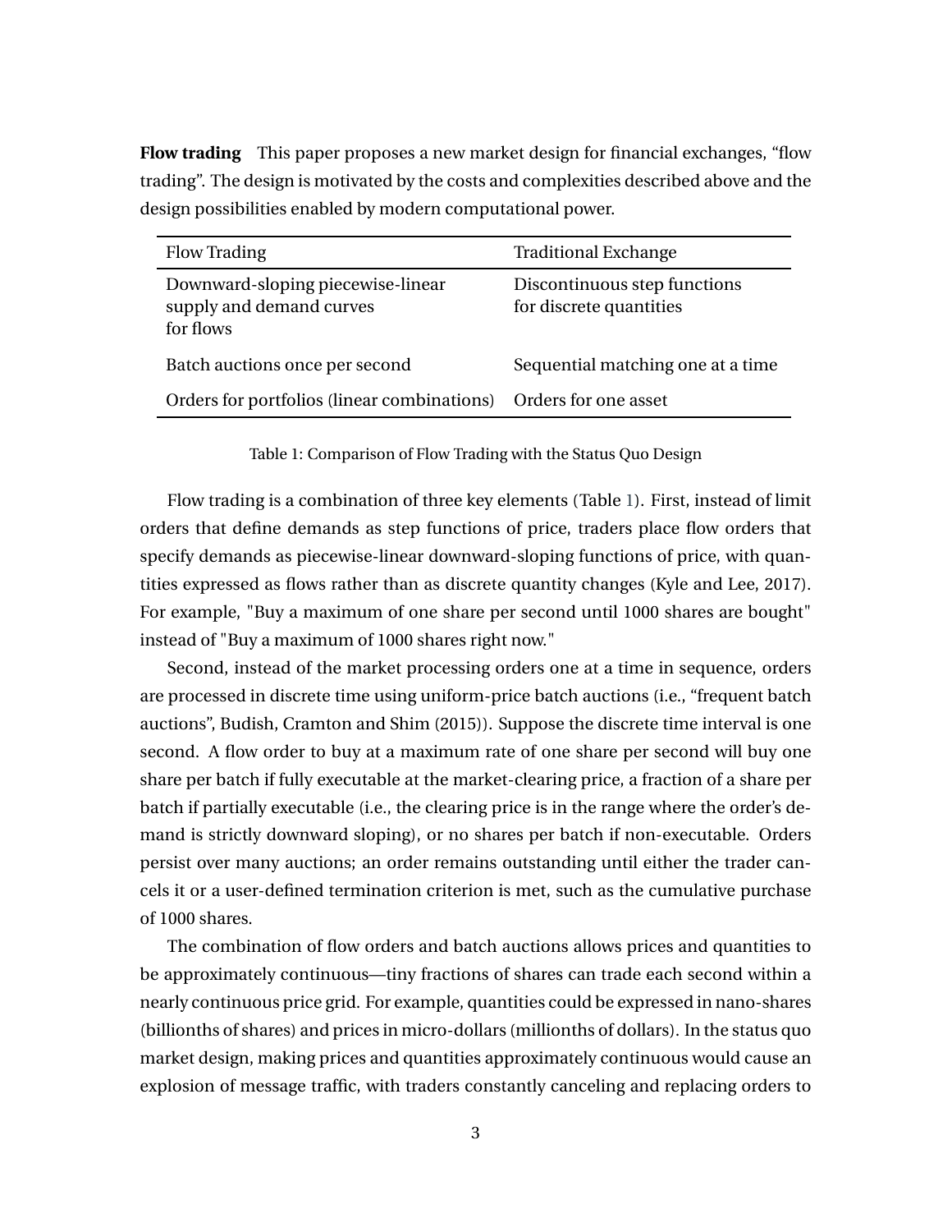**Flow trading** This paper proposes a new market design for financial exchanges, “flow trading”. The design is motivated by the costs and complexities described above and the design possibilities enabled by modern computational power.

| Flow Trading | Traditional Exchange |
|---|---|
| Downward-sloping piecewise-linear supply and demand curves for flows | Discontinuous step functions for discrete quantities |
| Batch auctions once per second | Sequential matching one at a time |
| Orders for portfolios (linear combinations) | Orders for one asset |

Table 1: Comparison of Flow Trading with the Status Quo Design

Flow trading is a combination of three key elements (Table 1). First, instead of limit orders that define demands as step functions of price, traders place flow orders that specify demands as piecewise-linear downward-sloping functions of price, with quantities expressed as flows rather than as discrete quantity changes (Kyle and Lee, 2017). For example, "Buy a maximum of one share per second until 1000 shares are bought" instead of "Buy a maximum of 1000 shares right now."

Second, instead of the market processing orders one at a time in sequence, orders are processed in discrete time using uniform-price batch auctions (i.e., “frequent batch auctions”, Budish, Cramton and Shim (2015)). Suppose the discrete time interval is one second. A flow order to buy at a maximum rate of one share per second will buy one share per batch if fully executable at the market-clearing price, a fraction of a share per batch if partially executable (i.e., the clearing price is in the range where the order’s demand is strictly downward sloping), or no shares per batch if non-executable. Orders persist over many auctions; an order remains outstanding until either the trader cancels it or a user-defined termination criterion is met, such as the cumulative purchase of 1000 shares.

The combination of flow orders and batch auctions allows prices and quantities to be approximately continuous—tiny fractions of shares can trade each second within a nearly continuous price grid. For example, quantities could be expressed in nano-shares (billionths of shares) and prices in micro-dollars (millionths of dollars). In the status quo market design, making prices and quantities approximately continuous would cause an explosion of message traffic, with traders constantly canceling and replacing orders to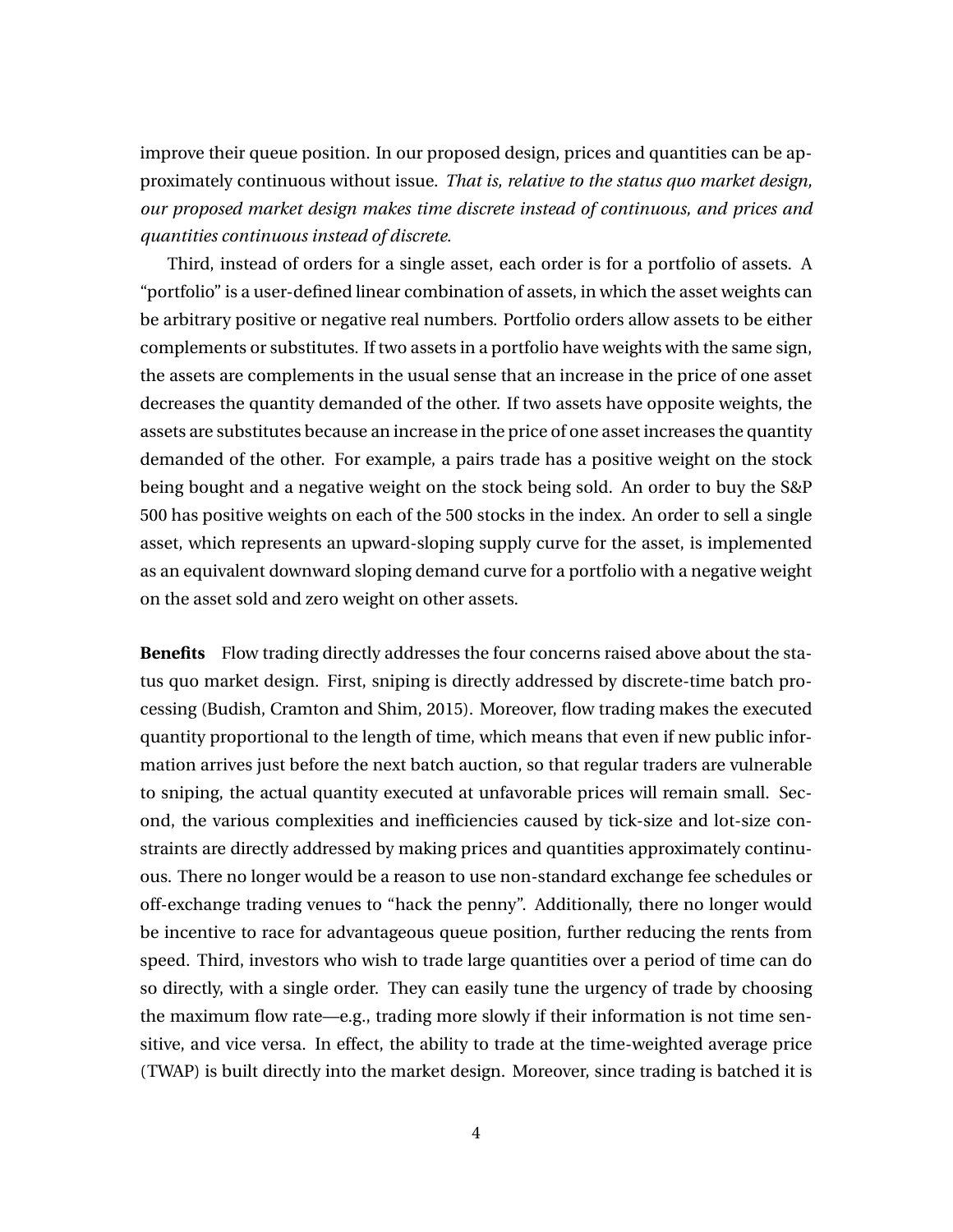improve their queue position. In our proposed design, prices and quantities can be approximately continuous without issue. *That is, relative to the status quo market design, our proposed market design makes time discrete instead of continuous, and prices and quantities continuous instead of discrete.*

Third, instead of orders for a single asset, each order is for a portfolio of assets. A "portfolio" is a user-defined linear combination of assets, in which the asset weights can be arbitrary positive or negative real numbers. Portfolio orders allow assets to be either complements or substitutes. If two assets in a portfolio have weights with the same sign, the assets are complements in the usual sense that an increase in the price of one asset decreases the quantity demanded of the other. If two assets have opposite weights, the assets are substitutes because an increase in the price of one asset increases the quantity demanded of the other. For example, a pairs trade has a positive weight on the stock being bought and a negative weight on the stock being sold. An order to buy the S&P 500 has positive weights on each of the 500 stocks in the index. An order to sell a single asset, which represents an upward-sloping supply curve for the asset, is implemented as an equivalent downward sloping demand curve for a portfolio with a negative weight on the asset sold and zero weight on other assets.

**Benefits** Flow trading directly addresses the four concerns raised above about the status quo market design. First, sniping is directly addressed by discrete-time batch processing (Budish, Cramton and Shim, 2015). Moreover, flow trading makes the executed quantity proportional to the length of time, which means that even if new public information arrives just before the next batch auction, so that regular traders are vulnerable to sniping, the actual quantity executed at unfavorable prices will remain small. Second, the various complexities and inefficiencies caused by tick-size and lot-size constraints are directly addressed by making prices and quantities approximately continuous. There no longer would be a reason to use non-standard exchange fee schedules or off-exchange trading venues to "hack the penny". Additionally, there no longer would be incentive to race for advantageous queue position, further reducing the rents from speed. Third, investors who wish to trade large quantities over a period of time can do so directly, with a single order. They can easily tune the urgency of trade by choosing the maximum flow rate—e.g., trading more slowly if their information is not time sensitive, and vice versa. In effect, the ability to trade at the time-weighted average price (TWAP) is built directly into the market design. Moreover, since trading is batched it is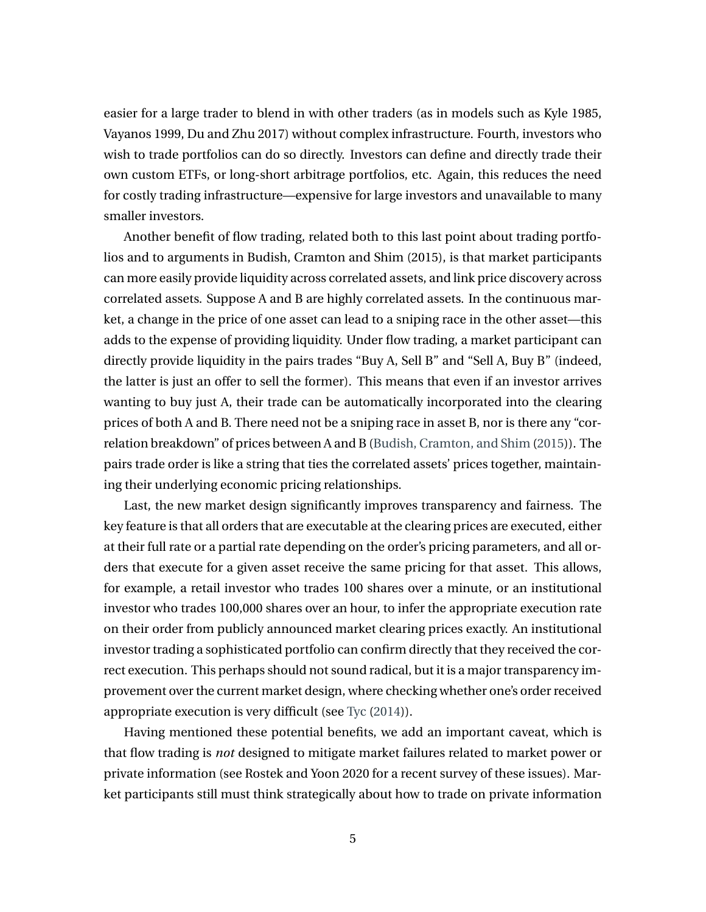easier for a large trader to blend in with other traders (as in models such as Kyle 1985, Vayanos 1999, Du and Zhu 2017) without complex infrastructure. Fourth, investors who wish to trade portfolios can do so directly. Investors can define and directly trade their own custom ETFs, or long-short arbitrage portfolios, etc. Again, this reduces the need for costly trading infrastructure—expensive for large investors and unavailable to many smaller investors.

Another benefit of flow trading, related both to this last point about trading portfolios and to arguments in Budish, Cramton and Shim (2015), is that market participants can more easily provide liquidity across correlated assets, and link price discovery across correlated assets. Suppose A and B are highly correlated assets. In the continuous market, a change in the price of one asset can lead to a sniping race in the other asset—this adds to the expense of providing liquidity. Under flow trading, a market participant can directly provide liquidity in the pairs trades "Buy A, Sell B" and "Sell A, Buy B" (indeed, the latter is just an offer to sell the former). This means that even if an investor arrives wanting to buy just A, their trade can be automatically incorporated into the clearing prices of both A and B. There need not be a sniping race in asset B, nor is there any "correlation breakdown" of prices between A and B (Budish, Cramton, and Shim (2015)). The pairs trade order is like a string that ties the correlated assets' prices together, maintaining their underlying economic pricing relationships.

Last, the new market design significantly improves transparency and fairness. The key feature is that all orders that are executable at the clearing prices are executed, either at their full rate or a partial rate depending on the order's pricing parameters, and all orders that execute for a given asset receive the same pricing for that asset. This allows, for example, a retail investor who trades 100 shares over a minute, or an institutional investor who trades 100,000 shares over an hour, to infer the appropriate execution rate on their order from publicly announced market clearing prices exactly. An institutional investor trading a sophisticated portfolio can confirm directly that they received the correct execution. This perhaps should not sound radical, but it is a major transparency improvement over the current market design, where checking whether one's order received appropriate execution is very difficult (see Tyc (2014)).

Having mentioned these potential benefits, we add an important caveat, which is that flow trading is *not* designed to mitigate market failures related to market power or private information (see Rostek and Yoon 2020 for a recent survey of these issues). Market participants still must think strategically about how to trade on private information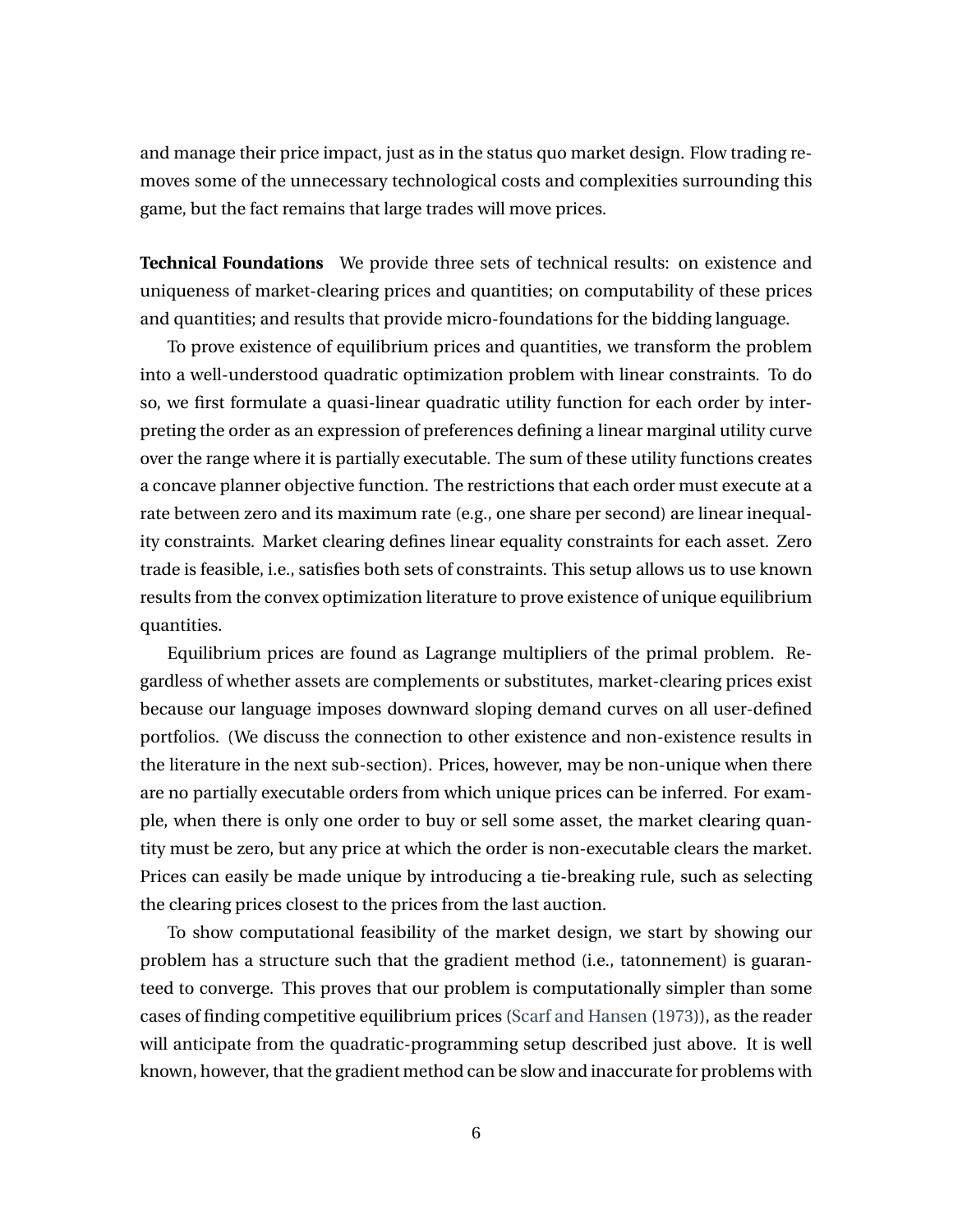and manage their price impact, just as in the status quo market design. Flow trading removes some of the unnecessary technological costs and complexities surrounding this game, but the fact remains that large trades will move prices.

**Technical Foundations** We provide three sets of technical results: on existence and uniqueness of market-clearing prices and quantities; on computability of these prices and quantities; and results that provide micro-foundations for the bidding language.

To prove existence of equilibrium prices and quantities, we transform the problem into a well-understood quadratic optimization problem with linear constraints. To do so, we first formulate a quasi-linear quadratic utility function for each order by interpreting the order as an expression of preferences defining a linear marginal utility curve over the range where it is partially executable. The sum of these utility functions creates a concave planner objective function. The restrictions that each order must execute at a rate between zero and its maximum rate (e.g., one share per second) are linear inequality constraints. Market clearing defines linear equality constraints for each asset. Zero trade is feasible, i.e., satisfies both sets of constraints. This setup allows us to use known results from the convex optimization literature to prove existence of unique equilibrium quantities.

Equilibrium prices are found as Lagrange multipliers of the primal problem. Regardless of whether assets are complements or substitutes, market-clearing prices exist because our language imposes downward sloping demand curves on all user-defined portfolios. (We discuss the connection to other existence and non-existence results in the literature in the next sub-section). Prices, however, may be non-unique when there are no partially executable orders from which unique prices can be inferred. For example, when there is only one order to buy or sell some asset, the market clearing quantity must be zero, but any price at which the order is non-executable clears the market. Prices can easily be made unique by introducing a tie-breaking rule, such as selecting the clearing prices closest to the prices from the last auction.

To show computational feasibility of the market design, we start by showing our problem has a structure such that the gradient method (i.e., tatonnement) is guaranteed to converge. This proves that our problem is computationally simpler than some cases of finding competitive equilibrium prices (Scarf and Hansen (1973)), as the reader will anticipate from the quadratic-programming setup described just above. It is well known, however, that the gradient method can be slow and inaccurate for problems with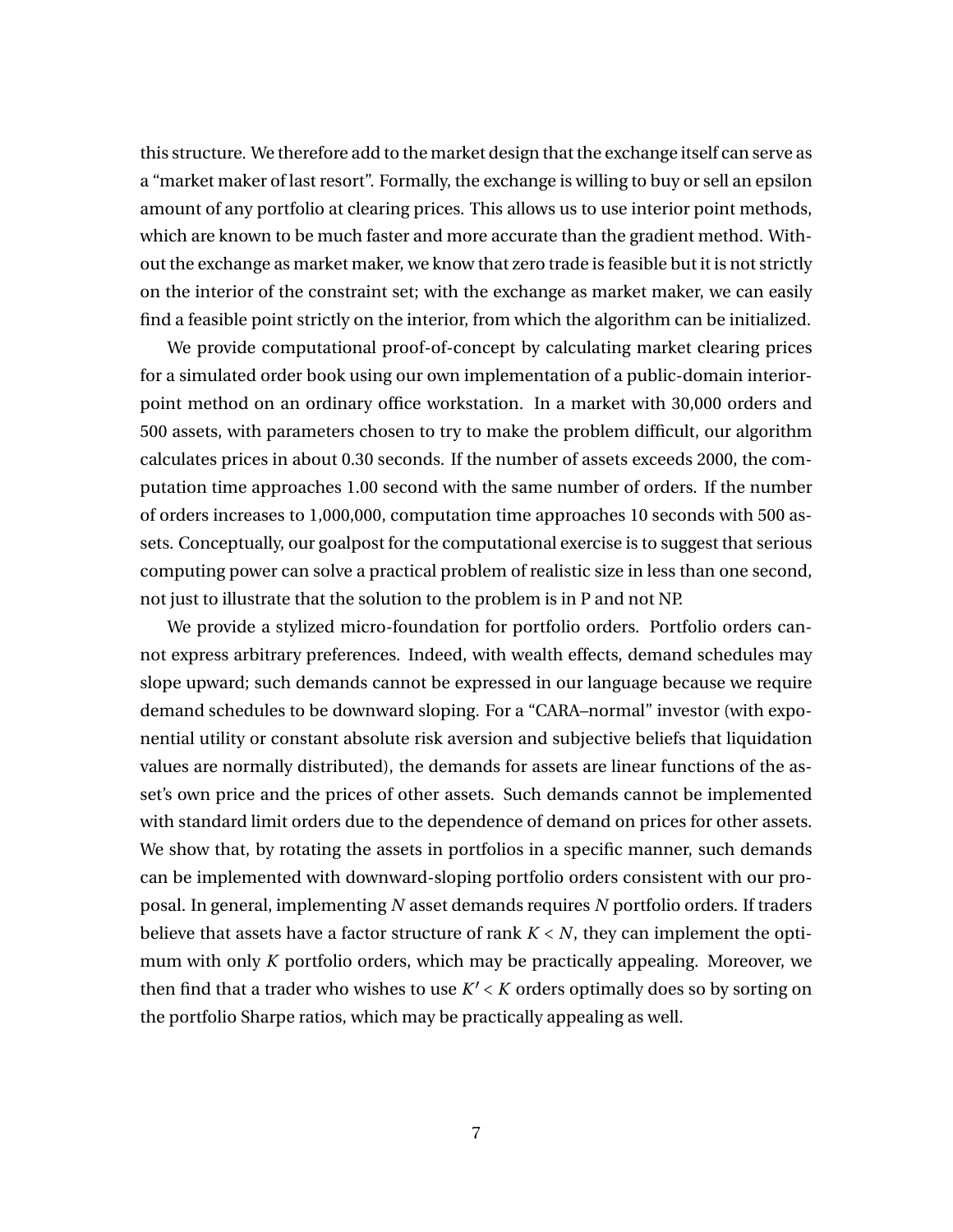this structure. We therefore add to the market design that the exchange itself can serve as a "market maker of last resort". Formally, the exchange is willing to buy or sell an epsilon amount of any portfolio at clearing prices. This allows us to use interior point methods, which are known to be much faster and more accurate than the gradient method. Without the exchange as market maker, we know that zero trade is feasible but it is not strictly on the interior of the constraint set; with the exchange as market maker, we can easily find a feasible point strictly on the interior, from which the algorithm can be initialized.

We provide computational proof-of-concept by calculating market clearing prices for a simulated order book using our own implementation of a public-domain interior-point method on an ordinary office workstation. In a market with 30,000 orders and 500 assets, with parameters chosen to try to make the problem difficult, our algorithm calculates prices in about 0.30 seconds. If the number of assets exceeds 2000, the computation time approaches 1.00 second with the same number of orders. If the number of orders increases to 1,000,000, computation time approaches 10 seconds with 500 assets. Conceptually, our goalpost for the computational exercise is to suggest that serious computing power can solve a practical problem of realistic size in less than one second, not just to illustrate that the solution to the problem is in P and not NP.

We provide a stylized micro-foundation for portfolio orders. Portfolio orders cannot express arbitrary preferences. Indeed, with wealth effects, demand schedules may slope upward; such demands cannot be expressed in our language because we require demand schedules to be downward sloping. For a "CARA–normal" investor (with exponential utility or constant absolute risk aversion and subjective beliefs that liquidation values are normally distributed), the demands for assets are linear functions of the asset's own price and the prices of other assets. Such demands cannot be implemented with standard limit orders due to the dependence of demand on prices for other assets. We show that, by rotating the assets in portfolios in a specific manner, such demands can be implemented with downward-sloping portfolio orders consistent with our proposal. In general, implementing $N$ asset demands requires $N$ portfolio orders. If traders believe that assets have a factor structure of rank $K < N$, they can implement the optimum with only $K$ portfolio orders, which may be practically appealing. Moreover, we then find that a trader who wishes to use $K' < K$ orders optimally does so by sorting on the portfolio Sharpe ratios, which may be practically appealing as well.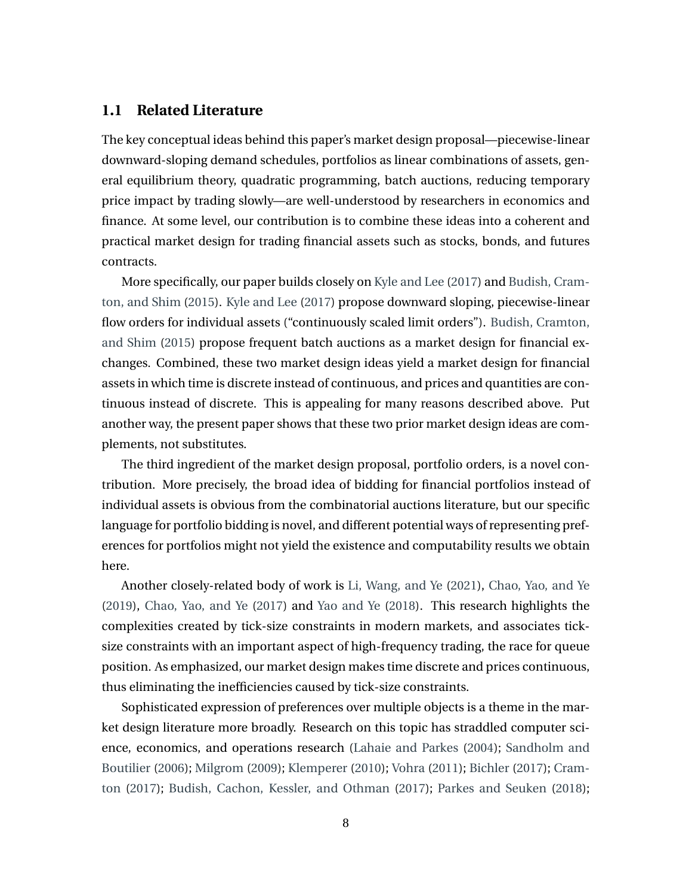## 1.1 Related Literature

The key conceptual ideas behind this paper's market design proposal—piecewise-linear downward-sloping demand schedules, portfolios as linear combinations of assets, general equilibrium theory, quadratic programming, batch auctions, reducing temporary price impact by trading slowly—are well-understood by researchers in economics and finance. At some level, our contribution is to combine these ideas into a coherent and practical market design for trading financial assets such as stocks, bonds, and futures contracts.

More specifically, our paper builds closely on Kyle and Lee (2017) and Budish, Cramton, and Shim (2015). Kyle and Lee (2017) propose downward sloping, piecewise-linear flow orders for individual assets ("continuously scaled limit orders"). Budish, Cramton, and Shim (2015) propose frequent batch auctions as a market design for financial exchanges. Combined, these two market design ideas yield a market design for financial assets in which time is discrete instead of continuous, and prices and quantities are continuous instead of discrete. This is appealing for many reasons described above. Put another way, the present paper shows that these two prior market design ideas are complements, not substitutes.

The third ingredient of the market design proposal, portfolio orders, is a novel contribution. More precisely, the broad idea of bidding for financial portfolios instead of individual assets is obvious from the combinatorial auctions literature, but our specific language for portfolio bidding is novel, and different potential ways of representing preferences for portfolios might not yield the existence and computability results we obtain here.

Another closely-related body of work is Li, Wang, and Ye (2021), Chao, Yao, and Ye (2019), Chao, Yao, and Ye (2017) and Yao and Ye (2018). This research highlights the complexities created by tick-size constraints in modern markets, and associates tick-size constraints with an important aspect of high-frequency trading, the race for queue position. As emphasized, our market design makes time discrete and prices continuous, thus eliminating the inefficiencies caused by tick-size constraints.

Sophisticated expression of preferences over multiple objects is a theme in the market design literature more broadly. Research on this topic has straddled computer science, economics, and operations research (Lahaie and Parkes (2004); Sandholm and Boutilier (2006); Milgrom (2009); Klemperer (2010); Vohra (2011); Bichler (2017); Cramton (2017); Budish, Cachon, Kessler, and Othman (2017); Parkes and Seuken (2018);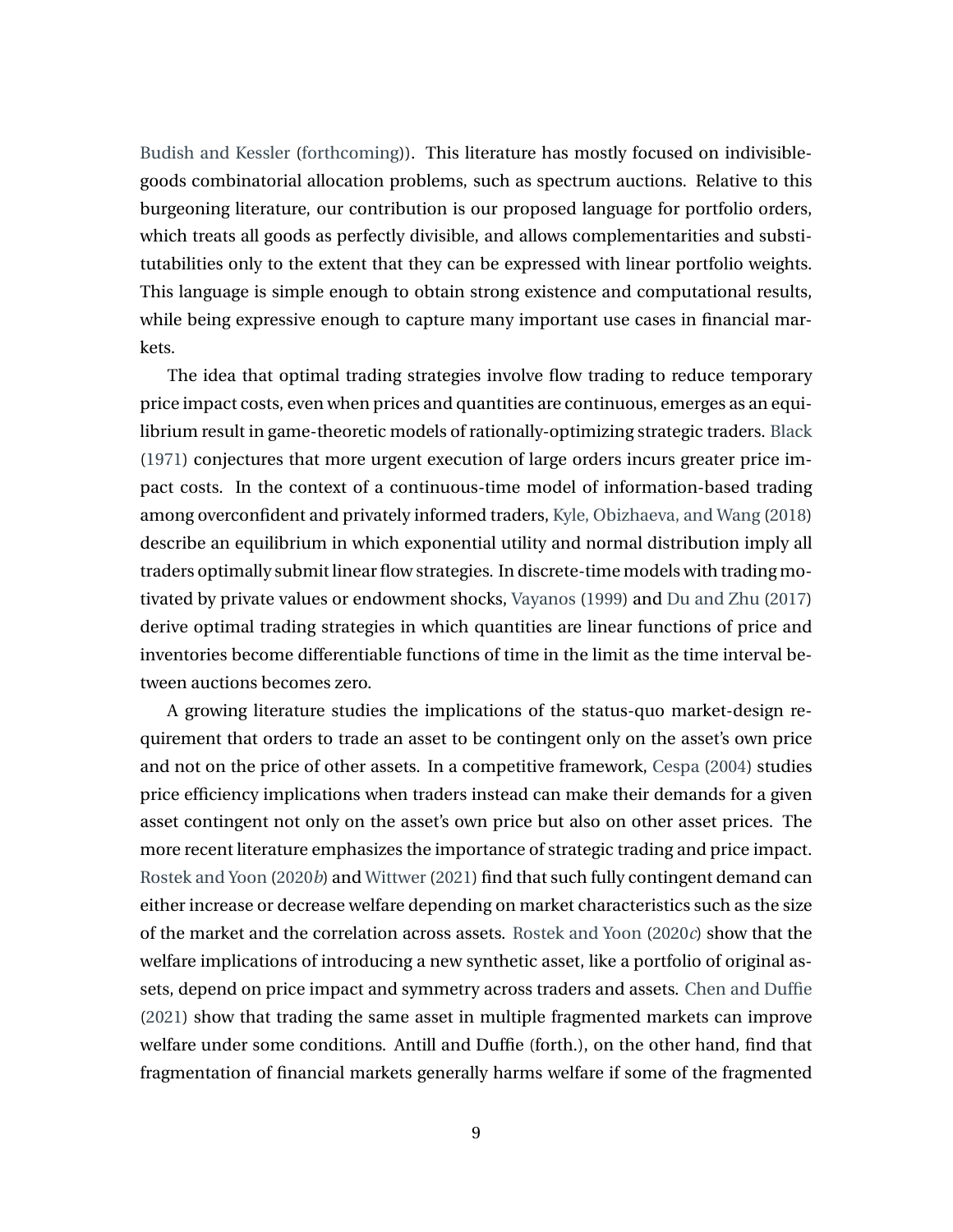Budish and Kessler (forthcoming)). This literature has mostly focused on indivisible-goods combinatorial allocation problems, such as spectrum auctions. Relative to this burgeoning literature, our contribution is our proposed language for portfolio orders, which treats all goods as perfectly divisible, and allows complementarities and substitutabilities only to the extent that they can be expressed with linear portfolio weights. This language is simple enough to obtain strong existence and computational results, while being expressive enough to capture many important use cases in financial markets.

The idea that optimal trading strategies involve flow trading to reduce temporary price impact costs, even when prices and quantities are continuous, emerges as an equilibrium result in game-theoretic models of rationally-optimizing strategic traders. Black (1971) conjectures that more urgent execution of large orders incurs greater price impact costs. In the context of a continuous-time model of information-based trading among overconfident and privately informed traders, Kyle, Obizhaeva, and Wang (2018) describe an equilibrium in which exponential utility and normal distribution imply all traders optimally submit linear flow strategies. In discrete-time models with trading motivated by private values or endowment shocks, Vayanos (1999) and Du and Zhu (2017) derive optimal trading strategies in which quantities are linear functions of price and inventories become differentiable functions of time in the limit as the time interval between auctions becomes zero.

A growing literature studies the implications of the status-quo market-design requirement that orders to trade an asset to be contingent only on the asset's own price and not on the price of other assets. In a competitive framework, Cespa (2004) studies price efficiency implications when traders instead can make their demands for a given asset contingent not only on the asset's own price but also on other asset prices. The more recent literature emphasizes the importance of strategic trading and price impact. Rostek and Yoon (2020*b*) and Wittwer (2021) find that such fully contingent demand can either increase or decrease welfare depending on market characteristics such as the size of the market and the correlation across assets. Rostek and Yoon (2020*c*) show that the welfare implications of introducing a new synthetic asset, like a portfolio of original assets, depend on price impact and symmetry across traders and assets. Chen and Duffie (2021) show that trading the same asset in multiple fragmented markets can improve welfare under some conditions. Antill and Duffie (forth.), on the other hand, find that fragmentation of financial markets generally harms welfare if some of the fragmented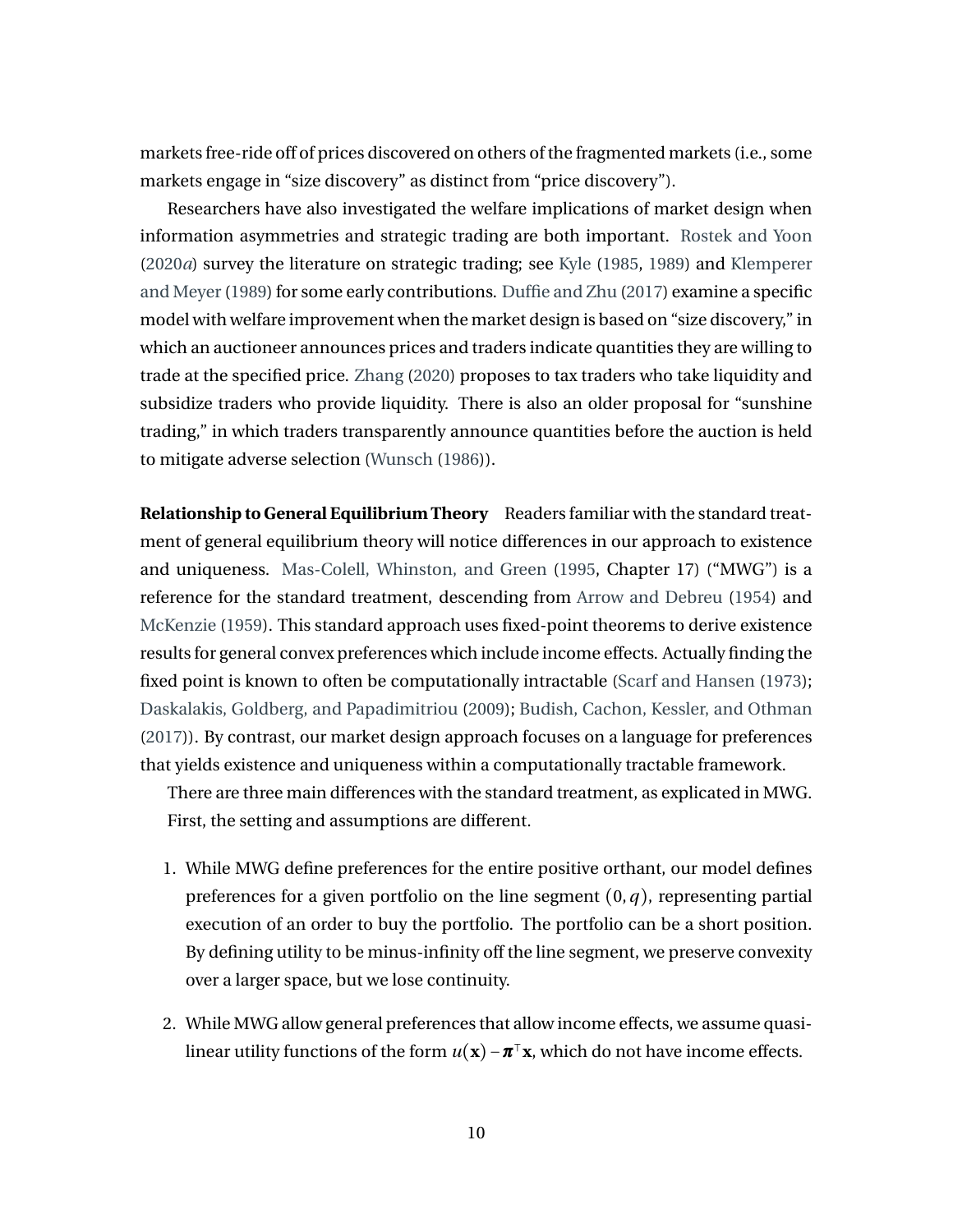markets free-ride off of prices discovered on others of the fragmented markets (i.e., some markets engage in "size discovery" as distinct from "price discovery").

Researchers have also investigated the welfare implications of market design when information asymmetries and strategic trading are both important. Rostek and Yoon (2020*a*) survey the literature on strategic trading; see Kyle (1985, 1989) and Klemperer and Meyer (1989) for some early contributions. Duffie and Zhu (2017) examine a specific model with welfare improvement when the market design is based on "size discovery," in which an auctioneer announces prices and traders indicate quantities they are willing to trade at the specified price. Zhang (2020) proposes to tax traders who take liquidity and subsidize traders who provide liquidity. There is also an older proposal for "sunshine trading," in which traders transparently announce quantities before the auction is held to mitigate adverse selection (Wunsch (1986)).

**Relationship to General Equilibrium Theory** Readers familiar with the standard treatment of general equilibrium theory will notice differences in our approach to existence and uniqueness. Mas-Colell, Whinston, and Green (1995, Chapter 17) ("MWG") is a reference for the standard treatment, descending from Arrow and Debreu (1954) and McKenzie (1959). This standard approach uses fixed-point theorems to derive existence results for general convex preferences which include income effects. Actually finding the fixed point is known to often be computationally intractable (Scarf and Hansen (1973); Daskalakis, Goldberg, and Papadimitriou (2009); Budish, Cachon, Kessler, and Othman (2017)). By contrast, our market design approach focuses on a language for preferences that yields existence and uniqueness within a computationally tractable framework.

There are three main differences with the standard treatment, as explicated in MWG. First, the setting and assumptions are different.

1. While MWG define preferences for the entire positive orthant, our model defines preferences for a given portfolio on the line segment $(0, q)$, representing partial execution of an order to buy the portfolio. The portfolio can be a short position. By defining utility to be minus-infinity off the line segment, we preserve convexity over a larger space, but we lose continuity.

2. While MWG allow general preferences that allow income effects, we assume quasi-linear utility functions of the form $u(\mathbf{x}) - \boldsymbol{\pi}^{\top}\mathbf{x}$, which do not have income effects.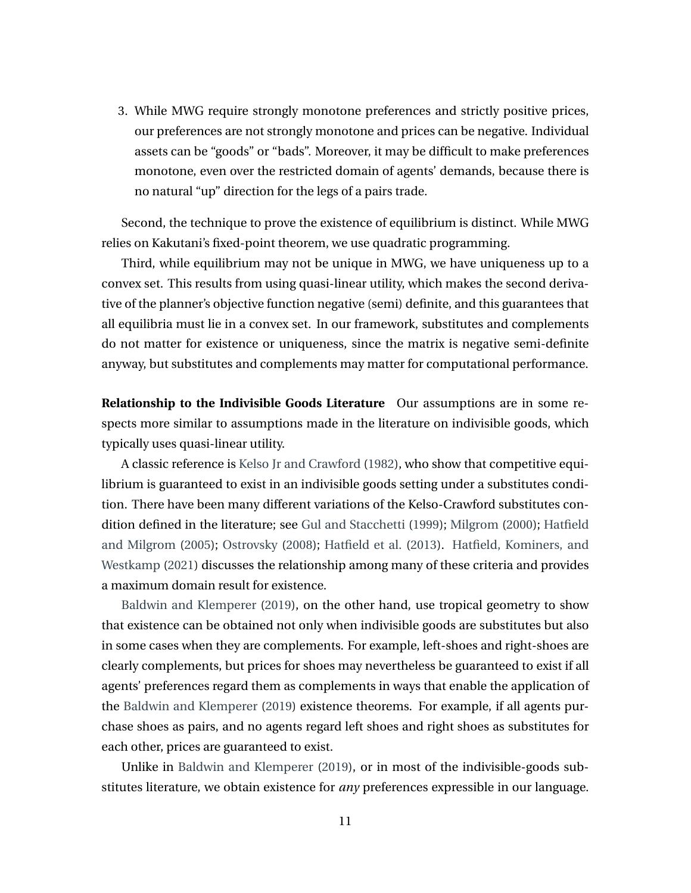3. While MWG require strongly monotone preferences and strictly positive prices, our preferences are not strongly monotone and prices can be negative. Individual assets can be "goods" or "bads". Moreover, it may be difficult to make preferences monotone, even over the restricted domain of agents' demands, because there is no natural "up" direction for the legs of a pairs trade.

Second, the technique to prove the existence of equilibrium is distinct. While MWG relies on Kakutani's fixed-point theorem, we use quadratic programming.

Third, while equilibrium may not be unique in MWG, we have uniqueness up to a convex set. This results from using quasi-linear utility, which makes the second derivative of the planner's objective function negative (semi) definite, and this guarantees that all equilibria must lie in a convex set. In our framework, substitutes and complements do not matter for existence or uniqueness, since the matrix is negative semi-definite anyway, but substitutes and complements may matter for computational performance.

**Relationship to the Indivisible Goods Literature** Our assumptions are in some respects more similar to assumptions made in the literature on indivisible goods, which typically uses quasi-linear utility.

A classic reference is Kelso Jr and Crawford (1982), who show that competitive equilibrium is guaranteed to exist in an indivisible goods setting under a substitutes condition. There have been many different variations of the Kelso-Crawford substitutes condition defined in the literature; see Gul and Stacchetti (1999); Milgrom (2000); Hatfield and Milgrom (2005); Ostrovsky (2008); Hatfield et al. (2013). Hatfield, Kominers, and Westkamp (2021) discusses the relationship among many of these criteria and provides a maximum domain result for existence.

Baldwin and Klemperer (2019), on the other hand, use tropical geometry to show that existence can be obtained not only when indivisible goods are substitutes but also in some cases when they are complements. For example, left-shoes and right-shoes are clearly complements, but prices for shoes may nevertheless be guaranteed to exist if all agents' preferences regard them as complements in ways that enable the application of the Baldwin and Klemperer (2019) existence theorems. For example, if all agents purchase shoes as pairs, and no agents regard left shoes and right shoes as substitutes for each other, prices are guaranteed to exist.

Unlike in Baldwin and Klemperer (2019), or in most of the indivisible-goods substitutes literature, we obtain existence for *any* preferences expressible in our language.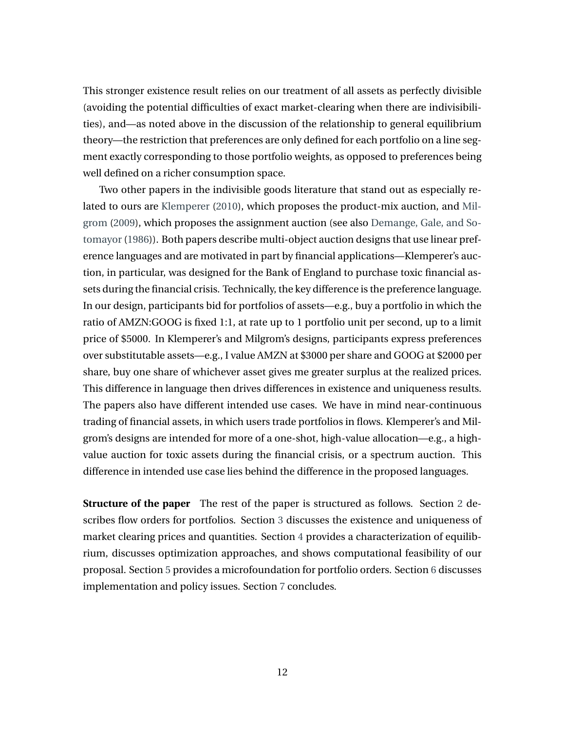This stronger existence result relies on our treatment of all assets as perfectly divisible (avoiding the potential difficulties of exact market-clearing when there are indivisibilities), and—as noted above in the discussion of the relationship to general equilibrium theory—the restriction that preferences are only defined for each portfolio on a line segment exactly corresponding to those portfolio weights, as opposed to preferences being well defined on a richer consumption space.

Two other papers in the indivisible goods literature that stand out as especially related to ours are Klemperer (2010), which proposes the product-mix auction, and Milgrom (2009), which proposes the assignment auction (see also Demange, Gale, and Sotomayor (1986)). Both papers describe multi-object auction designs that use linear preference languages and are motivated in part by financial applications—Klemperer's auction, in particular, was designed for the Bank of England to purchase toxic financial assets during the financial crisis. Technically, the key difference is the preference language. In our design, participants bid for portfolios of assets—e.g., buy a portfolio in which the ratio of AMZN:GOOG is fixed 1:1, at rate up to 1 portfolio unit per second, up to a limit price of $5000. In Klemperer's and Milgrom's designs, participants express preferences over substitutable assets—e.g., I value AMZN at $3000 per share and GOOG at $2000 per share, buy one share of whichever asset gives me greater surplus at the realized prices. This difference in language then drives differences in existence and uniqueness results. The papers also have different intended use cases. We have in mind near-continuous trading of financial assets, in which users trade portfolios in flows. Klemperer's and Milgrom's designs are intended for more of a one-shot, high-value allocation—e.g., a high-value auction for toxic assets during the financial crisis, or a spectrum auction. This difference in intended use case lies behind the difference in the proposed languages.

**Structure of the paper** The rest of the paper is structured as follows. Section 2 describes flow orders for portfolios. Section 3 discusses the existence and uniqueness of market clearing prices and quantities. Section 4 provides a characterization of equilibrium, discusses optimization approaches, and shows computational feasibility of our proposal. Section 5 provides a microfoundation for portfolio orders. Section 6 discusses implementation and policy issues. Section 7 concludes.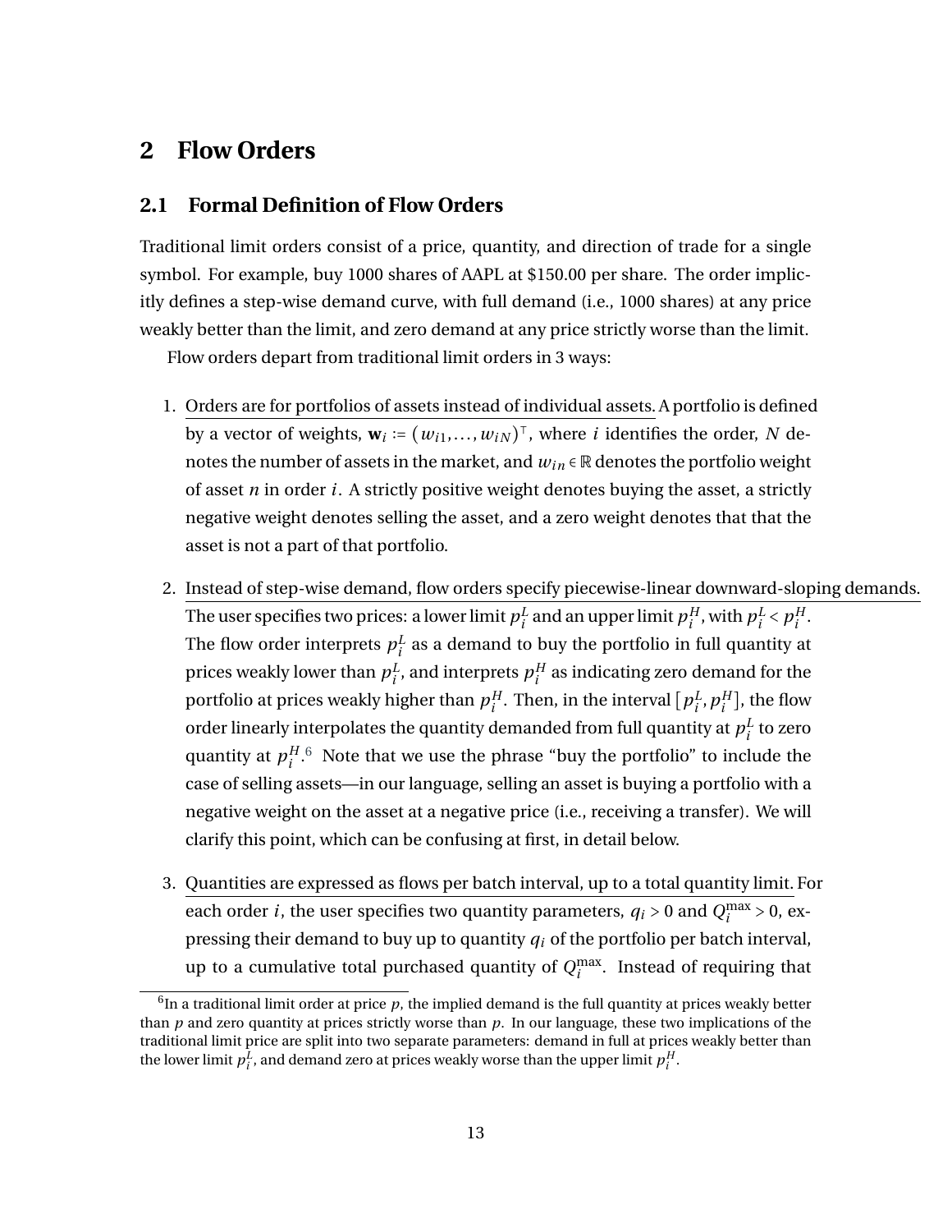# 2 Flow Orders

## 2.1 Formal Definition of Flow Orders

Traditional limit orders consist of a price, quantity, and direction of trade for a single symbol. For example, buy 1000 shares of AAPL at $150.00 per share. The order implicitly defines a step-wise demand curve, with full demand (i.e., 1000 shares) at any price weakly better than the limit, and zero demand at any price strictly worse than the limit.

Flow orders depart from traditional limit orders in 3 ways:

1. Orders are for portfolios of assets instead of individual assets. A portfolio is defined by a vector of weights, $\mathbf{w}_i := (w_{i1}, \ldots, w_{iN})^\top$, where $i$ identifies the order, $N$ denotes the number of assets in the market, and $w_{in} \in \mathbb{R}$ denotes the portfolio weight of asset $n$ in order $i$. A strictly positive weight denotes buying the asset, a strictly negative weight denotes selling the asset, and a zero weight denotes that that the asset is not a part of that portfolio.

2. Instead of step-wise demand, flow orders specify piecewise-linear downward-sloping demands. The user specifies two prices: a lower limit $p_i^L$ and an upper limit $p_i^H$, with $p_i^L < p_i^H$. The flow order interprets $p_i^L$ as a demand to buy the portfolio in full quantity at prices weakly lower than $p_i^L$, and interprets $p_i^H$ as indicating zero demand for the portfolio at prices weakly higher than $p_i^H$. Then, in the interval $[p_i^L, p_i^H]$, the flow order linearly interpolates the quantity demanded from full quantity at $p_i^L$ to zero quantity at $p_i^H$.[6] Note that we use the phrase "buy the portfolio" to include the case of selling assets—in our language, selling an asset is buying a portfolio with a negative weight on the asset at a negative price (i.e., receiving a transfer). We will clarify this point, which can be confusing at first, in detail below.

3. Quantities are expressed as flows per batch interval, up to a total quantity limit. For each order $i$, the user specifies two quantity parameters, $q_i > 0$ and $Q_i^{\max} > 0$, expressing their demand to buy up to quantity $q_i$ of the portfolio per batch interval, up to a cumulative total purchased quantity of $Q_i^{\max}$. Instead of requiring that

[6] In a traditional limit order at price $p$, the implied demand is the full quantity at prices weakly better than $p$ and zero quantity at prices strictly worse than $p$. In our language, these two implications of the traditional limit price are split into two separate parameters: demand in full at prices weakly better than the lower limit $p_i^L$, and demand zero at prices weakly worse than the upper limit $p_i^H$.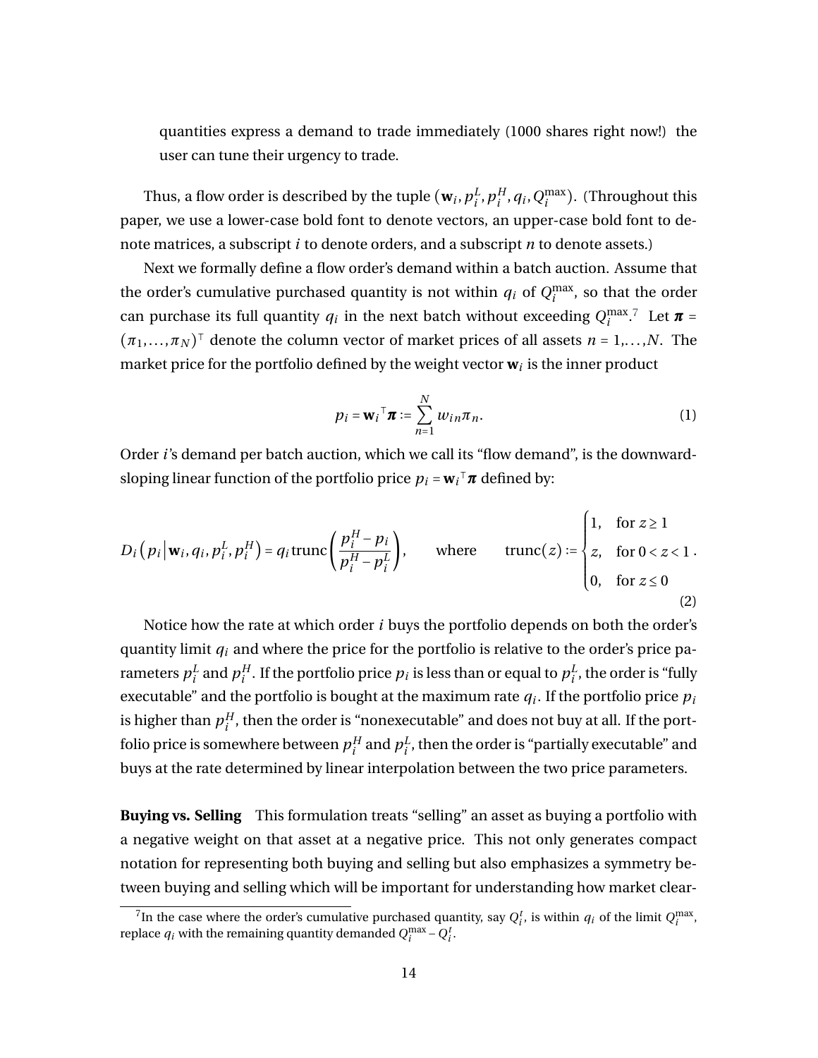quantities express a demand to trade immediately (1000 shares right now!) the user can tune their urgency to trade.

Thus, a flow order is described by the tuple $(\mathbf{w}_i, p_i^L, p_i^H, q_i, Q_i^{\max})$. (Throughout this paper, we use a lower-case bold font to denote vectors, an upper-case bold font to denote matrices, a subscript $i$ to denote orders, and a subscript $n$ to denote assets.)

Next we formally define a flow order's demand within a batch auction. Assume that the order's cumulative purchased quantity is not within $q_i$ of $Q_i^{\max}$, so that the order can purchase its full quantity $q_i$ in the next batch without exceeding $Q_i^{\max}$.[7] Let $\boldsymbol{\pi} = (\pi_1, \ldots, \pi_N)^\top$ denote the column vector of market prices of all assets $n = 1, \ldots, N$. The market price for the portfolio defined by the weight vector $\mathbf{w}_i$ is the inner product

$$p_i = \mathbf{w}_i{}^\top \boldsymbol{\pi} := \sum_{n=1}^{N} w_{in} \pi_n. \tag{1}$$

Order $i$'s demand per batch auction, which we call its "flow demand", is the downward-sloping linear function of the portfolio price $p_i = \mathbf{w}_i{}^\top \boldsymbol{\pi}$ defined by:

$$D_i\left(p_i \,\middle|\, \mathbf{w}_i, q_i, p_i^L, p_i^H\right) = q_i \operatorname{trunc}\left(\frac{p_i^H - p_i}{p_i^H - p_i^L}\right), \qquad \text{where} \qquad \operatorname{trunc}(z) := \begin{cases} 1, & \text{for } z \geq 1 \\ z, & \text{for } 0 < z < 1 \\ 0, & \text{for } z \leq 0 \end{cases}. \tag{2}$$

Notice how the rate at which order $i$ buys the portfolio depends on both the order's quantity limit $q_i$ and where the price for the portfolio is relative to the order's price parameters $p_i^L$ and $p_i^H$. If the portfolio price $p_i$ is less than or equal to $p_i^L$, the order is "fully executable" and the portfolio is bought at the maximum rate $q_i$. If the portfolio price $p_i$ is higher than $p_i^H$, then the order is "nonexecutable" and does not buy at all. If the portfolio price is somewhere between $p_i^H$ and $p_i^L$, then the order is "partially executable" and buys at the rate determined by linear interpolation between the two price parameters.

**Buying vs. Selling** This formulation treats "selling" an asset as buying a portfolio with a negative weight on that asset at a negative price. This not only generates compact notation for representing both buying and selling but also emphasizes a symmetry between buying and selling which will be important for understanding how market clear-

[7] In the case where the order's cumulative purchased quantity, say $Q_i^t$, is within $q_i$ of the limit $Q_i^{\max}$, replace $q_i$ with the remaining quantity demanded $Q_i^{\max} - Q_i^t$.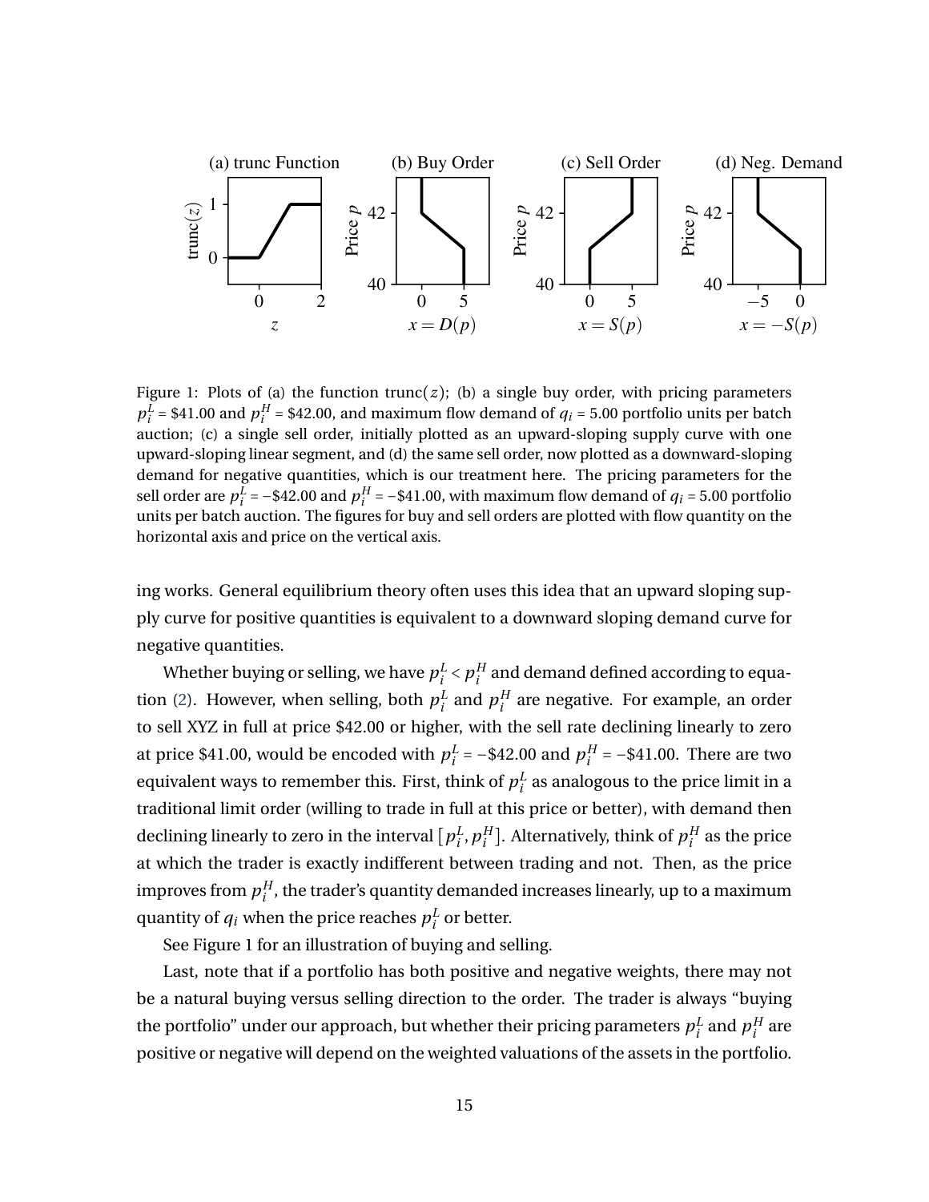Figure 1: Plots of (a) the function $\text{trunc}(z)$; (b) a single buy order, with pricing parameters $p_i^L$ = \$41.00 and $p_i^H$ = \$42.00, and maximum flow demand of $q_i$ = 5.00 portfolio units per batch auction; (c) a single sell order, initially plotted as an upward-sloping supply curve with one upward-sloping linear segment, and (d) the same sell order, now plotted as a downward-sloping demand for negative quantities, which is our treatment here. The pricing parameters for the sell order are $p_i^L = -\$42.00$ and $p_i^H = -\$41.00$, with maximum flow demand of $q_i$ = 5.00 portfolio units per batch auction. The figures for buy and sell orders are plotted with flow quantity on the horizontal axis and price on the vertical axis.

ing works. General equilibrium theory often uses this idea that an upward sloping supply curve for positive quantities is equivalent to a downward sloping demand curve for negative quantities.

Whether buying or selling, we have $p_i^L < p_i^H$ and demand defined according to equation (2). However, when selling, both $p_i^L$ and $p_i^H$ are negative. For example, an order to sell XYZ in full at price \$42.00 or higher, with the sell rate declining linearly to zero at price \$41.00, would be encoded with $p_i^L = -\$42.00$ and $p_i^H = -\$41.00$. There are two equivalent ways to remember this. First, think of $p_i^L$ as analogous to the price limit in a traditional limit order (willing to trade in full at this price or better), with demand then declining linearly to zero in the interval $[p_i^L, p_i^H]$. Alternatively, think of $p_i^H$ as the price at which the trader is exactly indifferent between trading and not. Then, as the price improves from $p_i^H$, the trader's quantity demanded increases linearly, up to a maximum quantity of $q_i$ when the price reaches $p_i^L$ or better.

See Figure 1 for an illustration of buying and selling.

Last, note that if a portfolio has both positive and negative weights, there may not be a natural buying versus selling direction to the order. The trader is always "buying the portfolio" under our approach, but whether their pricing parameters $p_i^L$ and $p_i^H$ are positive or negative will depend on the weighted valuations of the assets in the portfolio.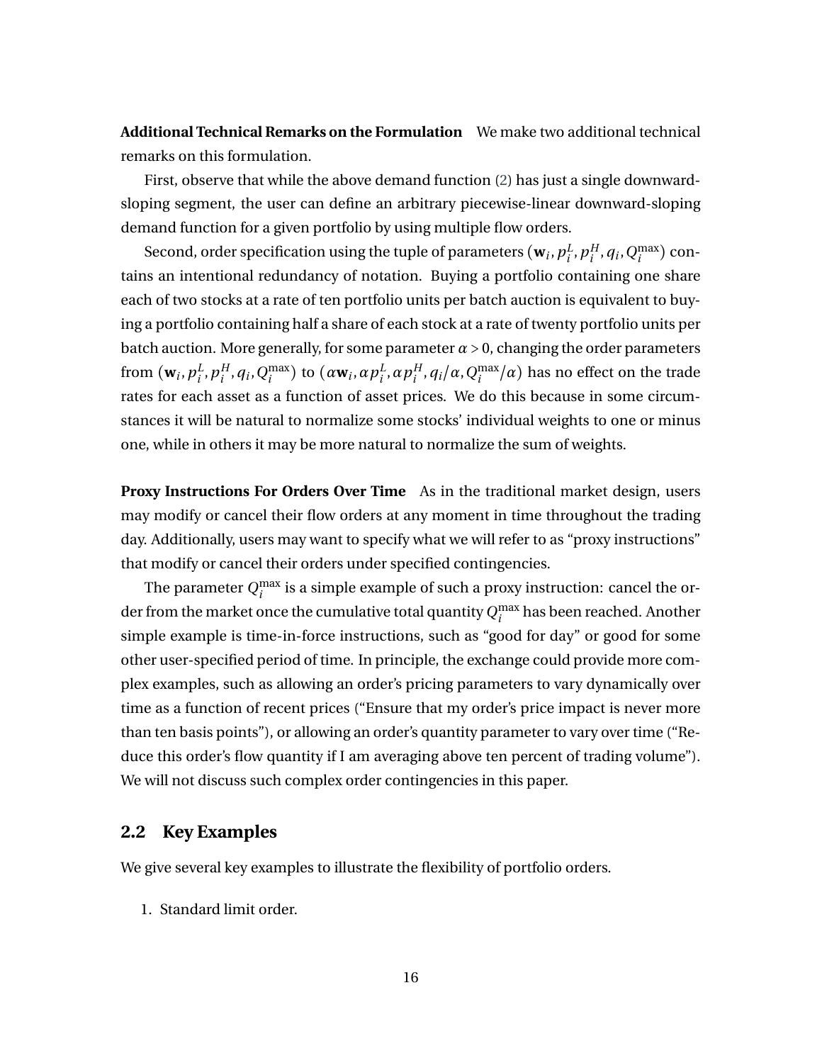**Additional Technical Remarks on the Formulation** We make two additional technical remarks on this formulation.

First, observe that while the above demand function (2) has just a single downward-sloping segment, the user can define an arbitrary piecewise-linear downward-sloping demand function for a given portfolio by using multiple flow orders.

Second, order specification using the tuple of parameters $(\mathbf{w}_i, p_i^L, p_i^H, q_i, Q_i^{\max})$ contains an intentional redundancy of notation. Buying a portfolio containing one share each of two stocks at a rate of ten portfolio units per batch auction is equivalent to buying a portfolio containing half a share of each stock at a rate of twenty portfolio units per batch auction. More generally, for some parameter $\alpha > 0$, changing the order parameters from $(\mathbf{w}_i, p_i^L, p_i^H, q_i, Q_i^{\max})$ to $(\alpha\mathbf{w}_i, \alpha p_i^L, \alpha p_i^H, q_i/\alpha, Q_i^{\max}/\alpha)$ has no effect on the trade rates for each asset as a function of asset prices. We do this because in some circumstances it will be natural to normalize some stocks' individual weights to one or minus one, while in others it may be more natural to normalize the sum of weights.

**Proxy Instructions For Orders Over Time** As in the traditional market design, users may modify or cancel their flow orders at any moment in time throughout the trading day. Additionally, users may want to specify what we will refer to as "proxy instructions" that modify or cancel their orders under specified contingencies.

The parameter $Q_i^{\max}$ is a simple example of such a proxy instruction: cancel the order from the market once the cumulative total quantity $Q_i^{\max}$ has been reached. Another simple example is time-in-force instructions, such as "good for day" or good for some other user-specified period of time. In principle, the exchange could provide more complex examples, such as allowing an order's pricing parameters to vary dynamically over time as a function of recent prices ("Ensure that my order's price impact is never more than ten basis points"), or allowing an order's quantity parameter to vary over time ("Reduce this order's flow quantity if I am averaging above ten percent of trading volume"). We will not discuss such complex order contingencies in this paper.

## 2.2 Key Examples

We give several key examples to illustrate the flexibility of portfolio orders.

1. Standard limit order.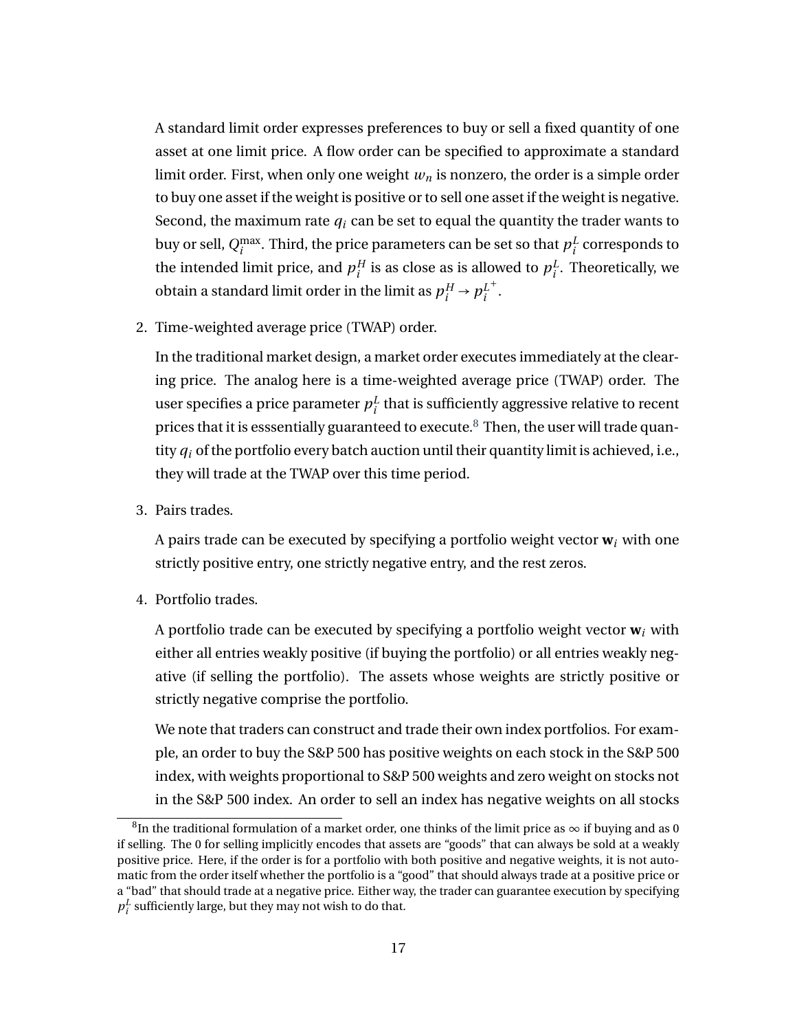A standard limit order expresses preferences to buy or sell a fixed quantity of one asset at one limit price. A flow order can be specified to approximate a standard limit order. First, when only one weight $w_n$ is nonzero, the order is a simple order to buy one asset if the weight is positive or to sell one asset if the weight is negative. Second, the maximum rate $q_i$ can be set to equal the quantity the trader wants to buy or sell, $Q_i^{\max}$. Third, the price parameters can be set so that $p_i^L$ corresponds to the intended limit price, and $p_i^H$ is as close as is allowed to $p_i^L$. Theoretically, we obtain a standard limit order in the limit as $p_i^H \to p_i^{L^+}$.

2. Time-weighted average price (TWAP) order.

   In the traditional market design, a market order executes immediately at the clearing price. The analog here is a time-weighted average price (TWAP) order. The user specifies a price parameter $p_i^L$ that is sufficiently aggressive relative to recent prices that it is esssentially guaranteed to execute.[8] Then, the user will trade quantity $q_i$ of the portfolio every batch auction until their quantity limit is achieved, i.e., they will trade at the TWAP over this time period.

3. Pairs trades.

   A pairs trade can be executed by specifying a portfolio weight vector $\mathbf{w}_i$ with one strictly positive entry, one strictly negative entry, and the rest zeros.

4. Portfolio trades.

   A portfolio trade can be executed by specifying a portfolio weight vector $\mathbf{w}_i$ with either all entries weakly positive (if buying the portfolio) or all entries weakly negative (if selling the portfolio). The assets whose weights are strictly positive or strictly negative comprise the portfolio.

   We note that traders can construct and trade their own index portfolios. For example, an order to buy the S&P 500 has positive weights on each stock in the S&P 500 index, with weights proportional to S&P 500 weights and zero weight on stocks not in the S&P 500 index. An order to sell an index has negative weights on all stocks

[8] In the traditional formulation of a market order, one thinks of the limit price as $\infty$ if buying and as 0 if selling. The 0 for selling implicitly encodes that assets are "goods" that can always be sold at a weakly positive price. Here, if the order is for a portfolio with both positive and negative weights, it is not automatic from the order itself whether the portfolio is a "good" that should always trade at a positive price or a "bad" that should trade at a negative price. Either way, the trader can guarantee execution by specifying $p_i^L$ sufficiently large, but they may not wish to do that.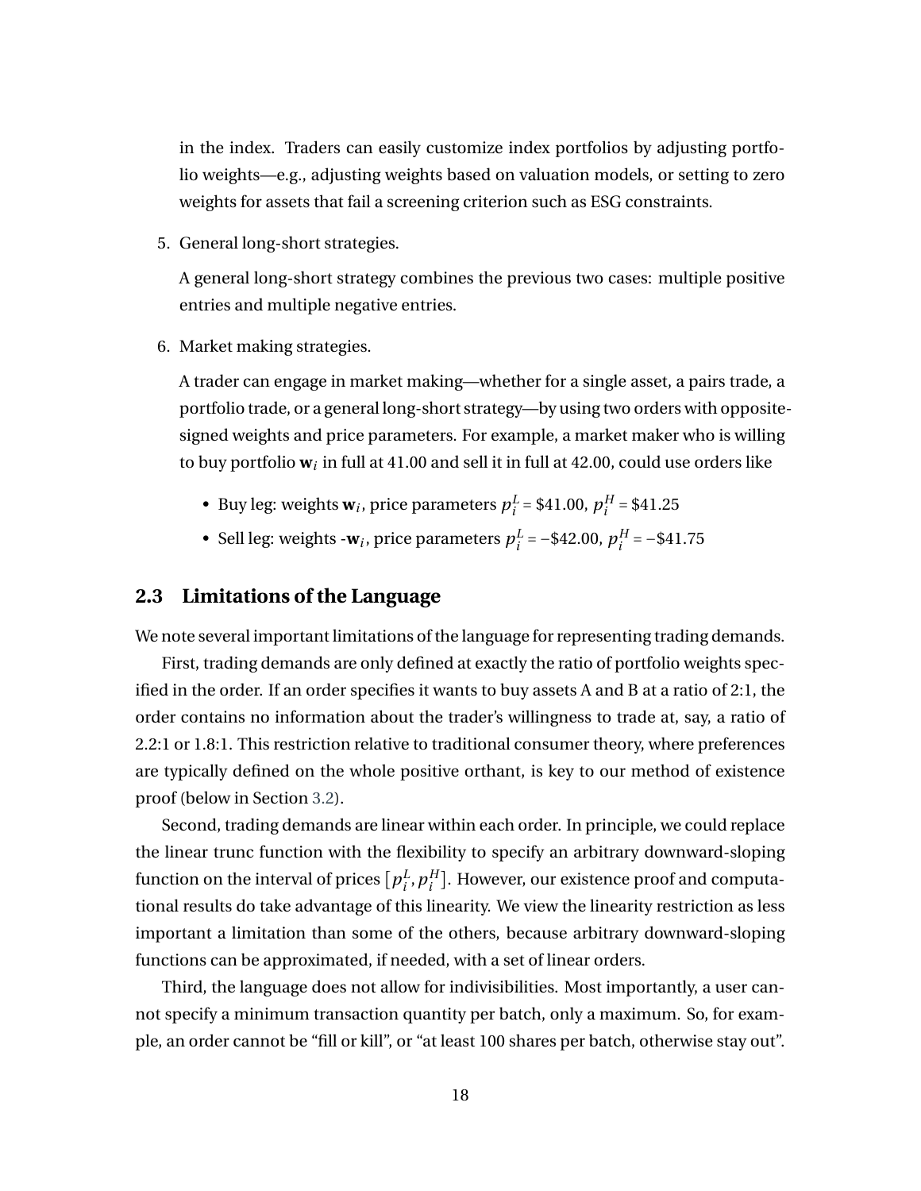in the index. Traders can easily customize index portfolios by adjusting portfolio weights—e.g., adjusting weights based on valuation models, or setting to zero weights for assets that fail a screening criterion such as ESG constraints.

5. General long-short strategies.

   A general long-short strategy combines the previous two cases: multiple positive entries and multiple negative entries.

6. Market making strategies.

   A trader can engage in market making—whether for a single asset, a pairs trade, a portfolio trade, or a general long-short strategy—by using two orders with opposite-signed weights and price parameters. For example, a market maker who is willing to buy portfolio $\mathbf{w}_i$ in full at 41.00 and sell it in full at 42.00, could use orders like

   - Buy leg: weights $\mathbf{w}_i$, price parameters $p_i^L = \$41.00$, $p_i^H = \$41.25$
   - Sell leg: weights -$\mathbf{w}_i$, price parameters $p_i^L = -\$42.00$, $p_i^H = -\$41.75$

## 2.3 Limitations of the Language

We note several important limitations of the language for representing trading demands.

First, trading demands are only defined at exactly the ratio of portfolio weights specified in the order. If an order specifies it wants to buy assets A and B at a ratio of 2:1, the order contains no information about the trader's willingness to trade at, say, a ratio of 2.2:1 or 1.8:1. This restriction relative to traditional consumer theory, where preferences are typically defined on the whole positive orthant, is key to our method of existence proof (below in Section 3.2).

Second, trading demands are linear within each order. In principle, we could replace the linear trunc function with the flexibility to specify an arbitrary downward-sloping function on the interval of prices $[p_i^L, p_i^H]$. However, our existence proof and computational results do take advantage of this linearity. We view the linearity restriction as less important a limitation than some of the others, because arbitrary downward-sloping functions can be approximated, if needed, with a set of linear orders.

Third, the language does not allow for indivisibilities. Most importantly, a user cannot specify a minimum transaction quantity per batch, only a maximum. So, for example, an order cannot be "fill or kill", or "at least 100 shares per batch, otherwise stay out".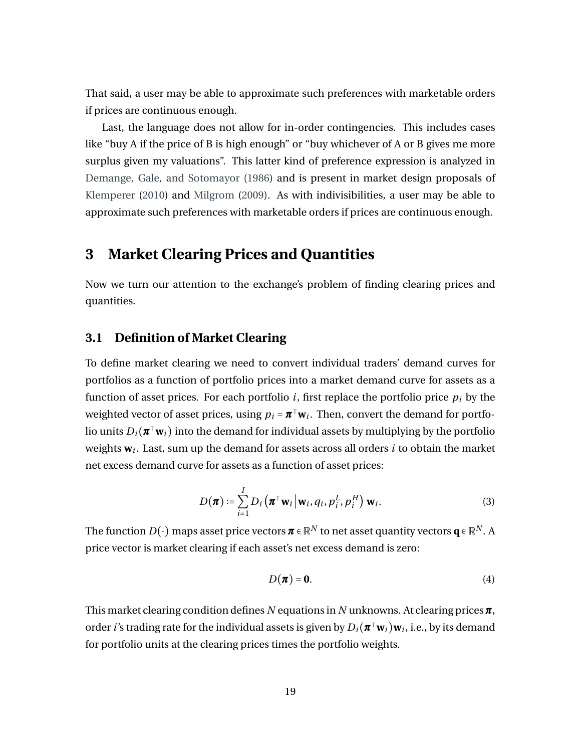That said, a user may be able to approximate such preferences with marketable orders if prices are continuous enough.

Last, the language does not allow for in-order contingencies. This includes cases like "buy A if the price of B is high enough" or "buy whichever of A or B gives me more surplus given my valuations". This latter kind of preference expression is analyzed in Demange, Gale, and Sotomayor (1986) and is present in market design proposals of Klemperer (2010) and Milgrom (2009). As with indivisibilities, a user may be able to approximate such preferences with marketable orders if prices are continuous enough.

# 3 Market Clearing Prices and Quantities

Now we turn our attention to the exchange's problem of finding clearing prices and quantities.

## 3.1 Definition of Market Clearing

To define market clearing we need to convert individual traders' demand curves for portfolios as a function of portfolio prices into a market demand curve for assets as a function of asset prices. For each portfolio $i$, first replace the portfolio price $p_i$ by the weighted vector of asset prices, using $p_i = \boldsymbol{\pi}^\top \mathbf{w}_i$. Then, convert the demand for portfolio units $D_i(\boldsymbol{\pi}^\top \mathbf{w}_i)$ into the demand for individual assets by multiplying by the portfolio weights $\mathbf{w}_i$. Last, sum up the demand for assets across all orders $i$ to obtain the market net excess demand curve for assets as a function of asset prices:

$$D(\boldsymbol{\pi}) := \sum_{i=1}^{I} D_i\left(\boldsymbol{\pi}^\top \mathbf{w}_i \,\middle|\, \mathbf{w}_i, q_i, p_i^L, p_i^H\right) \mathbf{w}_i. \tag{3}$$

The function $D(\cdot)$ maps asset price vectors $\boldsymbol{\pi} \in \mathbb{R}^N$ to net asset quantity vectors $\mathbf{q} \in \mathbb{R}^N$. A price vector is market clearing if each asset's net excess demand is zero:

$$D(\boldsymbol{\pi}) = \mathbf{0}. \tag{4}$$

This market clearing condition defines $N$ equations in $N$ unknowns. At clearing prices $\boldsymbol{\pi}$, order $i$'s trading rate for the individual assets is given by $D_i(\boldsymbol{\pi}^\top \mathbf{w}_i)\mathbf{w}_i$, i.e., by its demand for portfolio units at the clearing prices times the portfolio weights.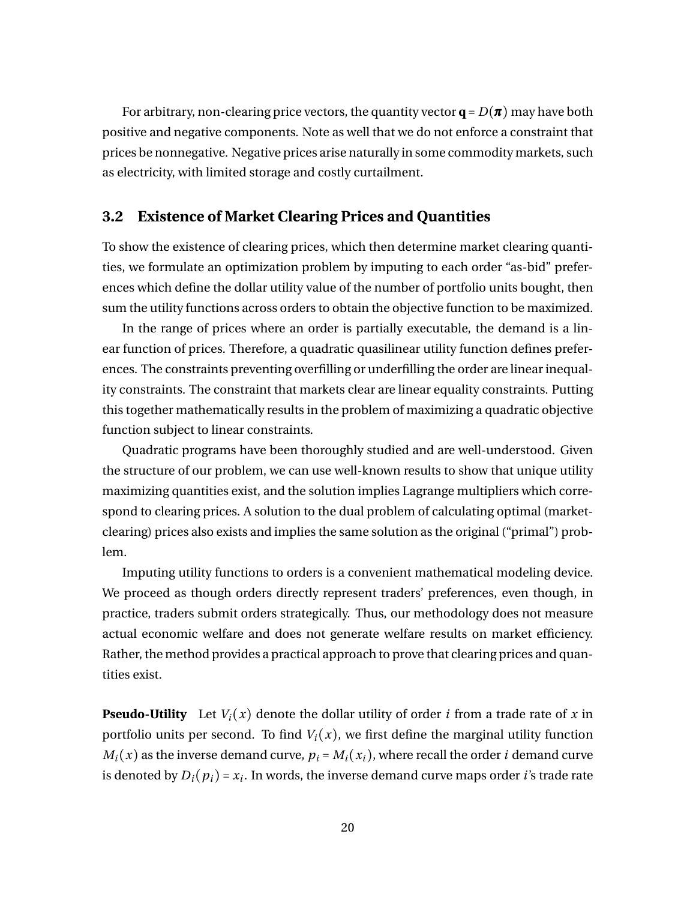For arbitrary, non-clearing price vectors, the quantity vector $\mathbf{q} = D(\boldsymbol{\pi})$ may have both positive and negative components. Note as well that we do not enforce a constraint that prices be nonnegative. Negative prices arise naturally in some commodity markets, such as electricity, with limited storage and costly curtailment.

### 3.2 Existence of Market Clearing Prices and Quantities

To show the existence of clearing prices, which then determine market clearing quantities, we formulate an optimization problem by imputing to each order "as-bid" preferences which define the dollar utility value of the number of portfolio units bought, then sum the utility functions across orders to obtain the objective function to be maximized.

In the range of prices where an order is partially executable, the demand is a linear function of prices. Therefore, a quadratic quasilinear utility function defines preferences. The constraints preventing overfilling or underfilling the order are linear inequality constraints. The constraint that markets clear are linear equality constraints. Putting this together mathematically results in the problem of maximizing a quadratic objective function subject to linear constraints.

Quadratic programs have been thoroughly studied and are well-understood. Given the structure of our problem, we can use well-known results to show that unique utility maximizing quantities exist, and the solution implies Lagrange multipliers which correspond to clearing prices. A solution to the dual problem of calculating optimal (market-clearing) prices also exists and implies the same solution as the original ("primal") problem.

Imputing utility functions to orders is a convenient mathematical modeling device. We proceed as though orders directly represent traders' preferences, even though, in practice, traders submit orders strategically. Thus, our methodology does not measure actual economic welfare and does not generate welfare results on market efficiency. Rather, the method provides a practical approach to prove that clearing prices and quantities exist.

**Pseudo-Utility** Let $V_i(x)$ denote the dollar utility of order $i$ from a trade rate of $x$ in portfolio units per second. To find $V_i(x)$, we first define the marginal utility function $M_i(x)$ as the inverse demand curve, $p_i = M_i(x_i)$, where recall the order $i$ demand curve is denoted by $D_i(p_i) = x_i$. In words, the inverse demand curve maps order $i$'s trade rate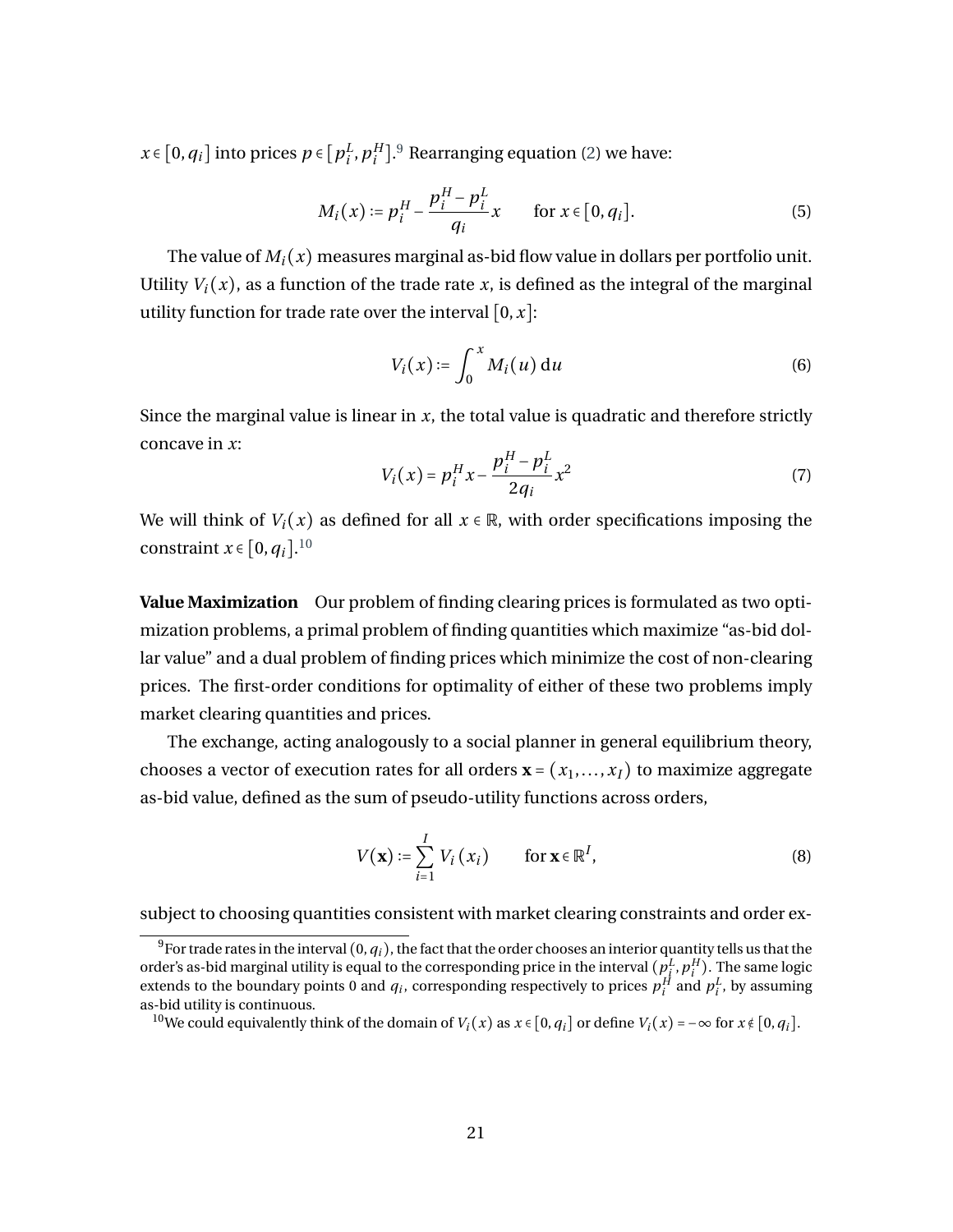$x \in [0, q_i]$ into prices $p \in [p_i^L, p_i^H]$.[9] Rearranging equation (2) we have:

$$M_i(x) := p_i^H - \frac{p_i^H - p_i^L}{q_i} x \qquad \text{for } x \in [0, q_i]. \tag{5}$$

The value of $M_i(x)$ measures marginal as-bid flow value in dollars per portfolio unit. Utility $V_i(x)$, as a function of the trade rate $x$, is defined as the integral of the marginal utility function for trade rate over the interval $[0, x]$:

$$V_i(x) := \int_0^x M_i(u)\, \mathrm{d}u \tag{6}$$

Since the marginal value is linear in $x$, the total value is quadratic and therefore strictly concave in $x$:

$$V_i(x) = p_i^H x - \frac{p_i^H - p_i^L}{2q_i} x^2 \tag{7}$$

We will think of $V_i(x)$ as defined for all $x \in \mathbb{R}$, with order specifications imposing the constraint $x \in [0, q_i]$.[10]

**Value Maximization** Our problem of finding clearing prices is formulated as two optimization problems, a primal problem of finding quantities which maximize "as-bid dollar value" and a dual problem of finding prices which minimize the cost of non-clearing prices. The first-order conditions for optimality of either of these two problems imply market clearing quantities and prices.

The exchange, acting analogously to a social planner in general equilibrium theory, chooses a vector of execution rates for all orders $\mathbf{x} = (x_1, \ldots, x_I)$ to maximize aggregate as-bid value, defined as the sum of pseudo-utility functions across orders,

$$V(\mathbf{x}) := \sum_{i=1}^{I} V_i(x_i) \qquad \text{for } \mathbf{x} \in \mathbb{R}^I, \tag{8}$$

subject to choosing quantities consistent with market clearing constraints and order ex-

[9] For trade rates in the interval $(0, q_i)$, the fact that the order chooses an interior quantity tells us that the order's as-bid marginal utility is equal to the corresponding price in the interval $(p_i^L, p_i^H)$. The same logic extends to the boundary points 0 and $q_i$, corresponding respectively to prices $p_i^H$ and $p_i^L$, by assuming as-bid utility is continuous.

[10] We could equivalently think of the domain of $V_i(x)$ as $x \in [0, q_i]$ or define $V_i(x) = -\infty$ for $x \notin [0, q_i]$.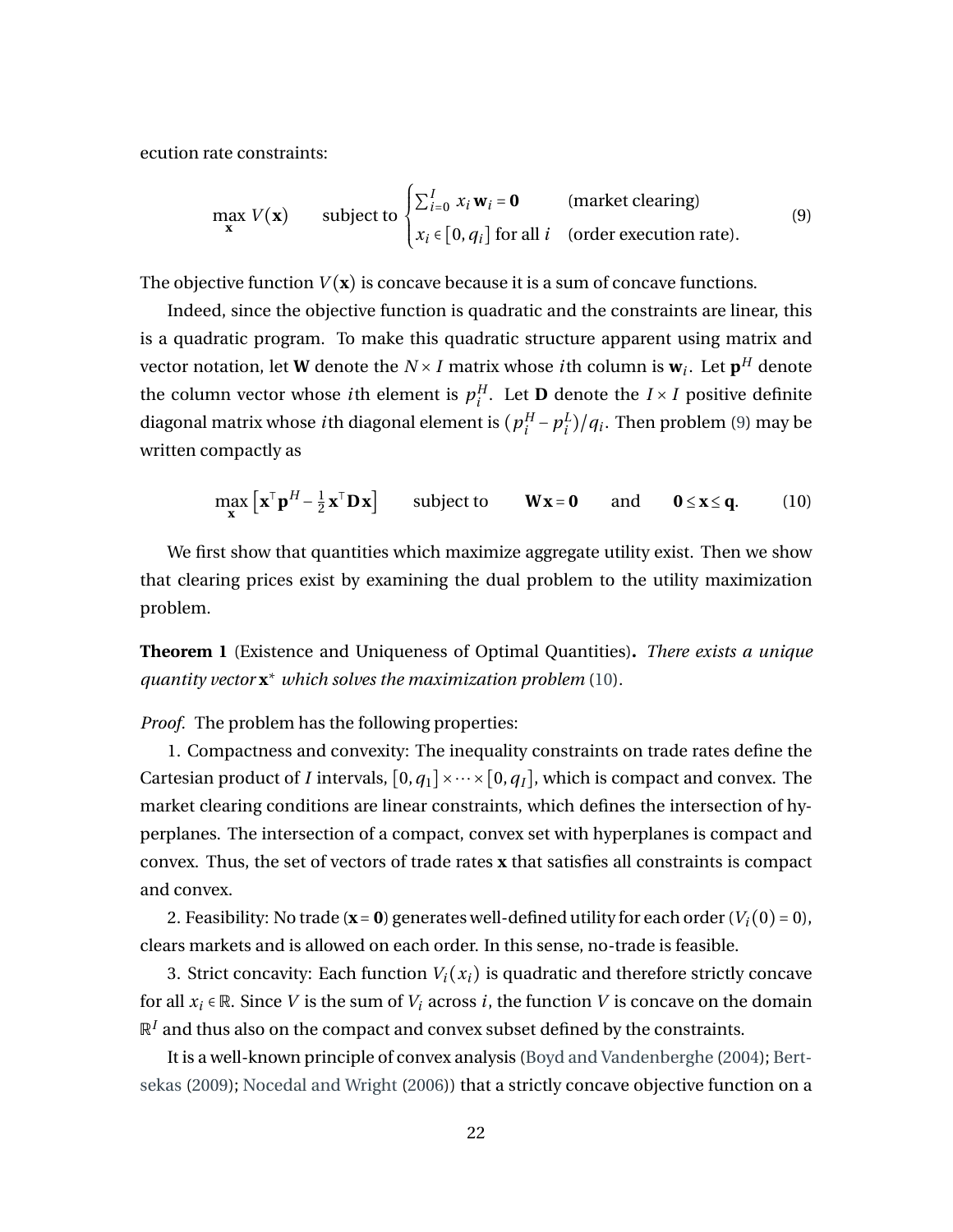ecution rate constraints:

$$\max_{\mathbf{x}} V(\mathbf{x}) \qquad \text{subject to} \begin{cases} \sum_{i=0}^{I} x_i \, \mathbf{w}_i = \mathbf{0} & \text{(market clearing)} \\ x_i \in [0, q_i] \text{ for all } i & \text{(order execution rate).} \end{cases} \tag{9}$$

The objective function $V(\mathbf{x})$ is concave because it is a sum of concave functions.

Indeed, since the objective function is quadratic and the constraints are linear, this is a quadratic program. To make this quadratic structure apparent using matrix and vector notation, let $\mathbf{W}$ denote the $N \times I$ matrix whose $i$th column is $\mathbf{w}_i$. Let $\mathbf{p}^H$ denote the column vector whose $i$th element is $p_i^H$. Let $\mathbf{D}$ denote the $I \times I$ positive definite diagonal matrix whose $i$th diagonal element is $(p_i^H - p_i^L)/q_i$. Then problem (9) may be written compactly as

$$\max_{\mathbf{x}} \left[ \mathbf{x}^\top \mathbf{p}^H - \tfrac{1}{2} \mathbf{x}^\top \mathbf{D} \mathbf{x} \right] \qquad \text{subject to} \qquad \mathbf{W}\mathbf{x} = \mathbf{0} \qquad \text{and} \qquad \mathbf{0} \leq \mathbf{x} \leq \mathbf{q}. \tag{10}$$

We first show that quantities which maximize aggregate utility exist. Then we show that clearing prices exist by examining the dual problem to the utility maximization problem.

**Theorem 1** (Existence and Uniqueness of Optimal Quantities)**.** *There exists a unique quantity vector* $\mathbf{x}^*$ *which solves the maximization problem* (10).

*Proof.* The problem has the following properties:

1. Compactness and convexity: The inequality constraints on trade rates define the Cartesian product of $I$ intervals, $[0, q_1] \times \cdots \times [0, q_I]$, which is compact and convex. The market clearing conditions are linear constraints, which defines the intersection of hyperplanes. The intersection of a compact, convex set with hyperplanes is compact and convex. Thus, the set of vectors of trade rates $\mathbf{x}$ that satisfies all constraints is compact and convex.

2. Feasibility: No trade ($\mathbf{x} = \mathbf{0}$) generates well-defined utility for each order ($V_i(0) = 0$), clears markets and is allowed on each order. In this sense, no-trade is feasible.

3. Strict concavity: Each function $V_i(x_i)$ is quadratic and therefore strictly concave for all $x_i \in \mathbb{R}$. Since $V$ is the sum of $V_i$ across $i$, the function $V$ is concave on the domain $\mathbb{R}^I$ and thus also on the compact and convex subset defined by the constraints.

It is a well-known principle of convex analysis (Boyd and Vandenberghe (2004); Bertsekas (2009); Nocedal and Wright (2006)) that a strictly concave objective function on a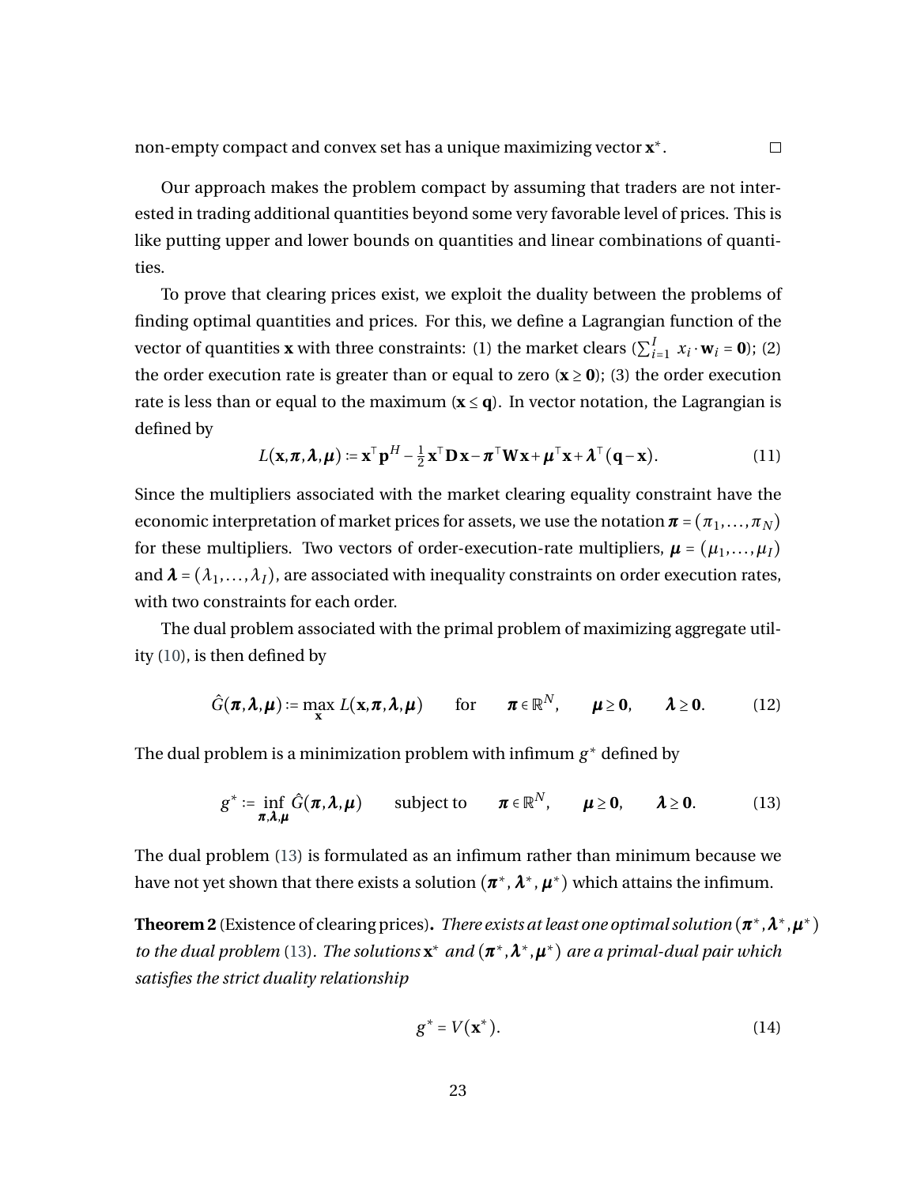non-empty compact and convex set has a unique maximizing vector $\mathbf{x}^*$. □

Our approach makes the problem compact by assuming that traders are not interested in trading additional quantities beyond some very favorable level of prices. This is like putting upper and lower bounds on quantities and linear combinations of quantities.

To prove that clearing prices exist, we exploit the duality between the problems of finding optimal quantities and prices. For this, we define a Lagrangian function of the vector of quantities $\mathbf{x}$ with three constraints: (1) the market clears ($\sum_{i=1}^{I} x_i \cdot \mathbf{w}_i = \mathbf{0}$); (2) the order execution rate is greater than or equal to zero ($\mathbf{x} \geq \mathbf{0}$); (3) the order execution rate is less than or equal to the maximum ($\mathbf{x} \leq \mathbf{q}$). In vector notation, the Lagrangian is defined by

$$L(\mathbf{x}, \boldsymbol{\pi}, \boldsymbol{\lambda}, \boldsymbol{\mu}) := \mathbf{x}^\top \mathbf{p}^H - \tfrac{1}{2} \mathbf{x}^\top \mathbf{D} \mathbf{x} - \boldsymbol{\pi}^\top \mathbf{W} \mathbf{x} + \boldsymbol{\mu}^\top \mathbf{x} + \boldsymbol{\lambda}^\top (\mathbf{q} - \mathbf{x}). \tag{11}$$

Since the multipliers associated with the market clearing equality constraint have the economic interpretation of market prices for assets, we use the notation $\boldsymbol{\pi} = (\pi_1, \ldots, \pi_N)$ for these multipliers. Two vectors of order-execution-rate multipliers, $\boldsymbol{\mu} = (\mu_1, \ldots, \mu_I)$ and $\boldsymbol{\lambda} = (\lambda_1, \ldots, \lambda_I)$, are associated with inequality constraints on order execution rates, with two constraints for each order.

The dual problem associated with the primal problem of maximizing aggregate utility (10), is then defined by

$$\hat{G}(\boldsymbol{\pi}, \boldsymbol{\lambda}, \boldsymbol{\mu}) := \max_{\mathbf{x}} L(\mathbf{x}, \boldsymbol{\pi}, \boldsymbol{\lambda}, \boldsymbol{\mu}) \qquad \text{for} \qquad \boldsymbol{\pi} \in \mathbb{R}^N, \qquad \boldsymbol{\mu} \geq \mathbf{0}, \qquad \boldsymbol{\lambda} \geq \mathbf{0}. \tag{12}$$

The dual problem is a minimization problem with infimum $g^*$ defined by

$$g^* := \inf_{\boldsymbol{\pi}, \boldsymbol{\lambda}, \boldsymbol{\mu}} \hat{G}(\boldsymbol{\pi}, \boldsymbol{\lambda}, \boldsymbol{\mu}) \qquad \text{subject to} \qquad \boldsymbol{\pi} \in \mathbb{R}^N, \qquad \boldsymbol{\mu} \geq \mathbf{0}, \qquad \boldsymbol{\lambda} \geq \mathbf{0}. \tag{13}$$

The dual problem (13) is formulated as an infimum rather than minimum because we have not yet shown that there exists a solution $(\boldsymbol{\pi}^*, \boldsymbol{\lambda}^*, \boldsymbol{\mu}^*)$ which attains the infimum.

**Theorem 2** (Existence of clearing prices)**.** *There exists at least one optimal solution* $(\boldsymbol{\pi}^*, \boldsymbol{\lambda}^*, \boldsymbol{\mu}^*)$ *to the dual problem* (13)*. The solutions* $\mathbf{x}^*$ *and* $(\boldsymbol{\pi}^*, \boldsymbol{\lambda}^*, \boldsymbol{\mu}^*)$ *are a primal-dual pair which satisfies the strict duality relationship*

$$g^* = V(\mathbf{x}^*). \tag{14}$$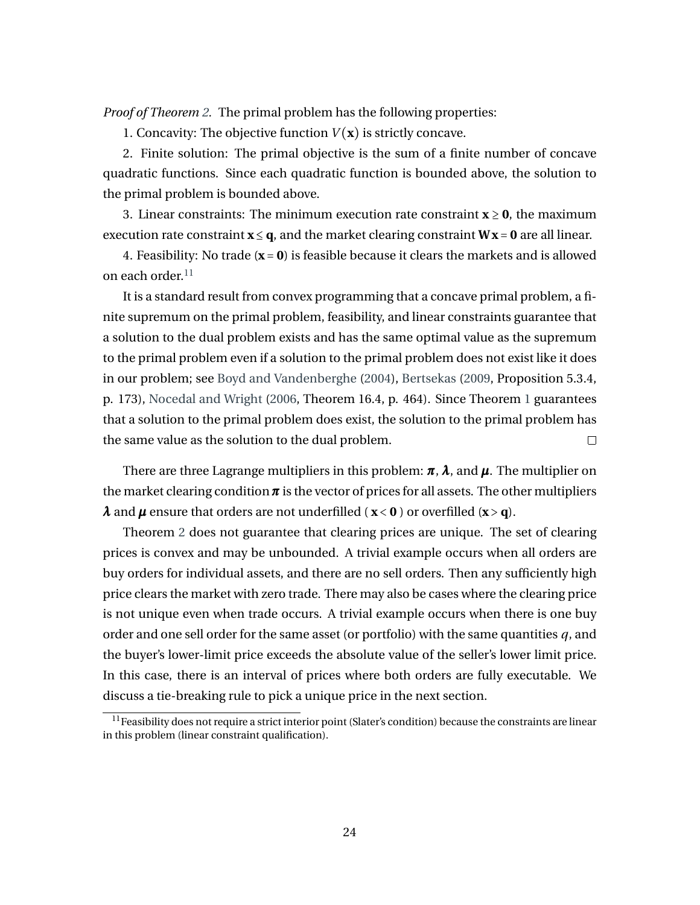*Proof of Theorem 2.* The primal problem has the following properties:

1. Concavity: The objective function $V(\mathbf{x})$ is strictly concave.

2. Finite solution: The primal objective is the sum of a finite number of concave quadratic functions. Since each quadratic function is bounded above, the solution to the primal problem is bounded above.

3. Linear constraints: The minimum execution rate constraint $\mathbf{x} \geq \mathbf{0}$, the maximum execution rate constraint $\mathbf{x} \leq \mathbf{q}$, and the market clearing constraint $\mathbf{W}\mathbf{x} = \mathbf{0}$ are all linear.

4. Feasibility: No trade ($\mathbf{x} = \mathbf{0}$) is feasible because it clears the markets and is allowed on each order.[11]

It is a standard result from convex programming that a concave primal problem, a finite supremum on the primal problem, feasibility, and linear constraints guarantee that a solution to the dual problem exists and has the same optimal value as the supremum to the primal problem even if a solution to the primal problem does not exist like it does in our problem; see Boyd and Vandenberghe (2004), Bertsekas (2009, Proposition 5.3.4, p. 173), Nocedal and Wright (2006, Theorem 16.4, p. 464). Since Theorem 1 guarantees that a solution to the primal problem does exist, the solution to the primal problem has the same value as the solution to the dual problem. □

There are three Lagrange multipliers in this problem: $\boldsymbol{\pi}$, $\boldsymbol{\lambda}$, and $\boldsymbol{\mu}$. The multiplier on the market clearing condition $\boldsymbol{\pi}$ is the vector of prices for all assets. The other multipliers $\boldsymbol{\lambda}$ and $\boldsymbol{\mu}$ ensure that orders are not underfilled ( $\mathbf{x} < \mathbf{0}$ ) or overfilled ($\mathbf{x} > \mathbf{q}$).

Theorem 2 does not guarantee that clearing prices are unique. The set of clearing prices is convex and may be unbounded. A trivial example occurs when all orders are buy orders for individual assets, and there are no sell orders. Then any sufficiently high price clears the market with zero trade. There may also be cases where the clearing price is not unique even when trade occurs. A trivial example occurs when there is one buy order and one sell order for the same asset (or portfolio) with the same quantities $q$, and the buyer's lower-limit price exceeds the absolute value of the seller's lower limit price. In this case, there is an interval of prices where both orders are fully executable. We discuss a tie-breaking rule to pick a unique price in the next section.

[11] Feasibility does not require a strict interior point (Slater's condition) because the constraints are linear in this problem (linear constraint qualification).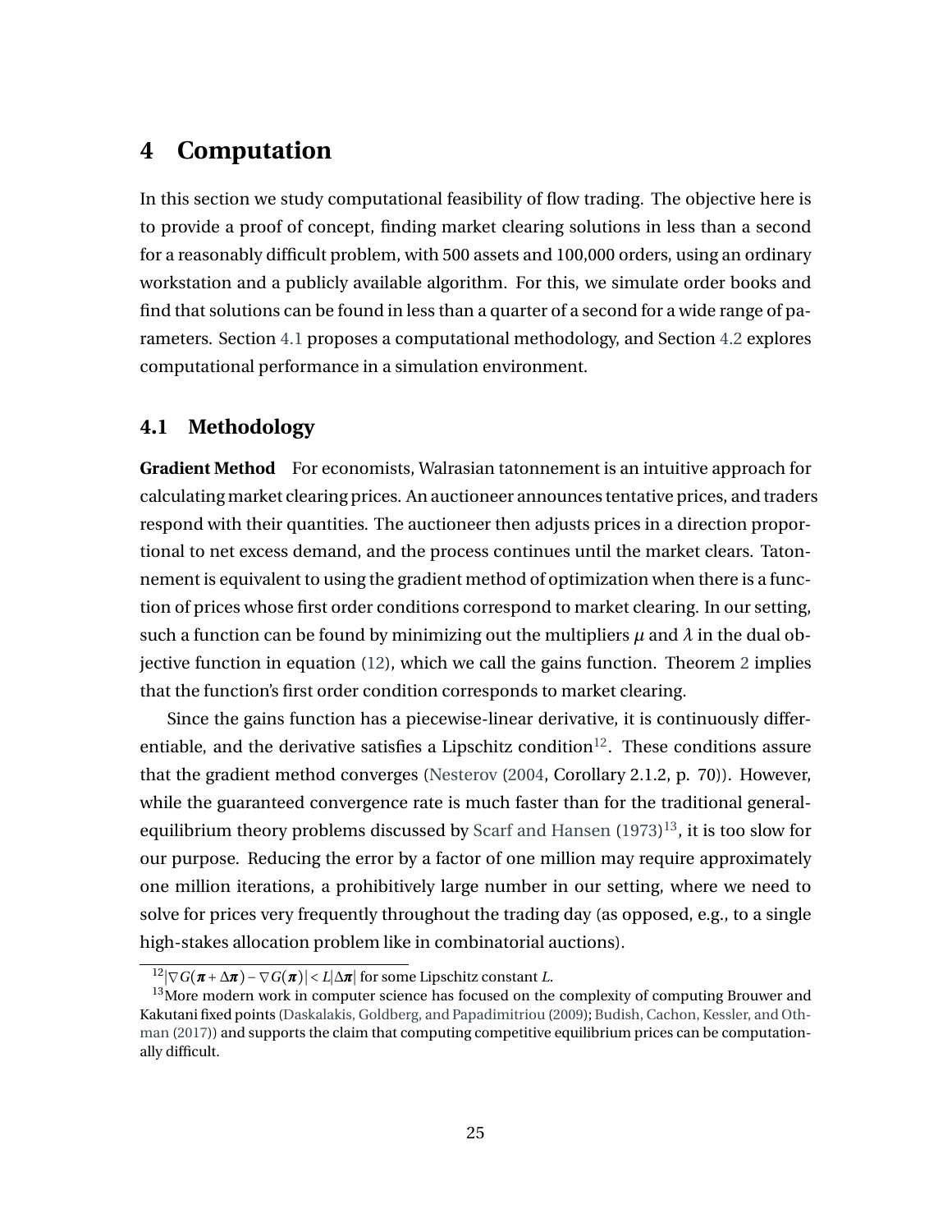# 4 Computation

In this section we study computational feasibility of flow trading. The objective here is to provide a proof of concept, finding market clearing solutions in less than a second for a reasonably difficult problem, with 500 assets and 100,000 orders, using an ordinary workstation and a publicly available algorithm. For this, we simulate order books and find that solutions can be found in less than a quarter of a second for a wide range of parameters. Section 4.1 proposes a computational methodology, and Section 4.2 explores computational performance in a simulation environment.

## 4.1 Methodology

**Gradient Method** For economists, Walrasian tatonnement is an intuitive approach for calculating market clearing prices. An auctioneer announces tentative prices, and traders respond with their quantities. The auctioneer then adjusts prices in a direction proportional to net excess demand, and the process continues until the market clears. Tatonnement is equivalent to using the gradient method of optimization when there is a function of prices whose first order conditions correspond to market clearing. In our setting, such a function can be found by minimizing out the multipliers $\mu$ and $\lambda$ in the dual objective function in equation (12), which we call the gains function. Theorem 2 implies that the function's first order condition corresponds to market clearing.

Since the gains function has a piecewise-linear derivative, it is continuously differentiable, and the derivative satisfies a Lipschitz condition[12]. These conditions assure that the gradient method converges (Nesterov (2004, Corollary 2.1.2, p. 70)). However, while the guaranteed convergence rate is much faster than for the traditional general-equilibrium theory problems discussed by Scarf and Hansen (1973)[13], it is too slow for our purpose. Reducing the error by a factor of one million may require approximately one million iterations, a prohibitively large number in our setting, where we need to solve for prices very frequently throughout the trading day (as opposed, e.g., to a single high-stakes allocation problem like in combinatorial auctions).

[12] $|\nabla G(\boldsymbol{\pi} + \Delta\boldsymbol{\pi}) - \nabla G(\boldsymbol{\pi})| < L|\Delta\boldsymbol{\pi}|$ for some Lipschitz constant $L$.

[13] More modern work in computer science has focused on the complexity of computing Brouwer and Kakutani fixed points (Daskalakis, Goldberg, and Papadimitriou (2009); Budish, Cachon, Kessler, and Othman (2017)) and supports the claim that computing competitive equilibrium prices can be computationally difficult.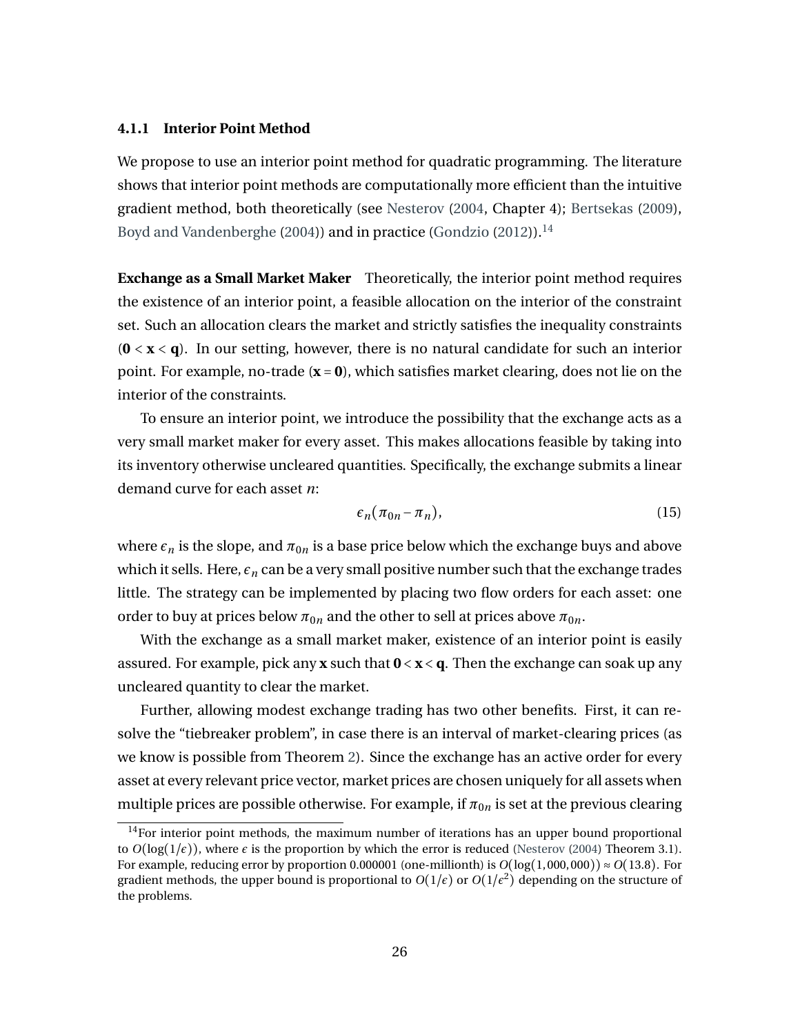#### 4.1.1 Interior Point Method

We propose to use an interior point method for quadratic programming. The literature shows that interior point methods are computationally more efficient than the intuitive gradient method, both theoretically (see Nesterov (2004, Chapter 4); Bertsekas (2009), Boyd and Vandenberghe (2004)) and in practice (Gondzio (2012)).[14]

**Exchange as a Small Market Maker** Theoretically, the interior point method requires the existence of an interior point, a feasible allocation on the interior of the constraint set. Such an allocation clears the market and strictly satisfies the inequality constraints ($\mathbf{0} < \mathbf{x} < \mathbf{q}$). In our setting, however, there is no natural candidate for such an interior point. For example, no-trade ($\mathbf{x} = \mathbf{0}$), which satisfies market clearing, does not lie on the interior of the constraints.

To ensure an interior point, we introduce the possibility that the exchange acts as a very small market maker for every asset. This makes allocations feasible by taking into its inventory otherwise uncleared quantities. Specifically, the exchange submits a linear demand curve for each asset $n$:

$$\epsilon_n(\pi_{0n} - \pi_n), \tag{15}$$

where $\epsilon_n$ is the slope, and $\pi_{0n}$ is a base price below which the exchange buys and above which it sells. Here, $\epsilon_n$ can be a very small positive number such that the exchange trades little. The strategy can be implemented by placing two flow orders for each asset: one order to buy at prices below $\pi_{0n}$ and the other to sell at prices above $\pi_{0n}$.

With the exchange as a small market maker, existence of an interior point is easily assured. For example, pick any $\mathbf{x}$ such that $\mathbf{0} < \mathbf{x} < \mathbf{q}$. Then the exchange can soak up any uncleared quantity to clear the market.

Further, allowing modest exchange trading has two other benefits. First, it can resolve the "tiebreaker problem", in case there is an interval of market-clearing prices (as we know is possible from Theorem 2). Since the exchange has an active order for every asset at every relevant price vector, market prices are chosen uniquely for all assets when multiple prices are possible otherwise. For example, if $\pi_{0n}$ is set at the previous clearing

[14] For interior point methods, the maximum number of iterations has an upper bound proportional to $O(\log(1/\epsilon))$, where $\epsilon$ is the proportion by which the error is reduced (Nesterov (2004) Theorem 3.1). For example, reducing error by proportion 0.000001 (one-millionth) is $O(\log(1,000,000)) \approx O(13.8)$. For gradient methods, the upper bound is proportional to $O(1/\epsilon)$ or $O(1/\epsilon^2)$ depending on the structure of the problems.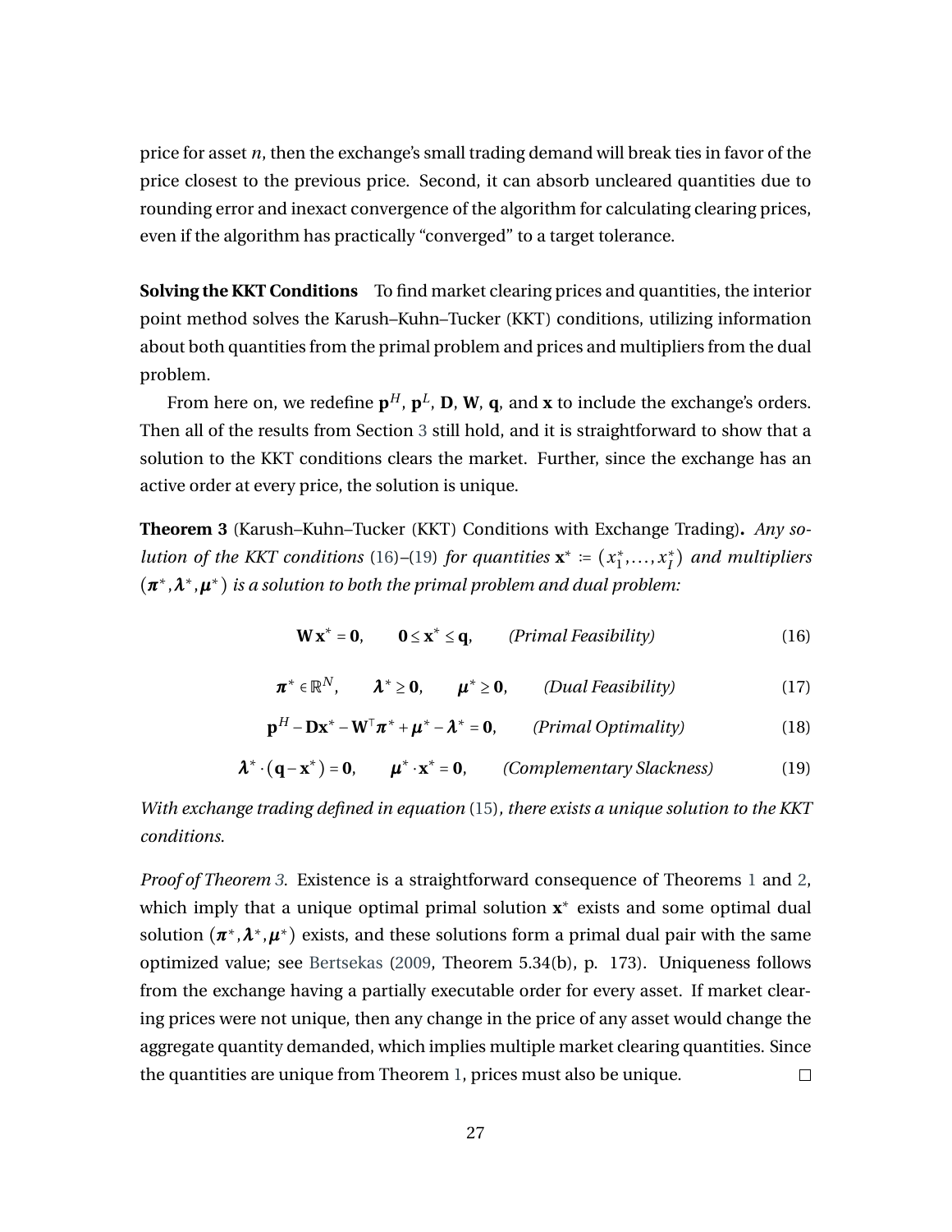price for asset $n$, then the exchange's small trading demand will break ties in favor of the price closest to the previous price. Second, it can absorb uncleared quantities due to rounding error and inexact convergence of the algorithm for calculating clearing prices, even if the algorithm has practically "converged" to a target tolerance.

**Solving the KKT Conditions** To find market clearing prices and quantities, the interior point method solves the Karush–Kuhn–Tucker (KKT) conditions, utilizing information about both quantities from the primal problem and prices and multipliers from the dual problem.

From here on, we redefine $\mathbf{p}^H$, $\mathbf{p}^L$, $\mathbf{D}$, $\mathbf{W}$, $\mathbf{q}$, and $\mathbf{x}$ to include the exchange's orders. Then all of the results from Section 3 still hold, and it is straightforward to show that a solution to the KKT conditions clears the market. Further, since the exchange has an active order at every price, the solution is unique.

**Theorem 3** (Karush–Kuhn–Tucker (KKT) Conditions with Exchange Trading)**.** *Any solution of the KKT conditions* (16)–(19) *for quantities* $\mathbf{x}^* := (x_1^*, \ldots, x_I^*)$ *and multipliers* $(\boldsymbol{\pi}^*, \boldsymbol{\lambda}^*, \boldsymbol{\mu}^*)$ *is a solution to both the primal problem and dual problem:*

$$\mathbf{W}\,\mathbf{x}^* = \mathbf{0}, \qquad \mathbf{0} \le \mathbf{x}^* \le \mathbf{q}, \qquad \textit{(Primal Feasibility)} \tag{16}$$

$$\boldsymbol{\pi}^* \in \mathbb{R}^N, \qquad \boldsymbol{\lambda}^* \ge \mathbf{0}, \qquad \boldsymbol{\mu}^* \ge \mathbf{0}, \qquad \textit{(Dual Feasibility)} \tag{17}$$

$$\mathbf{p}^H - \mathbf{D}\mathbf{x}^* - \mathbf{W}^\top \boldsymbol{\pi}^* + \boldsymbol{\mu}^* - \boldsymbol{\lambda}^* = \mathbf{0}, \qquad \textit{(Primal Optimality)} \tag{18}$$

$$\boldsymbol{\lambda}^* \cdot (\mathbf{q} - \mathbf{x}^*) = \mathbf{0}, \qquad \boldsymbol{\mu}^* \cdot \mathbf{x}^* = \mathbf{0}, \qquad \textit{(Complementary Slackness)} \tag{19}$$

*With exchange trading defined in equation* (15)*, there exists a unique solution to the KKT conditions.*

*Proof of Theorem 3.* Existence is a straightforward consequence of Theorems 1 and 2, which imply that a unique optimal primal solution $\mathbf{x}^*$ exists and some optimal dual solution $(\boldsymbol{\pi}^*, \boldsymbol{\lambda}^*, \boldsymbol{\mu}^*)$ exists, and these solutions form a primal dual pair with the same optimized value; see Bertsekas (2009, Theorem 5.34(b), p. 173). Uniqueness follows from the exchange having a partially executable order for every asset. If market clearing prices were not unique, then any change in the price of any asset would change the aggregate quantity demanded, which implies multiple market clearing quantities. Since the quantities are unique from Theorem 1, prices must also be unique. □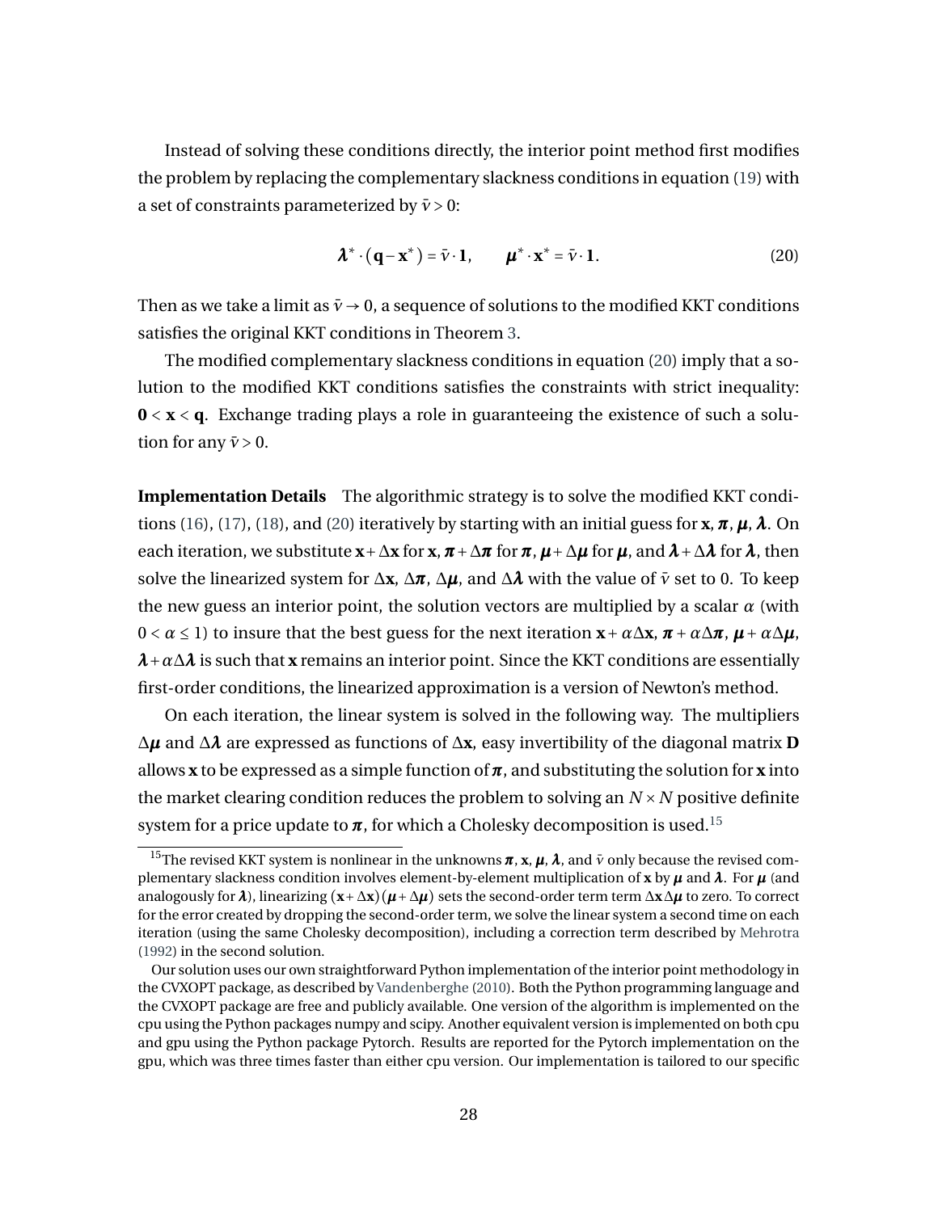Instead of solving these conditions directly, the interior point method first modifies the problem by replacing the complementary slackness conditions in equation (19) with a set of constraints parameterized by $\bar{\nu} > 0$:

$$\boldsymbol{\lambda}^* \cdot (\mathbf{q} - \mathbf{x}^*) = \bar{\nu} \cdot \mathbf{1}, \qquad \boldsymbol{\mu}^* \cdot \mathbf{x}^* = \bar{\nu} \cdot \mathbf{1}. \tag{20}$$

Then as we take a limit as $\bar{\nu} \to 0$, a sequence of solutions to the modified KKT conditions satisfies the original KKT conditions in Theorem 3.

The modified complementary slackness conditions in equation (20) imply that a solution to the modified KKT conditions satisfies the constraints with strict inequality: $\mathbf{0} < \mathbf{x} < \mathbf{q}$. Exchange trading plays a role in guaranteeing the existence of such a solution for any $\bar{\nu} > 0$.

**Implementation Details** The algorithmic strategy is to solve the modified KKT conditions (16), (17), (18), and (20) iteratively by starting with an initial guess for $\mathbf{x}$, $\boldsymbol{\pi}$, $\boldsymbol{\mu}$, $\boldsymbol{\lambda}$. On each iteration, we substitute $\mathbf{x} + \Delta\mathbf{x}$ for $\mathbf{x}$, $\boldsymbol{\pi} + \Delta\boldsymbol{\pi}$ for $\boldsymbol{\pi}$, $\boldsymbol{\mu} + \Delta\boldsymbol{\mu}$ for $\boldsymbol{\mu}$, and $\boldsymbol{\lambda} + \Delta\boldsymbol{\lambda}$ for $\boldsymbol{\lambda}$, then solve the linearized system for $\Delta\mathbf{x}$, $\Delta\boldsymbol{\pi}$, $\Delta\boldsymbol{\mu}$, and $\Delta\boldsymbol{\lambda}$ with the value of $\bar{\nu}$ set to 0. To keep the new guess an interior point, the solution vectors are multiplied by a scalar $\alpha$ (with $0 < \alpha \leq 1$) to insure that the best guess for the next iteration $\mathbf{x} + \alpha\Delta\mathbf{x}$, $\boldsymbol{\pi} + \alpha\Delta\boldsymbol{\pi}$, $\boldsymbol{\mu} + \alpha\Delta\boldsymbol{\mu}$, $\boldsymbol{\lambda} + \alpha\Delta\boldsymbol{\lambda}$ is such that $\mathbf{x}$ remains an interior point. Since the KKT conditions are essentially first-order conditions, the linearized approximation is a version of Newton's method.

On each iteration, the linear system is solved in the following way. The multipliers $\Delta\boldsymbol{\mu}$ and $\Delta\boldsymbol{\lambda}$ are expressed as functions of $\Delta\mathbf{x}$, easy invertibility of the diagonal matrix $\mathbf{D}$ allows $\mathbf{x}$ to be expressed as a simple function of $\boldsymbol{\pi}$, and substituting the solution for $\mathbf{x}$ into the market clearing condition reduces the problem to solving an $N \times N$ positive definite system for a price update to $\boldsymbol{\pi}$, for which a Cholesky decomposition is used.[15]

[15] The revised KKT system is nonlinear in the unknowns $\boldsymbol{\pi}$, $\mathbf{x}$, $\boldsymbol{\mu}$, $\boldsymbol{\lambda}$, and $\bar{\nu}$ only because the revised complementary slackness condition involves element-by-element multiplication of $\mathbf{x}$ by $\boldsymbol{\mu}$ and $\boldsymbol{\lambda}$. For $\boldsymbol{\mu}$ (and analogously for $\boldsymbol{\lambda}$), linearizing $(\mathbf{x} + \Delta\mathbf{x})(\boldsymbol{\mu} + \Delta\boldsymbol{\mu})$ sets the second-order term term $\Delta\mathbf{x}\Delta\boldsymbol{\mu}$ to zero. To correct for the error created by dropping the second-order term, we solve the linear system a second time on each iteration (using the same Cholesky decomposition), including a correction term described by Mehrotra (1992) in the second solution.

Our solution uses our own straightforward Python implementation of the interior point methodology in the CVXOPT package, as described by Vandenberghe (2010). Both the Python programming language and the CVXOPT package are free and publicly available. One version of the algorithm is implemented on the cpu using the Python packages numpy and scipy. Another equivalent version is implemented on both cpu and gpu using the Python package Pytorch. Results are reported for the Pytorch implementation on the gpu, which was three times faster than either cpu version. Our implementation is tailored to our specific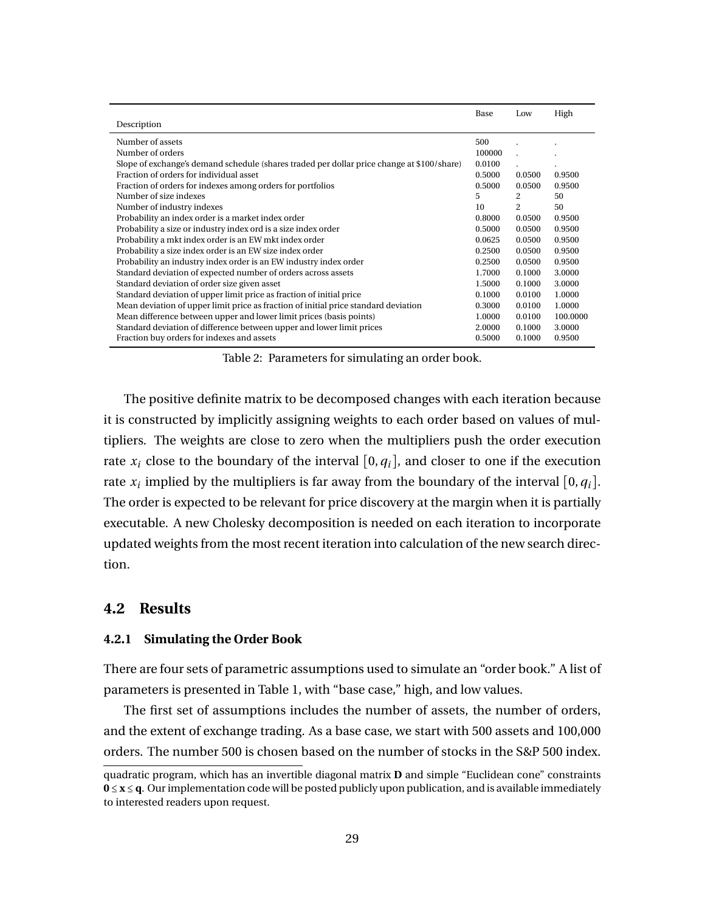| Description | Base | Low | High |
|---|---|---|---|
| Number of assets | 500 | . | . |
| Number of orders | 100000 | . | . |
| Slope of exchange's demand schedule (shares traded per dollar price change at $100/share) | 0.0100 | . | . |
| Fraction of orders for individual asset | 0.5000 | 0.0500 | 0.9500 |
| Fraction of orders for indexes among orders for portfolios | 0.5000 | 0.0500 | 0.9500 |
| Number of size indexes | 5 | 2 | 50 |
| Number of industry indexes | 10 | 2 | 50 |
| Probability an index order is a market index order | 0.8000 | 0.0500 | 0.9500 |
| Probability a size or industry index ord is a size index order | 0.5000 | 0.0500 | 0.9500 |
| Probability a mkt index order is an EW mkt index order | 0.0625 | 0.0500 | 0.9500 |
| Probability a size index order is an EW size index order | 0.2500 | 0.0500 | 0.9500 |
| Probability an industry index order is an EW industry index order | 0.2500 | 0.0500 | 0.9500 |
| Standard deviation of expected number of orders across assets | 1.7000 | 0.1000 | 3.0000 |
| Standard deviation of order size given asset | 1.5000 | 0.1000 | 3.0000 |
| Standard deviation of upper limit price as fraction of initial price | 0.1000 | 0.0100 | 1.0000 |
| Mean deviation of upper limit price as fraction of initial price standard deviation | 0.3000 | 0.0100 | 1.0000 |
| Mean difference between upper and lower limit prices (basis points) | 1.0000 | 0.0100 | 100.0000 |
| Standard deviation of difference between upper and lower limit prices | 2.0000 | 0.1000 | 3.0000 |
| Fraction buy orders for indexes and assets | 0.5000 | 0.1000 | 0.9500 |

Table 2: Parameters for simulating an order book.

The positive definite matrix to be decomposed changes with each iteration because it is constructed by implicitly assigning weights to each order based on values of multipliers. The weights are close to zero when the multipliers push the order execution rate $x_i$ close to the boundary of the interval $[0, q_i]$, and closer to one if the execution rate $x_i$ implied by the multipliers is far away from the boundary of the interval $[0, q_i]$. The order is expected to be relevant for price discovery at the margin when it is partially executable. A new Cholesky decomposition is needed on each iteration to incorporate updated weights from the most recent iteration into calculation of the new search direction.

## 4.2 Results

### 4.2.1 Simulating the Order Book

There are four sets of parametric assumptions used to simulate an "order book." A list of parameters is presented in Table 1, with "base case," high, and low values.

The first set of assumptions includes the number of assets, the number of orders, and the extent of exchange trading. As a base case, we start with 500 assets and 100,000 orders. The number 500 is chosen based on the number of stocks in the S&P 500 index.

quadratic program, which has an invertible diagonal matrix $\mathbf{D}$ and simple "Euclidean cone" constraints $\mathbf{0} \leq \mathbf{x} \leq \mathbf{q}$. Our implementation code will be posted publicly upon publication, and is available immediately to interested readers upon request.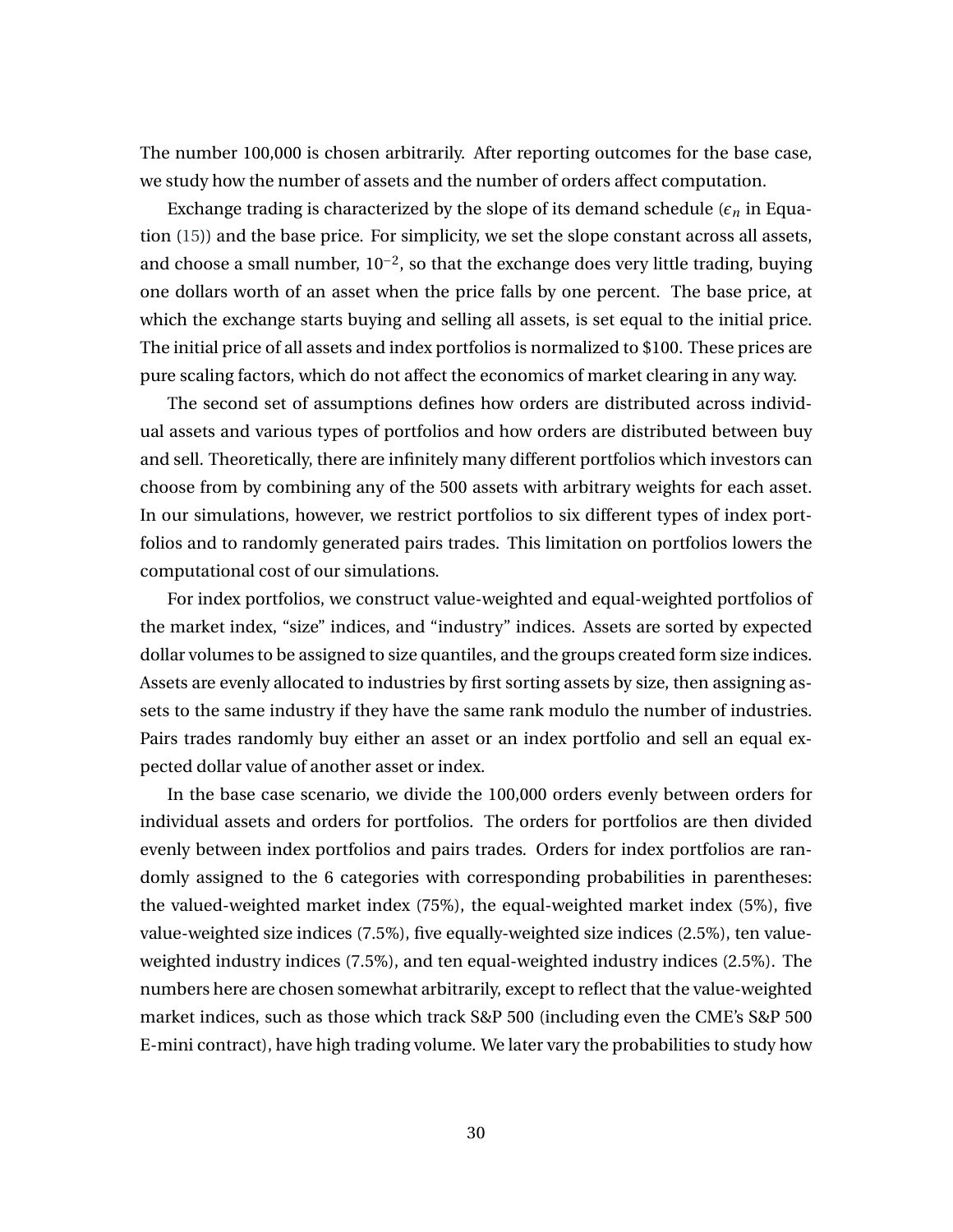The number 100,000 is chosen arbitrarily. After reporting outcomes for the base case, we study how the number of assets and the number of orders affect computation.

Exchange trading is characterized by the slope of its demand schedule ($\epsilon_n$ in Equation (15)) and the base price. For simplicity, we set the slope constant across all assets, and choose a small number, $10^{-2}$, so that the exchange does very little trading, buying one dollars worth of an asset when the price falls by one percent. The base price, at which the exchange starts buying and selling all assets, is set equal to the initial price. The initial price of all assets and index portfolios is normalized to \$100. These prices are pure scaling factors, which do not affect the economics of market clearing in any way.

The second set of assumptions defines how orders are distributed across individual assets and various types of portfolios and how orders are distributed between buy and sell. Theoretically, there are infinitely many different portfolios which investors can choose from by combining any of the 500 assets with arbitrary weights for each asset. In our simulations, however, we restrict portfolios to six different types of index portfolios and to randomly generated pairs trades. This limitation on portfolios lowers the computational cost of our simulations.

For index portfolios, we construct value-weighted and equal-weighted portfolios of the market index, "size" indices, and "industry" indices. Assets are sorted by expected dollar volumes to be assigned to size quantiles, and the groups created form size indices. Assets are evenly allocated to industries by first sorting assets by size, then assigning assets to the same industry if they have the same rank modulo the number of industries. Pairs trades randomly buy either an asset or an index portfolio and sell an equal expected dollar value of another asset or index.

In the base case scenario, we divide the 100,000 orders evenly between orders for individual assets and orders for portfolios. The orders for portfolios are then divided evenly between index portfolios and pairs trades. Orders for index portfolios are randomly assigned to the 6 categories with corresponding probabilities in parentheses: the valued-weighted market index (75%), the equal-weighted market index (5%), five value-weighted size indices (7.5%), five equally-weighted size indices (2.5%), ten value-weighted industry indices (7.5%), and ten equal-weighted industry indices (2.5%). The numbers here are chosen somewhat arbitrarily, except to reflect that the value-weighted market indices, such as those which track S&P 500 (including even the CME's S&P 500 E-mini contract), have high trading volume. We later vary the probabilities to study how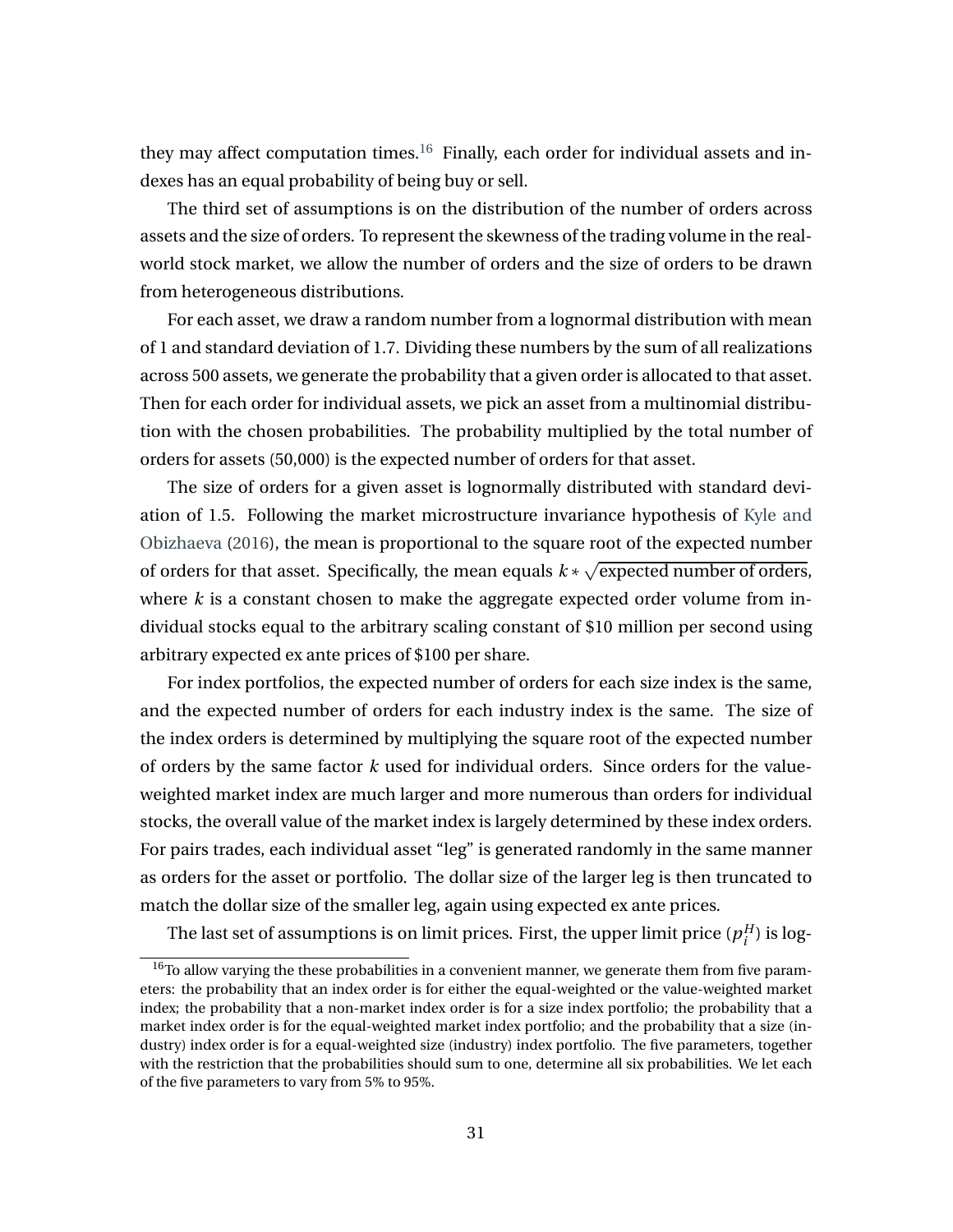they may affect computation times.[16] Finally, each order for individual assets and indexes has an equal probability of being buy or sell.

The third set of assumptions is on the distribution of the number of orders across assets and the size of orders. To represent the skewness of the trading volume in the real-world stock market, we allow the number of orders and the size of orders to be drawn from heterogeneous distributions.

For each asset, we draw a random number from a lognormal distribution with mean of 1 and standard deviation of 1.7. Dividing these numbers by the sum of all realizations across 500 assets, we generate the probability that a given order is allocated to that asset. Then for each order for individual assets, we pick an asset from a multinomial distribution with the chosen probabilities. The probability multiplied by the total number of orders for assets (50,000) is the expected number of orders for that asset.

The size of orders for a given asset is lognormally distributed with standard deviation of 1.5. Following the market microstructure invariance hypothesis of Kyle and Obizhaeva (2016), the mean is proportional to the square root of the expected number of orders for that asset. Specifically, the mean equals $k * \sqrt{\text{expected number of orders}}$, where $k$ is a constant chosen to make the aggregate expected order volume from individual stocks equal to the arbitrary scaling constant of \$10 million per second using arbitrary expected ex ante prices of \$100 per share.

For index portfolios, the expected number of orders for each size index is the same, and the expected number of orders for each industry index is the same. The size of the index orders is determined by multiplying the square root of the expected number of orders by the same factor $k$ used for individual orders. Since orders for the value-weighted market index are much larger and more numerous than orders for individual stocks, the overall value of the market index is largely determined by these index orders. For pairs trades, each individual asset "leg" is generated randomly in the same manner as orders for the asset or portfolio. The dollar size of the larger leg is then truncated to match the dollar size of the smaller leg, again using expected ex ante prices.

The last set of assumptions is on limit prices. First, the upper limit price ($p_i^H$) is log-

[16] To allow varying the these probabilities in a convenient manner, we generate them from five parameters: the probability that an index order is for either the equal-weighted or the value-weighted market index; the probability that a non-market index order is for a size index portfolio; the probability that a market index order is for the equal-weighted market index portfolio; and the probability that a size (industry) index order is for a equal-weighted size (industry) index portfolio. The five parameters, together with the restriction that the probabilities should sum to one, determine all six probabilities. We let each of the five parameters to vary from 5% to 95%.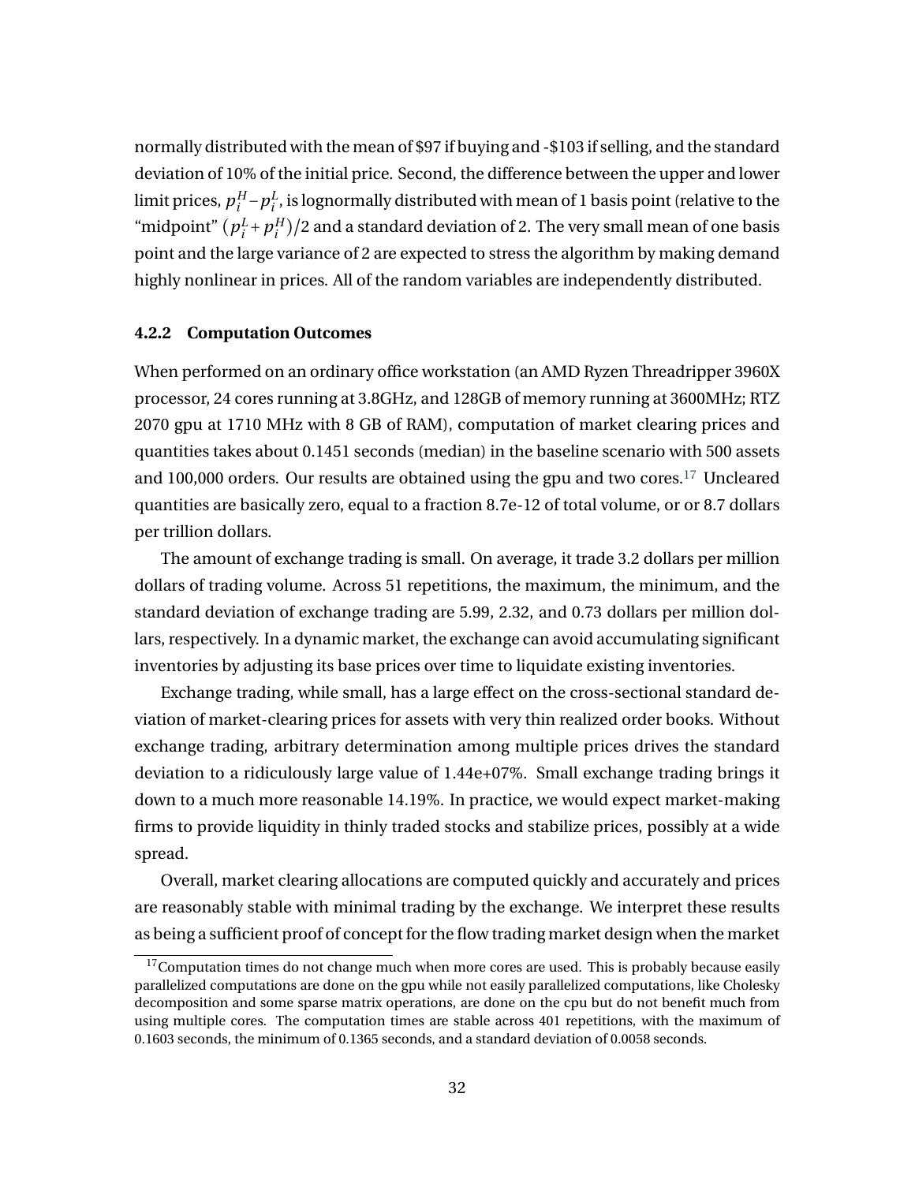normally distributed with the mean of $97 if buying and -$103 if selling, and the standard deviation of 10% of the initial price. Second, the difference between the upper and lower limit prices, $p_i^H - p_i^L$, is lognormally distributed with mean of 1 basis point (relative to the "midpoint" $(p_i^L + p_i^H)/2$ and a standard deviation of 2. The very small mean of one basis point and the large variance of 2 are expected to stress the algorithm by making demand highly nonlinear in prices. All of the random variables are independently distributed.

### 4.2.2 Computation Outcomes

When performed on an ordinary office workstation (an AMD Ryzen Threadripper 3960X processor, 24 cores running at 3.8GHz, and 128GB of memory running at 3600MHz; RTZ 2070 gpu at 1710 MHz with 8 GB of RAM), computation of market clearing prices and quantities takes about 0.1451 seconds (median) in the baseline scenario with 500 assets and 100,000 orders. Our results are obtained using the gpu and two cores.[17] Uncleared quantities are basically zero, equal to a fraction 8.7e-12 of total volume, or or 8.7 dollars per trillion dollars.

The amount of exchange trading is small. On average, it trade 3.2 dollars per million dollars of trading volume. Across 51 repetitions, the maximum, the minimum, and the standard deviation of exchange trading are 5.99, 2.32, and 0.73 dollars per million dollars, respectively. In a dynamic market, the exchange can avoid accumulating significant inventories by adjusting its base prices over time to liquidate existing inventories.

Exchange trading, while small, has a large effect on the cross-sectional standard deviation of market-clearing prices for assets with very thin realized order books. Without exchange trading, arbitrary determination among multiple prices drives the standard deviation to a ridiculously large value of 1.44e+07%. Small exchange trading brings it down to a much more reasonable 14.19%. In practice, we would expect market-making firms to provide liquidity in thinly traded stocks and stabilize prices, possibly at a wide spread.

Overall, market clearing allocations are computed quickly and accurately and prices are reasonably stable with minimal trading by the exchange. We interpret these results as being a sufficient proof of concept for the flow trading market design when the market

[17] Computation times do not change much when more cores are used. This is probably because easily parallelized computations are done on the gpu while not easily parallelized computations, like Cholesky decomposition and some sparse matrix operations, are done on the cpu but do not benefit much from using multiple cores. The computation times are stable across 401 repetitions, with the maximum of 0.1603 seconds, the minimum of 0.1365 seconds, and a standard deviation of 0.0058 seconds.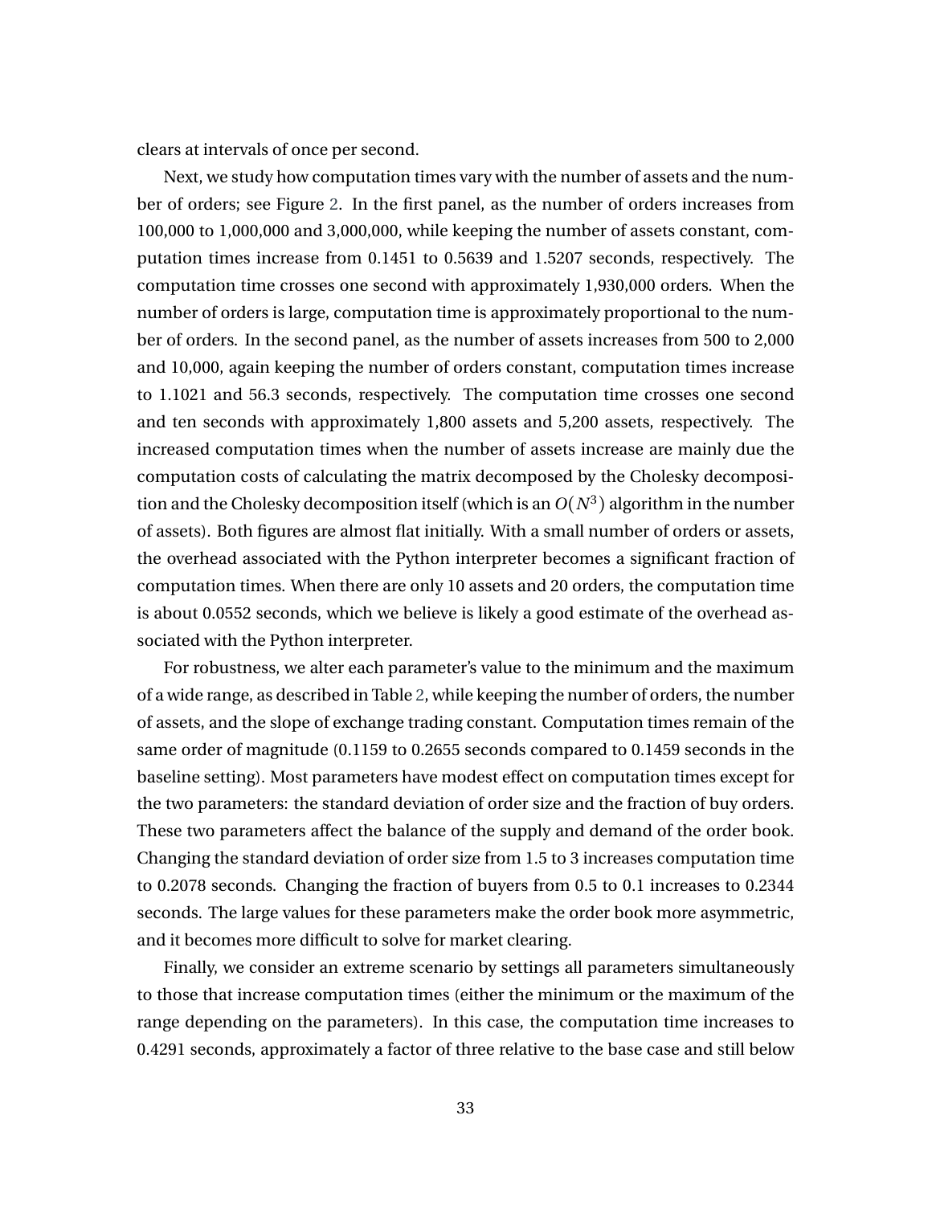clears at intervals of once per second.

Next, we study how computation times vary with the number of assets and the number of orders; see Figure 2. In the first panel, as the number of orders increases from 100,000 to 1,000,000 and 3,000,000, while keeping the number of assets constant, computation times increase from 0.1451 to 0.5639 and 1.5207 seconds, respectively. The computation time crosses one second with approximately 1,930,000 orders. When the number of orders is large, computation time is approximately proportional to the number of orders. In the second panel, as the number of assets increases from 500 to 2,000 and 10,000, again keeping the number of orders constant, computation times increase to 1.1021 and 56.3 seconds, respectively. The computation time crosses one second and ten seconds with approximately 1,800 assets and 5,200 assets, respectively. The increased computation times when the number of assets increase are mainly due the computation costs of calculating the matrix decomposed by the Cholesky decomposition and the Cholesky decomposition itself (which is an $O(N^3)$ algorithm in the number of assets). Both figures are almost flat initially. With a small number of orders or assets, the overhead associated with the Python interpreter becomes a significant fraction of computation times. When there are only 10 assets and 20 orders, the computation time is about 0.0552 seconds, which we believe is likely a good estimate of the overhead associated with the Python interpreter.

For robustness, we alter each parameter's value to the minimum and the maximum of a wide range, as described in Table 2, while keeping the number of orders, the number of assets, and the slope of exchange trading constant. Computation times remain of the same order of magnitude (0.1159 to 0.2655 seconds compared to 0.1459 seconds in the baseline setting). Most parameters have modest effect on computation times except for the two parameters: the standard deviation of order size and the fraction of buy orders. These two parameters affect the balance of the supply and demand of the order book. Changing the standard deviation of order size from 1.5 to 3 increases computation time to 0.2078 seconds. Changing the fraction of buyers from 0.5 to 0.1 increases to 0.2344 seconds. The large values for these parameters make the order book more asymmetric, and it becomes more difficult to solve for market clearing.

Finally, we consider an extreme scenario by settings all parameters simultaneously to those that increase computation times (either the minimum or the maximum of the range depending on the parameters). In this case, the computation time increases to 0.4291 seconds, approximately a factor of three relative to the base case and still below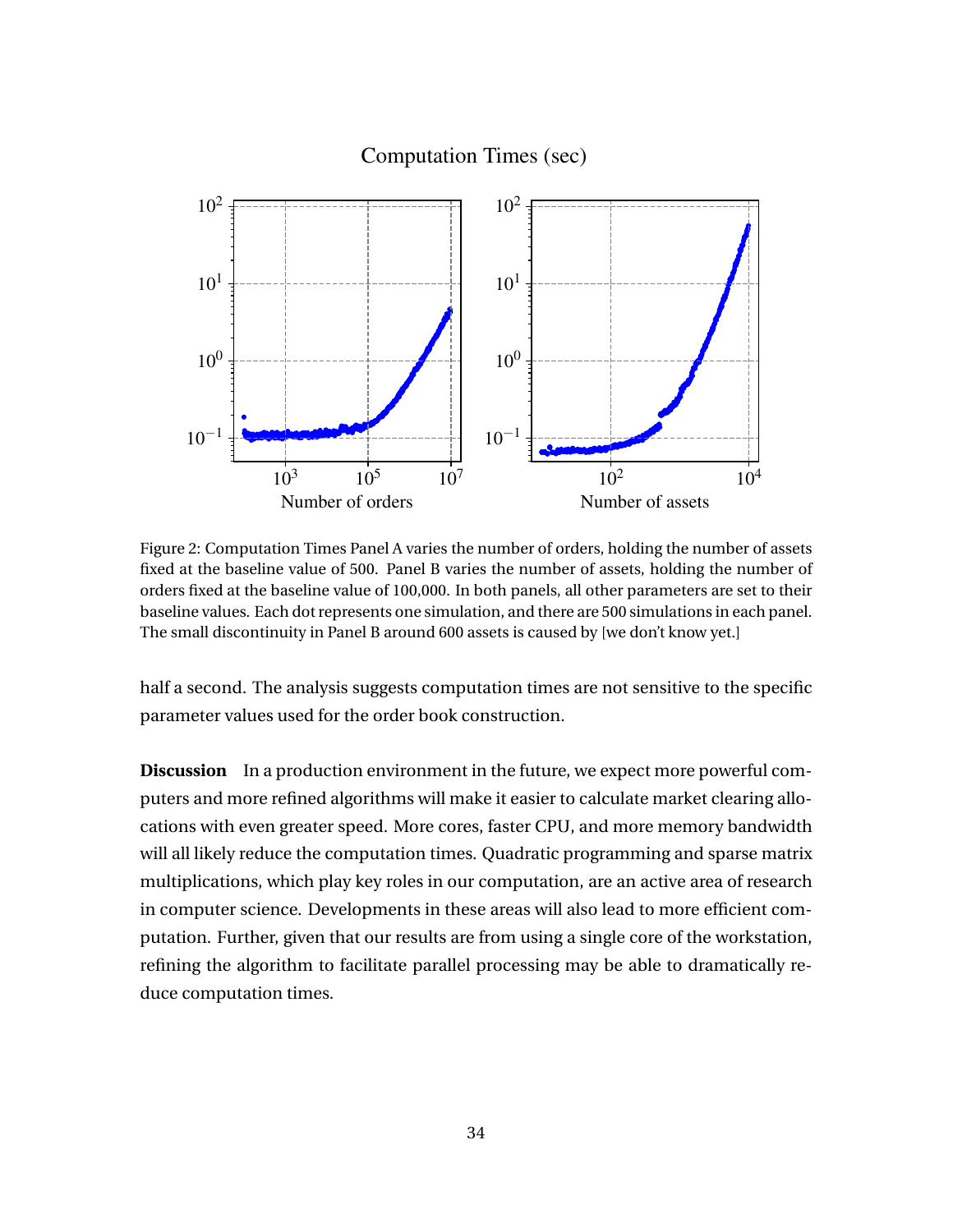Figure 2: Computation Times Panel A varies the number of orders, holding the number of assets fixed at the baseline value of 500. Panel B varies the number of assets, holding the number of orders fixed at the baseline value of 100,000. In both panels, all other parameters are set to their baseline values. Each dot represents one simulation, and there are 500 simulations in each panel. The small discontinuity in Panel B around 600 assets is caused by [we don't know yet.]

half a second. The analysis suggests computation times are not sensitive to the specific parameter values used for the order book construction.

**Discussion** In a production environment in the future, we expect more powerful computers and more refined algorithms will make it easier to calculate market clearing allocations with even greater speed. More cores, faster CPU, and more memory bandwidth will all likely reduce the computation times. Quadratic programming and sparse matrix multiplications, which play key roles in our computation, are an active area of research in computer science. Developments in these areas will also lead to more efficient computation. Further, given that our results are from using a single core of the workstation, refining the algorithm to facilitate parallel processing may be able to dramatically reduce computation times.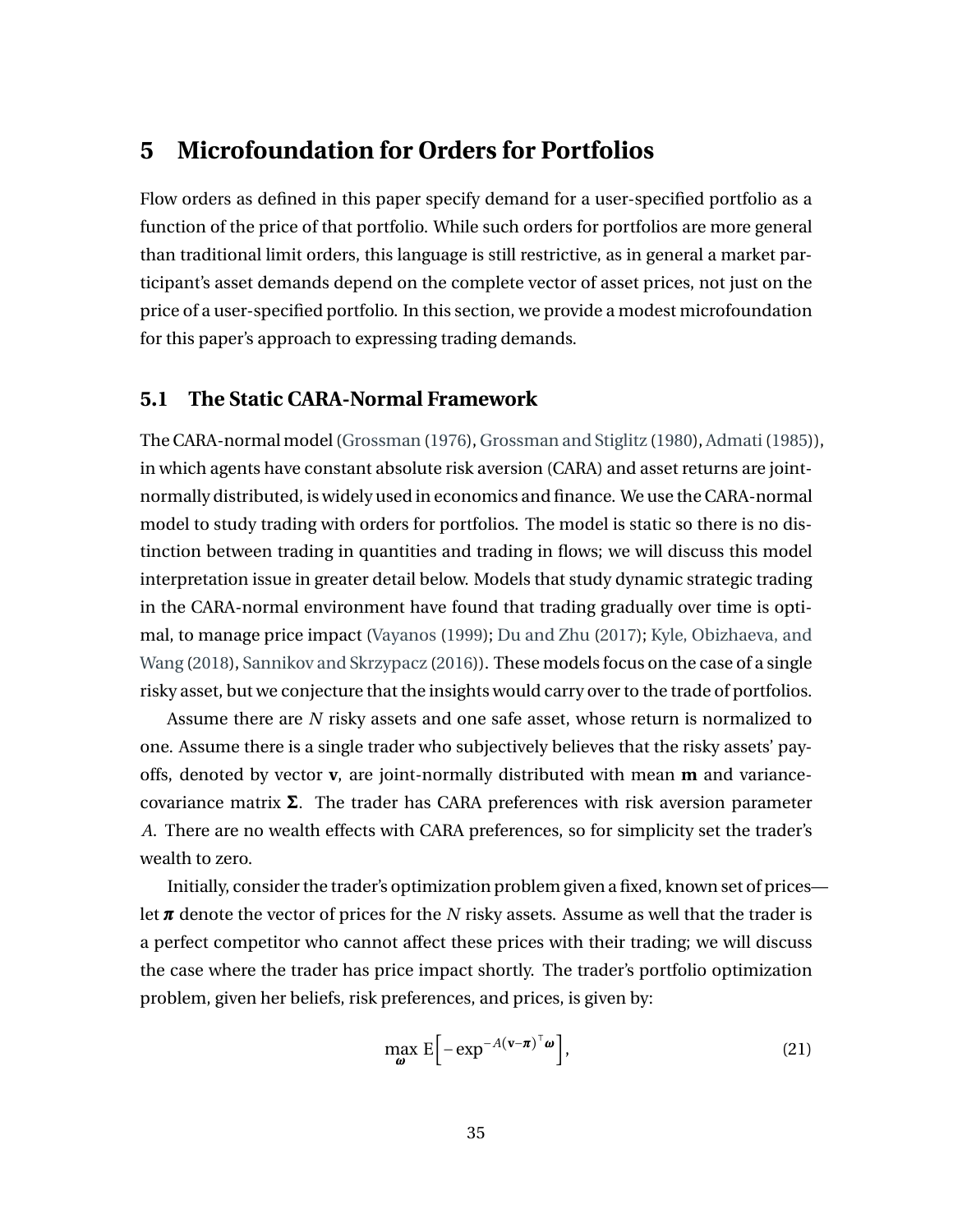## 5 Microfoundation for Orders for Portfolios

Flow orders as defined in this paper specify demand for a user-specified portfolio as a function of the price of that portfolio. While such orders for portfolios are more general than traditional limit orders, this language is still restrictive, as in general a market participant's asset demands depend on the complete vector of asset prices, not just on the price of a user-specified portfolio. In this section, we provide a modest microfoundation for this paper's approach to expressing trading demands.

### 5.1 The Static CARA-Normal Framework

The CARA-normal model (Grossman (1976), Grossman and Stiglitz (1980), Admati (1985)), in which agents have constant absolute risk aversion (CARA) and asset returns are joint-normally distributed, is widely used in economics and finance. We use the CARA-normal model to study trading with orders for portfolios. The model is static so there is no distinction between trading in quantities and trading in flows; we will discuss this model interpretation issue in greater detail below. Models that study dynamic strategic trading in the CARA-normal environment have found that trading gradually over time is optimal, to manage price impact (Vayanos (1999); Du and Zhu (2017); Kyle, Obizhaeva, and Wang (2018), Sannikov and Skrzypacz (2016)). These models focus on the case of a single risky asset, but we conjecture that the insights would carry over to the trade of portfolios.

Assume there are $N$ risky assets and one safe asset, whose return is normalized to one. Assume there is a single trader who subjectively believes that the risky assets' payoffs, denoted by vector $\mathbf{v}$, are joint-normally distributed with mean $\mathbf{m}$ and variance-covariance matrix $\boldsymbol{\Sigma}$. The trader has CARA preferences with risk aversion parameter $A$. There are no wealth effects with CARA preferences, so for simplicity set the trader's wealth to zero.

Initially, consider the trader's optimization problem given a fixed, known set of prices—let $\boldsymbol{\pi}$ denote the vector of prices for the $N$ risky assets. Assume as well that the trader is a perfect competitor who cannot affect these prices with their trading; we will discuss the case where the trader has price impact shortly. The trader's portfolio optimization problem, given her beliefs, risk preferences, and prices, is given by:

$$\max_{\boldsymbol{\omega}} \mathrm{E}\Big[-\exp^{-A(\mathbf{v}-\boldsymbol{\pi})^{\top}\boldsymbol{\omega}}\Big], \tag{21}$$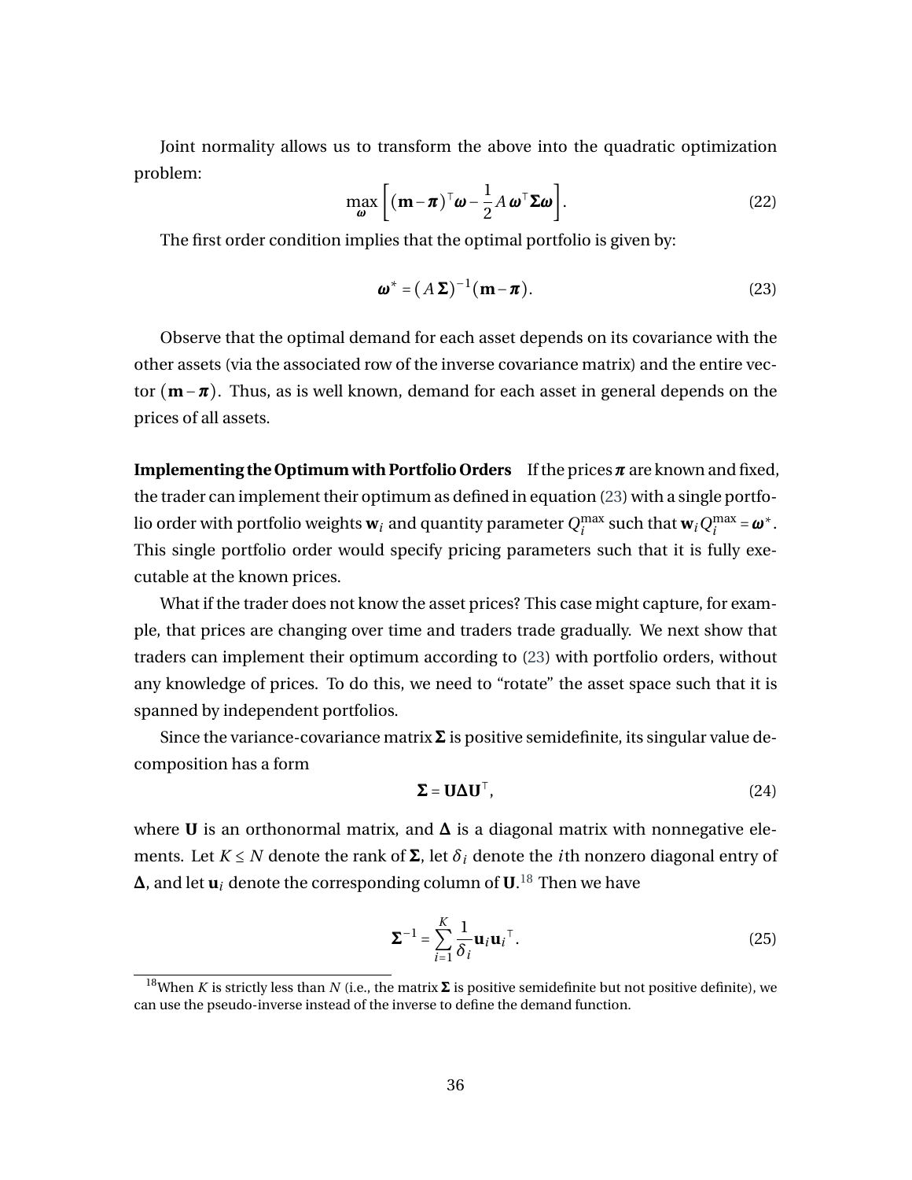Joint normality allows us to transform the above into the quadratic optimization problem:

$$\max_{\boldsymbol{\omega}} \left[ (\mathbf{m} - \boldsymbol{\pi})^\top \boldsymbol{\omega} - \frac{1}{2} A\, \boldsymbol{\omega}^\top \boldsymbol{\Sigma} \boldsymbol{\omega} \right]. \tag{22}$$

The first order condition implies that the optimal portfolio is given by:

$$\boldsymbol{\omega}^* = (A\, \boldsymbol{\Sigma})^{-1} (\mathbf{m} - \boldsymbol{\pi}). \tag{23}$$

Observe that the optimal demand for each asset depends on its covariance with the other assets (via the associated row of the inverse covariance matrix) and the entire vector $(\mathbf{m} - \boldsymbol{\pi})$. Thus, as is well known, demand for each asset in general depends on the prices of all assets.

**Implementing the Optimum with Portfolio Orders** If the prices $\boldsymbol{\pi}$ are known and fixed, the trader can implement their optimum as defined in equation (23) with a single portfolio order with portfolio weights $\mathbf{w}_i$ and quantity parameter $Q_i^{\max}$ such that $\mathbf{w}_i Q_i^{\max} = \boldsymbol{\omega}^*$. This single portfolio order would specify pricing parameters such that it is fully executable at the known prices.

What if the trader does not know the asset prices? This case might capture, for example, that prices are changing over time and traders trade gradually. We next show that traders can implement their optimum according to (23) with portfolio orders, without any knowledge of prices. To do this, we need to "rotate" the asset space such that it is spanned by independent portfolios.

Since the variance-covariance matrix $\boldsymbol{\Sigma}$ is positive semidefinite, its singular value decomposition has a form

$$\boldsymbol{\Sigma} = \mathbf{U} \boldsymbol{\Delta} \mathbf{U}^\top, \tag{24}$$

where $\mathbf{U}$ is an orthonormal matrix, and $\boldsymbol{\Delta}$ is a diagonal matrix with nonnegative elements. Let $K \leq N$ denote the rank of $\boldsymbol{\Sigma}$, let $\delta_i$ denote the $i$th nonzero diagonal entry of $\boldsymbol{\Delta}$, and let $\mathbf{u}_i$ denote the corresponding column of $\mathbf{U}$.[18] Then we have

$$\boldsymbol{\Sigma}^{-1} = \sum_{i=1}^{K} \frac{1}{\delta_i} \mathbf{u}_i \mathbf{u}_i^\top. \tag{25}$$

[18] When $K$ is strictly less than $N$ (i.e., the matrix $\boldsymbol{\Sigma}$ is positive semidefinite but not positive definite), we can use the pseudo-inverse instead of the inverse to define the demand function.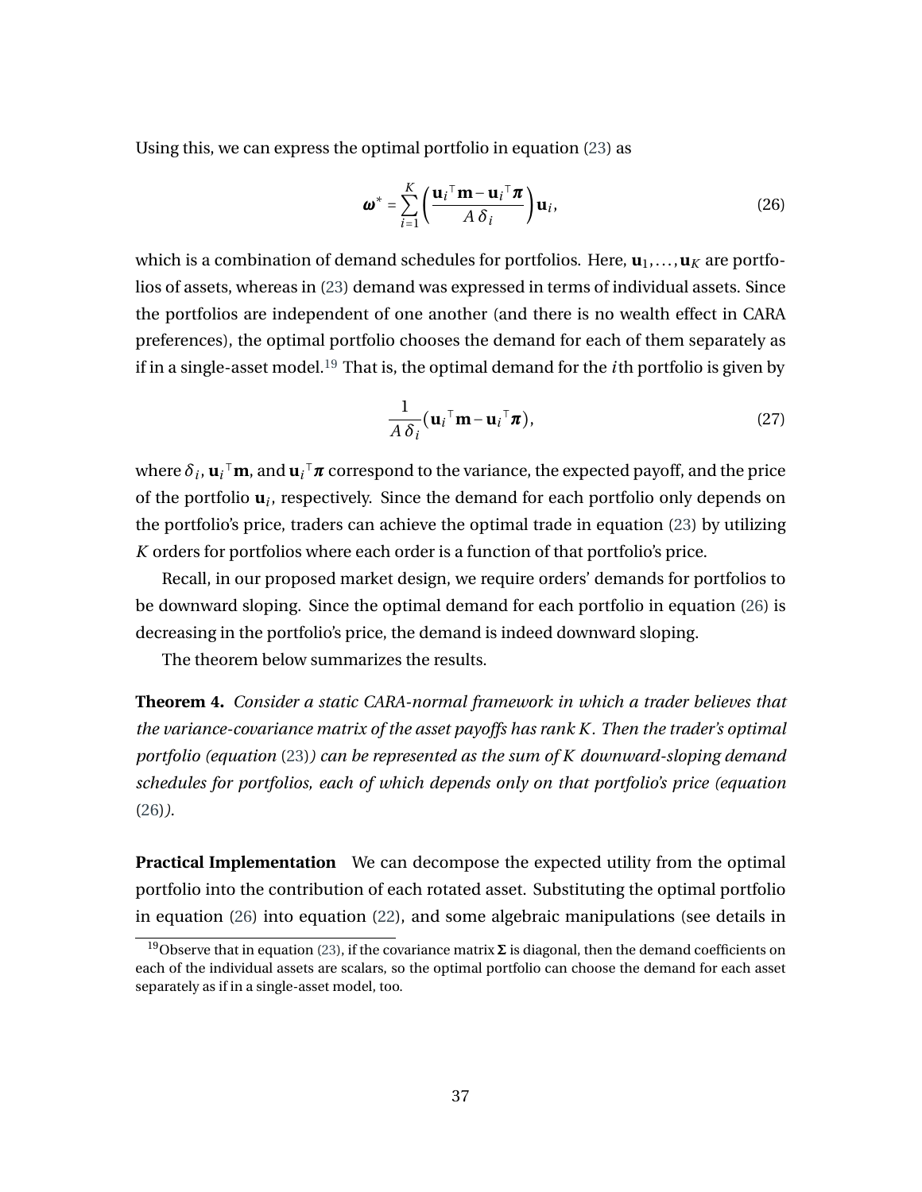Using this, we can express the optimal portfolio in equation (23) as

$$\boldsymbol{\omega}^* = \sum_{i=1}^{K} \left( \frac{\mathbf{u}_i{}^\top \mathbf{m} - \mathbf{u}_i{}^\top \boldsymbol{\pi}}{A\, \delta_i} \right) \mathbf{u}_i, \tag{26}$$

which is a combination of demand schedules for portfolios. Here, $\mathbf{u}_1, \ldots, \mathbf{u}_K$ are portfolios of assets, whereas in (23) demand was expressed in terms of individual assets. Since the portfolios are independent of one another (and there is no wealth effect in CARA preferences), the optimal portfolio chooses the demand for each of them separately as if in a single-asset model.[19] That is, the optimal demand for the $i$th portfolio is given by

$$\frac{1}{A\, \delta_i} (\mathbf{u}_i{}^\top \mathbf{m} - \mathbf{u}_i{}^\top \boldsymbol{\pi}), \tag{27}$$

where $\delta_i$, $\mathbf{u}_i{}^\top \mathbf{m}$, and $\mathbf{u}_i{}^\top \boldsymbol{\pi}$ correspond to the variance, the expected payoff, and the price of the portfolio $\mathbf{u}_i$, respectively. Since the demand for each portfolio only depends on the portfolio's price, traders can achieve the optimal trade in equation (23) by utilizing $K$ orders for portfolios where each order is a function of that portfolio's price.

Recall, in our proposed market design, we require orders' demands for portfolios to be downward sloping. Since the optimal demand for each portfolio in equation (26) is decreasing in the portfolio's price, the demand is indeed downward sloping.

The theorem below summarizes the results.

**Theorem 4.** *Consider a static CARA-normal framework in which a trader believes that the variance-covariance matrix of the asset payoffs has rank $K$. Then the trader's optimal portfolio (equation* (23)*) can be represented as the sum of $K$ downward-sloping demand schedules for portfolios, each of which depends only on that portfolio's price (equation* (26)*).*

**Practical Implementation** We can decompose the expected utility from the optimal portfolio into the contribution of each rotated asset. Substituting the optimal portfolio in equation (26) into equation (22), and some algebraic manipulations (see details in

[19] Observe that in equation (23), if the covariance matrix $\boldsymbol{\Sigma}$ is diagonal, then the demand coefficients on each of the individual assets are scalars, so the optimal portfolio can choose the demand for each asset separately as if in a single-asset model, too.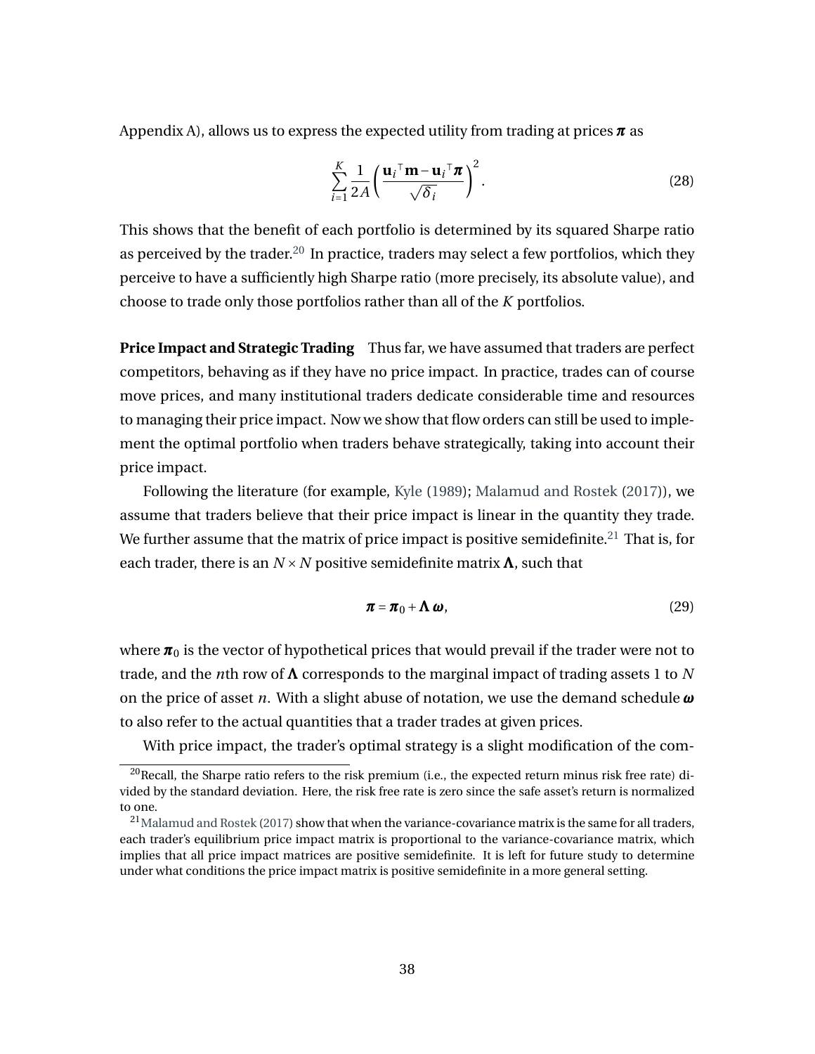Appendix A), allows us to express the expected utility from trading at prices $\boldsymbol{\pi}$ as

$$\sum_{i=1}^{K} \frac{1}{2A} \left( \frac{\mathbf{u}_i{}^{\top}\mathbf{m} - \mathbf{u}_i{}^{\top}\boldsymbol{\pi}}{\sqrt{\delta_i}} \right)^2. \tag{28}$$

This shows that the benefit of each portfolio is determined by its squared Sharpe ratio as perceived by the trader.[20] In practice, traders may select a few portfolios, which they perceive to have a sufficiently high Sharpe ratio (more precisely, its absolute value), and choose to trade only those portfolios rather than all of the $K$ portfolios.

**Price Impact and Strategic Trading** Thus far, we have assumed that traders are perfect competitors, behaving as if they have no price impact. In practice, trades can of course move prices, and many institutional traders dedicate considerable time and resources to managing their price impact. Now we show that flow orders can still be used to implement the optimal portfolio when traders behave strategically, taking into account their price impact.

Following the literature (for example, Kyle (1989); Malamud and Rostek (2017)), we assume that traders believe that their price impact is linear in the quantity they trade. We further assume that the matrix of price impact is positive semidefinite.[21] That is, for each trader, there is an $N \times N$ positive semidefinite matrix $\boldsymbol{\Lambda}$, such that

$$\boldsymbol{\pi} = \boldsymbol{\pi}_0 + \boldsymbol{\Lambda}\,\boldsymbol{\omega}, \tag{29}$$

where $\boldsymbol{\pi}_0$ is the vector of hypothetical prices that would prevail if the trader were not to trade, and the $n$th row of $\boldsymbol{\Lambda}$ corresponds to the marginal impact of trading assets 1 to $N$ on the price of asset $n$. With a slight abuse of notation, we use the demand schedule $\boldsymbol{\omega}$ to also refer to the actual quantities that a trader trades at given prices.

With price impact, the trader's optimal strategy is a slight modification of the com-

[20] Recall, the Sharpe ratio refers to the risk premium (i.e., the expected return minus risk free rate) divided by the standard deviation. Here, the risk free rate is zero since the safe asset's return is normalized to one.

[21] Malamud and Rostek (2017) show that when the variance-covariance matrix is the same for all traders, each trader's equilibrium price impact matrix is proportional to the variance-covariance matrix, which implies that all price impact matrices are positive semidefinite. It is left for future study to determine under what conditions the price impact matrix is positive semidefinite in a more general setting.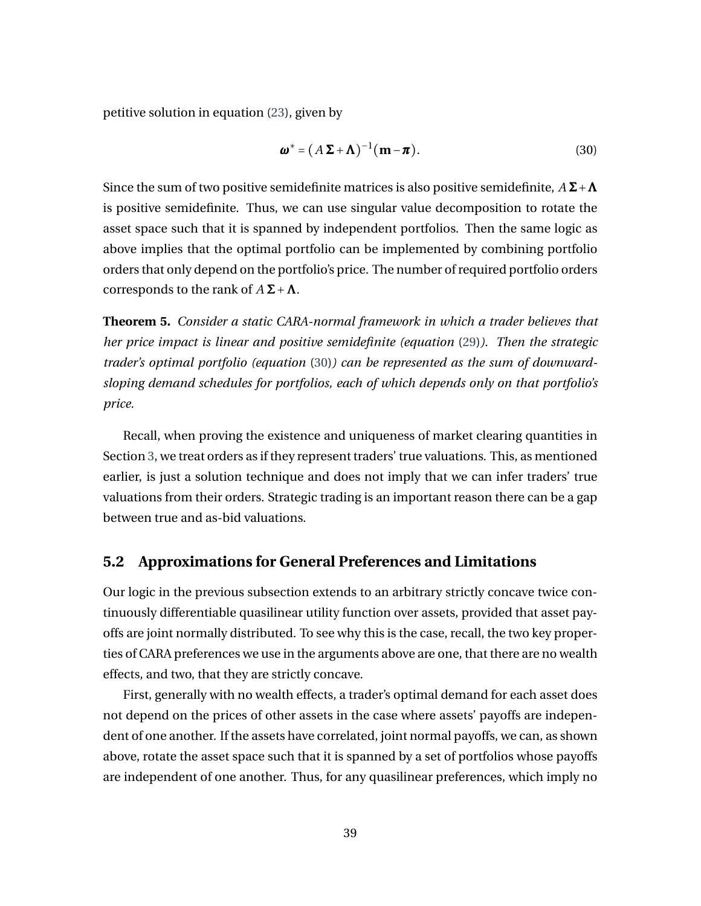petitive solution in equation (23), given by

$$\boldsymbol{\omega}^* = \left(A\,\boldsymbol{\Sigma} + \boldsymbol{\Lambda}\right)^{-1}(\mathbf{m} - \boldsymbol{\pi}). \tag{30}$$

Since the sum of two positive semidefinite matrices is also positive semidefinite, $A\,\boldsymbol{\Sigma} + \boldsymbol{\Lambda}$ is positive semidefinite. Thus, we can use singular value decomposition to rotate the asset space such that it is spanned by independent portfolios. Then the same logic as above implies that the optimal portfolio can be implemented by combining portfolio orders that only depend on the portfolio's price. The number of required portfolio orders corresponds to the rank of $A\,\boldsymbol{\Sigma} + \boldsymbol{\Lambda}$.

**Theorem 5.** *Consider a static CARA-normal framework in which a trader believes that her price impact is linear and positive semidefinite (equation* (29)*). Then the strategic trader's optimal portfolio (equation* (30)*) can be represented as the sum of downward-sloping demand schedules for portfolios, each of which depends only on that portfolio's price.*

Recall, when proving the existence and uniqueness of market clearing quantities in Section 3, we treat orders as if they represent traders' true valuations. This, as mentioned earlier, is just a solution technique and does not imply that we can infer traders' true valuations from their orders. Strategic trading is an important reason there can be a gap between true and as-bid valuations.

## 5.2 Approximations for General Preferences and Limitations

Our logic in the previous subsection extends to an arbitrary strictly concave twice continuously differentiable quasilinear utility function over assets, provided that asset payoffs are joint normally distributed. To see why this is the case, recall, the two key properties of CARA preferences we use in the arguments above are one, that there are no wealth effects, and two, that they are strictly concave.

First, generally with no wealth effects, a trader's optimal demand for each asset does not depend on the prices of other assets in the case where assets' payoffs are independent of one another. If the assets have correlated, joint normal payoffs, we can, as shown above, rotate the asset space such that it is spanned by a set of portfolios whose payoffs are independent of one another. Thus, for any quasilinear preferences, which imply no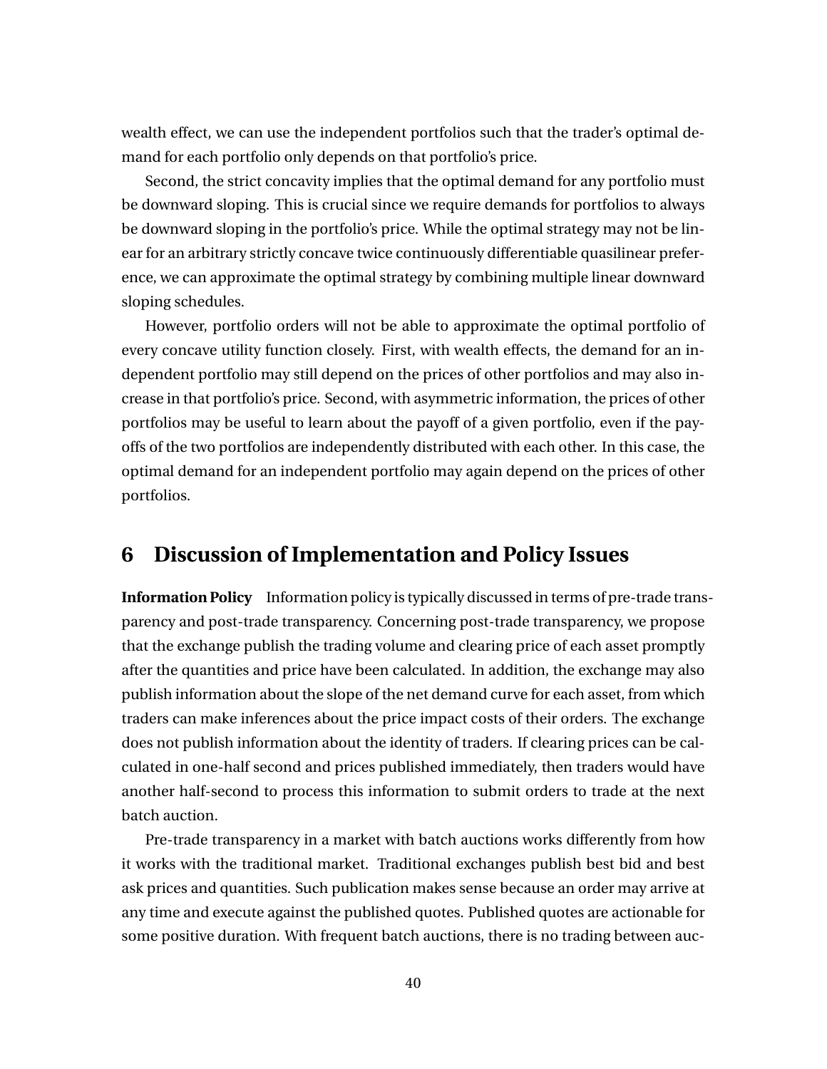wealth effect, we can use the independent portfolios such that the trader's optimal demand for each portfolio only depends on that portfolio's price.

Second, the strict concavity implies that the optimal demand for any portfolio must be downward sloping. This is crucial since we require demands for portfolios to always be downward sloping in the portfolio's price. While the optimal strategy may not be linear for an arbitrary strictly concave twice continuously differentiable quasilinear preference, we can approximate the optimal strategy by combining multiple linear downward sloping schedules.

However, portfolio orders will not be able to approximate the optimal portfolio of every concave utility function closely. First, with wealth effects, the demand for an independent portfolio may still depend on the prices of other portfolios and may also increase in that portfolio's price. Second, with asymmetric information, the prices of other portfolios may be useful to learn about the payoff of a given portfolio, even if the payoffs of the two portfolios are independently distributed with each other. In this case, the optimal demand for an independent portfolio may again depend on the prices of other portfolios.

# 6 Discussion of Implementation and Policy Issues

**Information Policy** Information policy is typically discussed in terms of pre-trade transparency and post-trade transparency. Concerning post-trade transparency, we propose that the exchange publish the trading volume and clearing price of each asset promptly after the quantities and price have been calculated. In addition, the exchange may also publish information about the slope of the net demand curve for each asset, from which traders can make inferences about the price impact costs of their orders. The exchange does not publish information about the identity of traders. If clearing prices can be calculated in one-half second and prices published immediately, then traders would have another half-second to process this information to submit orders to trade at the next batch auction.

Pre-trade transparency in a market with batch auctions works differently from how it works with the traditional market. Traditional exchanges publish best bid and best ask prices and quantities. Such publication makes sense because an order may arrive at any time and execute against the published quotes. Published quotes are actionable for some positive duration. With frequent batch auctions, there is no trading between auc-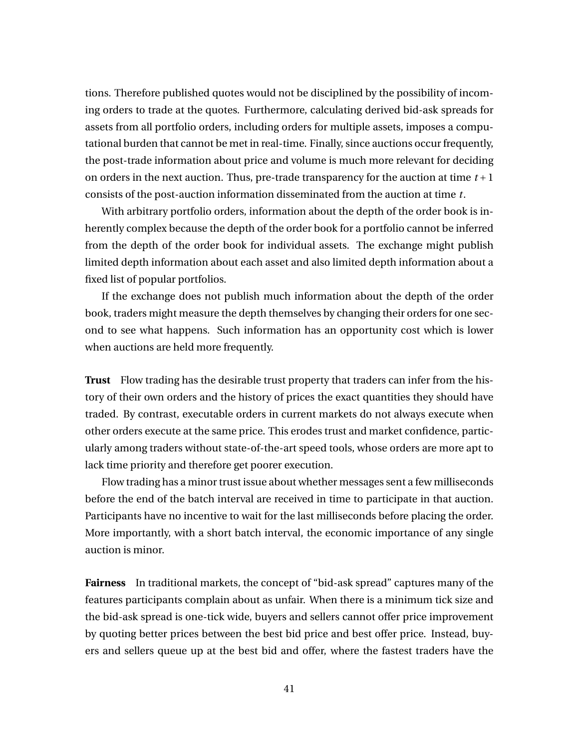tions. Therefore published quotes would not be disciplined by the possibility of incoming orders to trade at the quotes. Furthermore, calculating derived bid-ask spreads for assets from all portfolio orders, including orders for multiple assets, imposes a computational burden that cannot be met in real-time. Finally, since auctions occur frequently, the post-trade information about price and volume is much more relevant for deciding on orders in the next auction. Thus, pre-trade transparency for the auction at time $t+1$ consists of the post-auction information disseminated from the auction at time $t$.

With arbitrary portfolio orders, information about the depth of the order book is inherently complex because the depth of the order book for a portfolio cannot be inferred from the depth of the order book for individual assets. The exchange might publish limited depth information about each asset and also limited depth information about a fixed list of popular portfolios.

If the exchange does not publish much information about the depth of the order book, traders might measure the depth themselves by changing their orders for one second to see what happens. Such information has an opportunity cost which is lower when auctions are held more frequently.

**Trust** Flow trading has the desirable trust property that traders can infer from the history of their own orders and the history of prices the exact quantities they should have traded. By contrast, executable orders in current markets do not always execute when other orders execute at the same price. This erodes trust and market confidence, particularly among traders without state-of-the-art speed tools, whose orders are more apt to lack time priority and therefore get poorer execution.

Flow trading has a minor trust issue about whether messages sent a few milliseconds before the end of the batch interval are received in time to participate in that auction. Participants have no incentive to wait for the last milliseconds before placing the order. More importantly, with a short batch interval, the economic importance of any single auction is minor.

**Fairness** In traditional markets, the concept of "bid-ask spread" captures many of the features participants complain about as unfair. When there is a minimum tick size and the bid-ask spread is one-tick wide, buyers and sellers cannot offer price improvement by quoting better prices between the best bid price and best offer price. Instead, buyers and sellers queue up at the best bid and offer, where the fastest traders have the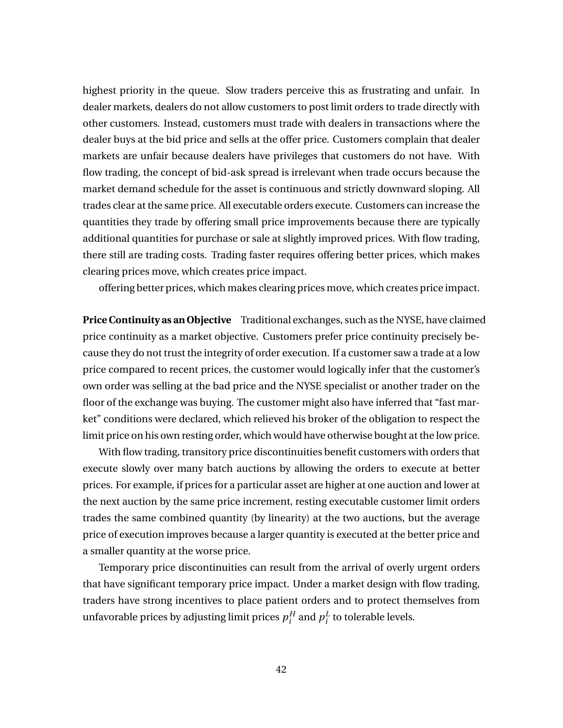highest priority in the queue. Slow traders perceive this as frustrating and unfair. In dealer markets, dealers do not allow customers to post limit orders to trade directly with other customers. Instead, customers must trade with dealers in transactions where the dealer buys at the bid price and sells at the offer price. Customers complain that dealer markets are unfair because dealers have privileges that customers do not have. With flow trading, the concept of bid-ask spread is irrelevant when trade occurs because the market demand schedule for the asset is continuous and strictly downward sloping. All trades clear at the same price. All executable orders execute. Customers can increase the quantities they trade by offering small price improvements because there are typically additional quantities for purchase or sale at slightly improved prices. With flow trading, there still are trading costs. Trading faster requires offering better prices, which makes clearing prices move, which creates price impact.

offering better prices, which makes clearing prices move, which creates price impact.

**Price Continuity as an Objective** Traditional exchanges, such as the NYSE, have claimed price continuity as a market objective. Customers prefer price continuity precisely because they do not trust the integrity of order execution. If a customer saw a trade at a low price compared to recent prices, the customer would logically infer that the customer's own order was selling at the bad price and the NYSE specialist or another trader on the floor of the exchange was buying. The customer might also have inferred that "fast market" conditions were declared, which relieved his broker of the obligation to respect the limit price on his own resting order, which would have otherwise bought at the low price.

With flow trading, transitory price discontinuities benefit customers with orders that execute slowly over many batch auctions by allowing the orders to execute at better prices. For example, if prices for a particular asset are higher at one auction and lower at the next auction by the same price increment, resting executable customer limit orders trades the same combined quantity (by linearity) at the two auctions, but the average price of execution improves because a larger quantity is executed at the better price and a smaller quantity at the worse price.

Temporary price discontinuities can result from the arrival of overly urgent orders that have significant temporary price impact. Under a market design with flow trading, traders have strong incentives to place patient orders and to protect themselves from unfavorable prices by adjusting limit prices $p_i^H$ and $p_i^L$ to tolerable levels.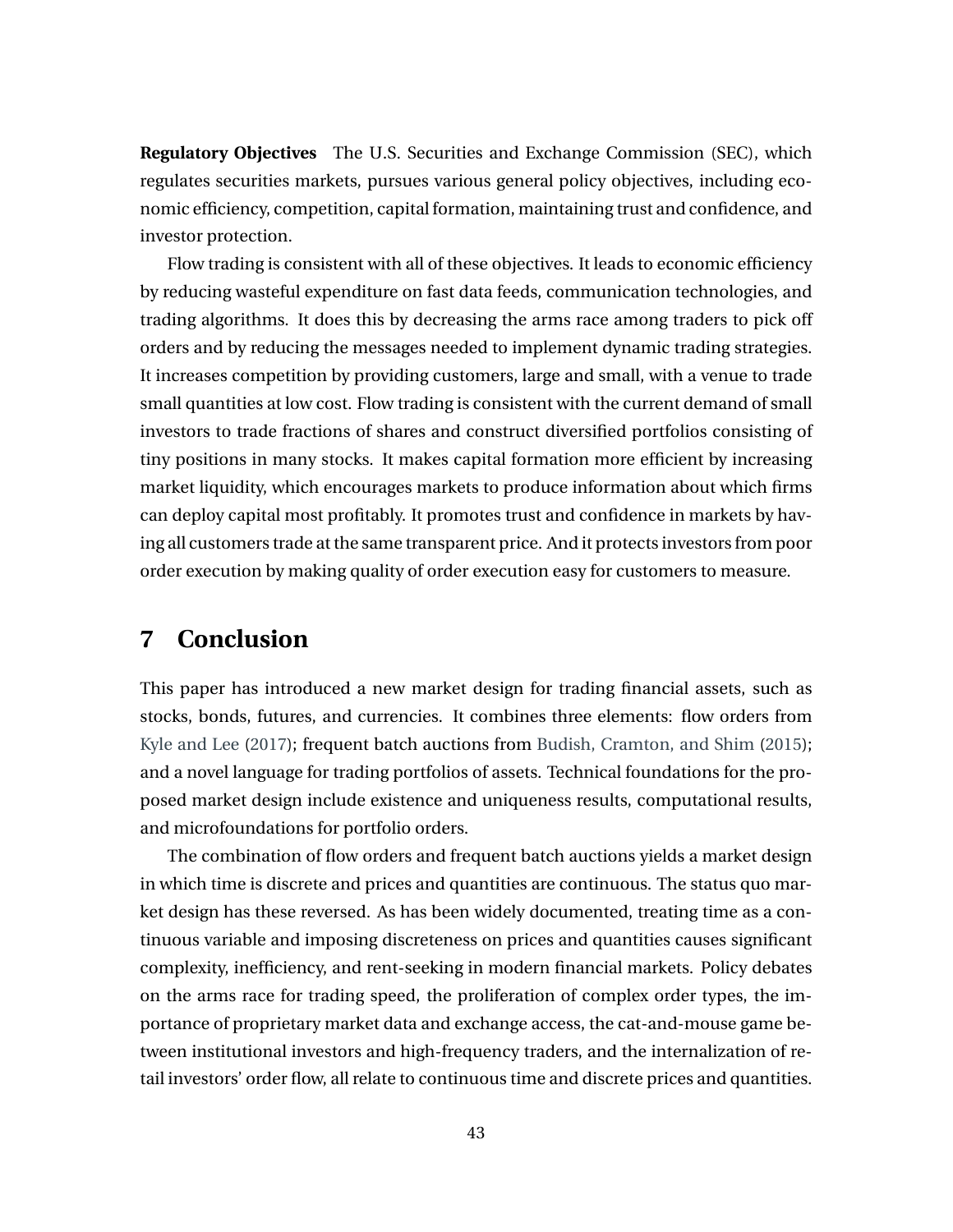**Regulatory Objectives** The U.S. Securities and Exchange Commission (SEC), which regulates securities markets, pursues various general policy objectives, including economic efficiency, competition, capital formation, maintaining trust and confidence, and investor protection.

Flow trading is consistent with all of these objectives. It leads to economic efficiency by reducing wasteful expenditure on fast data feeds, communication technologies, and trading algorithms. It does this by decreasing the arms race among traders to pick off orders and by reducing the messages needed to implement dynamic trading strategies. It increases competition by providing customers, large and small, with a venue to trade small quantities at low cost. Flow trading is consistent with the current demand of small investors to trade fractions of shares and construct diversified portfolios consisting of tiny positions in many stocks. It makes capital formation more efficient by increasing market liquidity, which encourages markets to produce information about which firms can deploy capital most profitably. It promotes trust and confidence in markets by having all customers trade at the same transparent price. And it protects investors from poor order execution by making quality of order execution easy for customers to measure.

# 7 Conclusion

This paper has introduced a new market design for trading financial assets, such as stocks, bonds, futures, and currencies. It combines three elements: flow orders from Kyle and Lee (2017); frequent batch auctions from Budish, Cramton, and Shim (2015); and a novel language for trading portfolios of assets. Technical foundations for the proposed market design include existence and uniqueness results, computational results, and microfoundations for portfolio orders.

The combination of flow orders and frequent batch auctions yields a market design in which time is discrete and prices and quantities are continuous. The status quo market design has these reversed. As has been widely documented, treating time as a continuous variable and imposing discreteness on prices and quantities causes significant complexity, inefficiency, and rent-seeking in modern financial markets. Policy debates on the arms race for trading speed, the proliferation of complex order types, the importance of proprietary market data and exchange access, the cat-and-mouse game between institutional investors and high-frequency traders, and the internalization of retail investors' order flow, all relate to continuous time and discrete prices and quantities.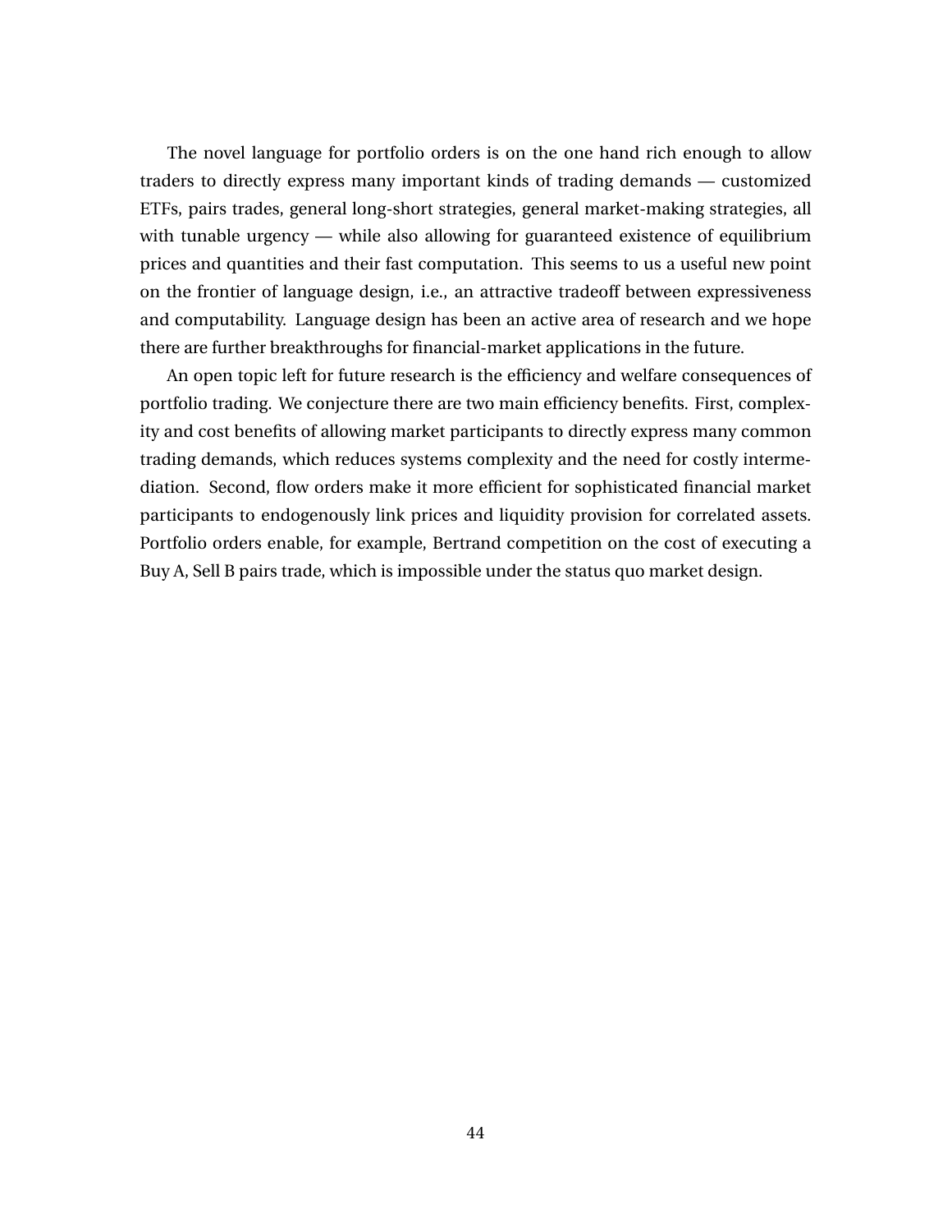The novel language for portfolio orders is on the one hand rich enough to allow traders to directly express many important kinds of trading demands — customized ETFs, pairs trades, general long-short strategies, general market-making strategies, all with tunable urgency — while also allowing for guaranteed existence of equilibrium prices and quantities and their fast computation. This seems to us a useful new point on the frontier of language design, i.e., an attractive tradeoff between expressiveness and computability. Language design has been an active area of research and we hope there are further breakthroughs for financial-market applications in the future.

An open topic left for future research is the efficiency and welfare consequences of portfolio trading. We conjecture there are two main efficiency benefits. First, complexity and cost benefits of allowing market participants to directly express many common trading demands, which reduces systems complexity and the need for costly intermediation. Second, flow orders make it more efficient for sophisticated financial market participants to endogenously link prices and liquidity provision for correlated assets. Portfolio orders enable, for example, Bertrand competition on the cost of executing a Buy A, Sell B pairs trade, which is impossible under the status quo market design.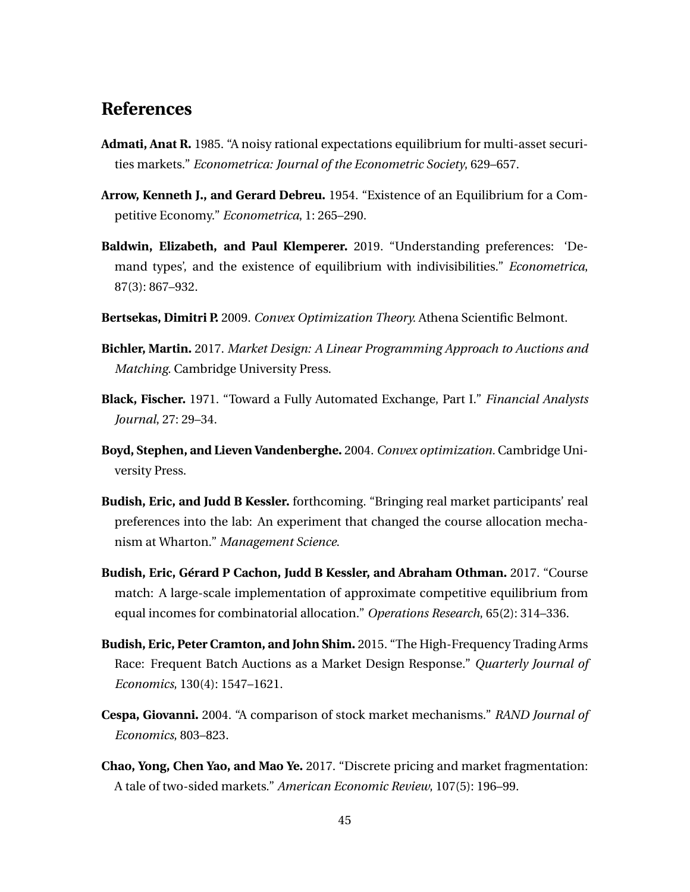## References

**Admati, Anat R.** 1985. “A noisy rational expectations equilibrium for multi-asset securities markets.” *Econometrica: Journal of the Econometric Society*, 629–657.

**Arrow, Kenneth J., and Gerard Debreu.** 1954. “Existence of an Equilibrium for a Competitive Economy.” *Econometrica*, 1: 265–290.

**Baldwin, Elizabeth, and Paul Klemperer.** 2019. “Understanding preferences: ‘Demand types’, and the existence of equilibrium with indivisibilities.” *Econometrica*, 87(3): 867–932.

**Bertsekas, Dimitri P.** 2009. *Convex Optimization Theory.* Athena Scientific Belmont.

**Bichler, Martin.** 2017. *Market Design: A Linear Programming Approach to Auctions and Matching.* Cambridge University Press.

**Black, Fischer.** 1971. “Toward a Fully Automated Exchange, Part I.” *Financial Analysts Journal*, 27: 29–34.

**Boyd, Stephen, and Lieven Vandenberghe.** 2004. *Convex optimization.* Cambridge University Press.

**Budish, Eric, and Judd B Kessler.** forthcoming. “Bringing real market participants’ real preferences into the lab: An experiment that changed the course allocation mechanism at Wharton.” *Management Science*.

**Budish, Eric, Gérard P Cachon, Judd B Kessler, and Abraham Othman.** 2017. “Course match: A large-scale implementation of approximate competitive equilibrium from equal incomes for combinatorial allocation.” *Operations Research*, 65(2): 314–336.

**Budish, Eric, Peter Cramton, and John Shim.** 2015. “The High-Frequency Trading Arms Race: Frequent Batch Auctions as a Market Design Response.” *Quarterly Journal of Economics*, 130(4): 1547–1621.

**Cespa, Giovanni.** 2004. “A comparison of stock market mechanisms.” *RAND Journal of Economics*, 803–823.

**Chao, Yong, Chen Yao, and Mao Ye.** 2017. “Discrete pricing and market fragmentation: A tale of two-sided markets.” *American Economic Review*, 107(5): 196–99.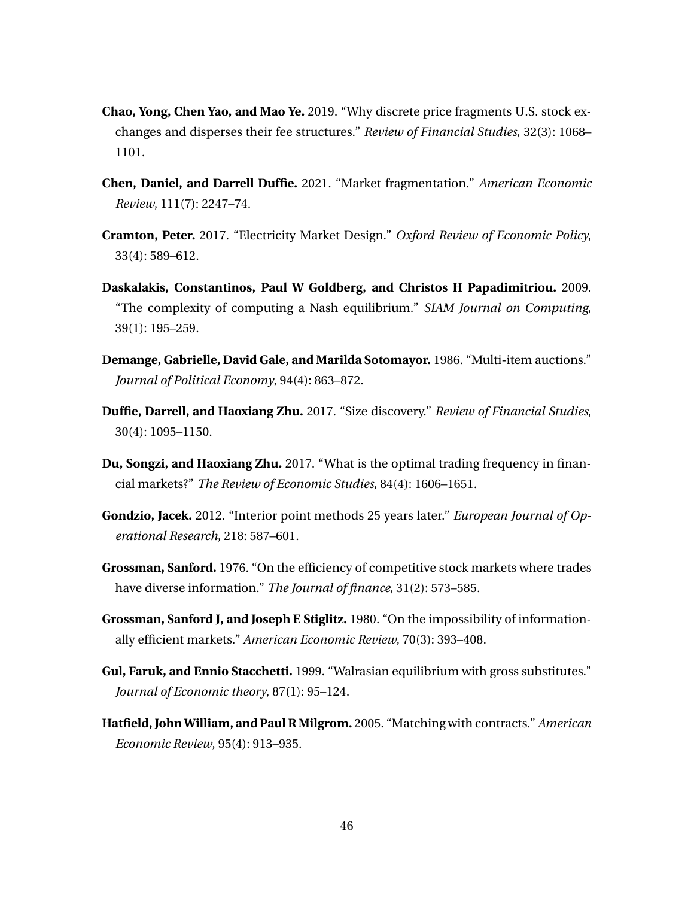**Chao, Yong, Chen Yao, and Mao Ye.** 2019. "Why discrete price fragments U.S. stock exchanges and disperses their fee structures." *Review of Financial Studies*, 32(3): 1068–1101.

**Chen, Daniel, and Darrell Duffie.** 2021. "Market fragmentation." *American Economic Review*, 111(7): 2247–74.

**Cramton, Peter.** 2017. "Electricity Market Design." *Oxford Review of Economic Policy*, 33(4): 589–612.

**Daskalakis, Constantinos, Paul W Goldberg, and Christos H Papadimitriou.** 2009. "The complexity of computing a Nash equilibrium." *SIAM Journal on Computing*, 39(1): 195–259.

**Demange, Gabrielle, David Gale, and Marilda Sotomayor.** 1986. "Multi-item auctions." *Journal of Political Economy*, 94(4): 863–872.

**Duffie, Darrell, and Haoxiang Zhu.** 2017. "Size discovery." *Review of Financial Studies*, 30(4): 1095–1150.

**Du, Songzi, and Haoxiang Zhu.** 2017. "What is the optimal trading frequency in financial markets?" *The Review of Economic Studies*, 84(4): 1606–1651.

**Gondzio, Jacek.** 2012. "Interior point methods 25 years later." *European Journal of Operational Research*, 218: 587–601.

**Grossman, Sanford.** 1976. "On the efficiency of competitive stock markets where trades have diverse information." *The Journal of finance*, 31(2): 573–585.

**Grossman, Sanford J, and Joseph E Stiglitz.** 1980. "On the impossibility of informationally efficient markets." *American Economic Review*, 70(3): 393–408.

**Gul, Faruk, and Ennio Stacchetti.** 1999. "Walrasian equilibrium with gross substitutes." *Journal of Economic theory*, 87(1): 95–124.

**Hatfield, John William, and Paul R Milgrom.** 2005. "Matching with contracts." *American Economic Review*, 95(4): 913–935.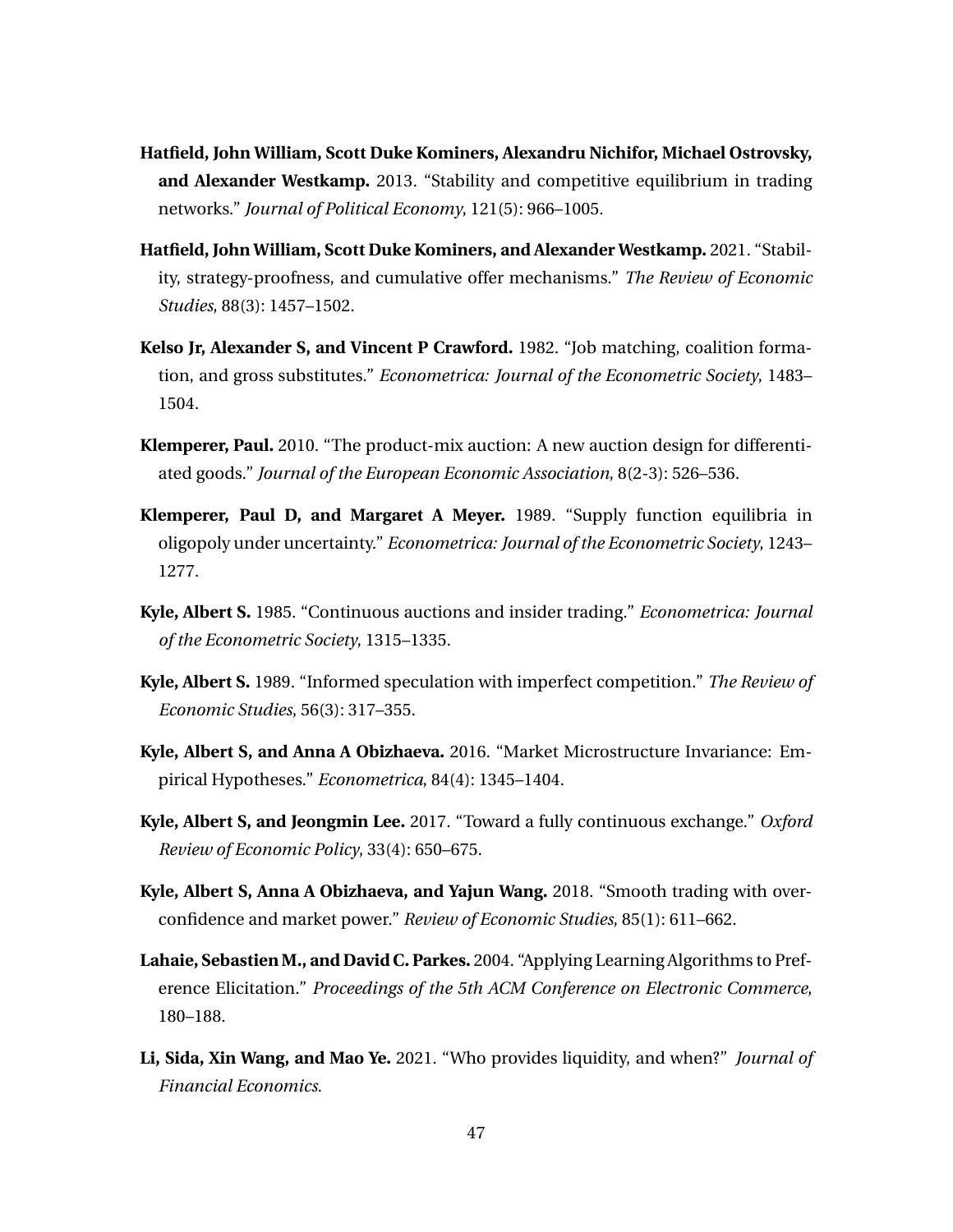**Hatfield, John William, Scott Duke Kominers, Alexandru Nichifor, Michael Ostrovsky, and Alexander Westkamp.** 2013. "Stability and competitive equilibrium in trading networks." *Journal of Political Economy*, 121(5): 966–1005.

**Hatfield, John William, Scott Duke Kominers, and Alexander Westkamp.** 2021. "Stability, strategy-proofness, and cumulative offer mechanisms." *The Review of Economic Studies*, 88(3): 1457–1502.

**Kelso Jr, Alexander S, and Vincent P Crawford.** 1982. "Job matching, coalition formation, and gross substitutes." *Econometrica: Journal of the Econometric Society*, 1483–1504.

**Klemperer, Paul.** 2010. "The product-mix auction: A new auction design for differentiated goods." *Journal of the European Economic Association*, 8(2-3): 526–536.

**Klemperer, Paul D, and Margaret A Meyer.** 1989. "Supply function equilibria in oligopoly under uncertainty." *Econometrica: Journal of the Econometric Society*, 1243–1277.

**Kyle, Albert S.** 1985. "Continuous auctions and insider trading." *Econometrica: Journal of the Econometric Society*, 1315–1335.

**Kyle, Albert S.** 1989. "Informed speculation with imperfect competition." *The Review of Economic Studies*, 56(3): 317–355.

**Kyle, Albert S, and Anna A Obizhaeva.** 2016. "Market Microstructure Invariance: Empirical Hypotheses." *Econometrica*, 84(4): 1345–1404.

**Kyle, Albert S, and Jeongmin Lee.** 2017. "Toward a fully continuous exchange." *Oxford Review of Economic Policy*, 33(4): 650–675.

**Kyle, Albert S, Anna A Obizhaeva, and Yajun Wang.** 2018. "Smooth trading with overconfidence and market power." *Review of Economic Studies*, 85(1): 611–662.

**Lahaie, Sebastien M., and David C. Parkes.** 2004. "Applying Learning Algorithms to Preference Elicitation." *Proceedings of the 5th ACM Conference on Electronic Commerce*, 180–188.

**Li, Sida, Xin Wang, and Mao Ye.** 2021. "Who provides liquidity, and when?" *Journal of Financial Economics.*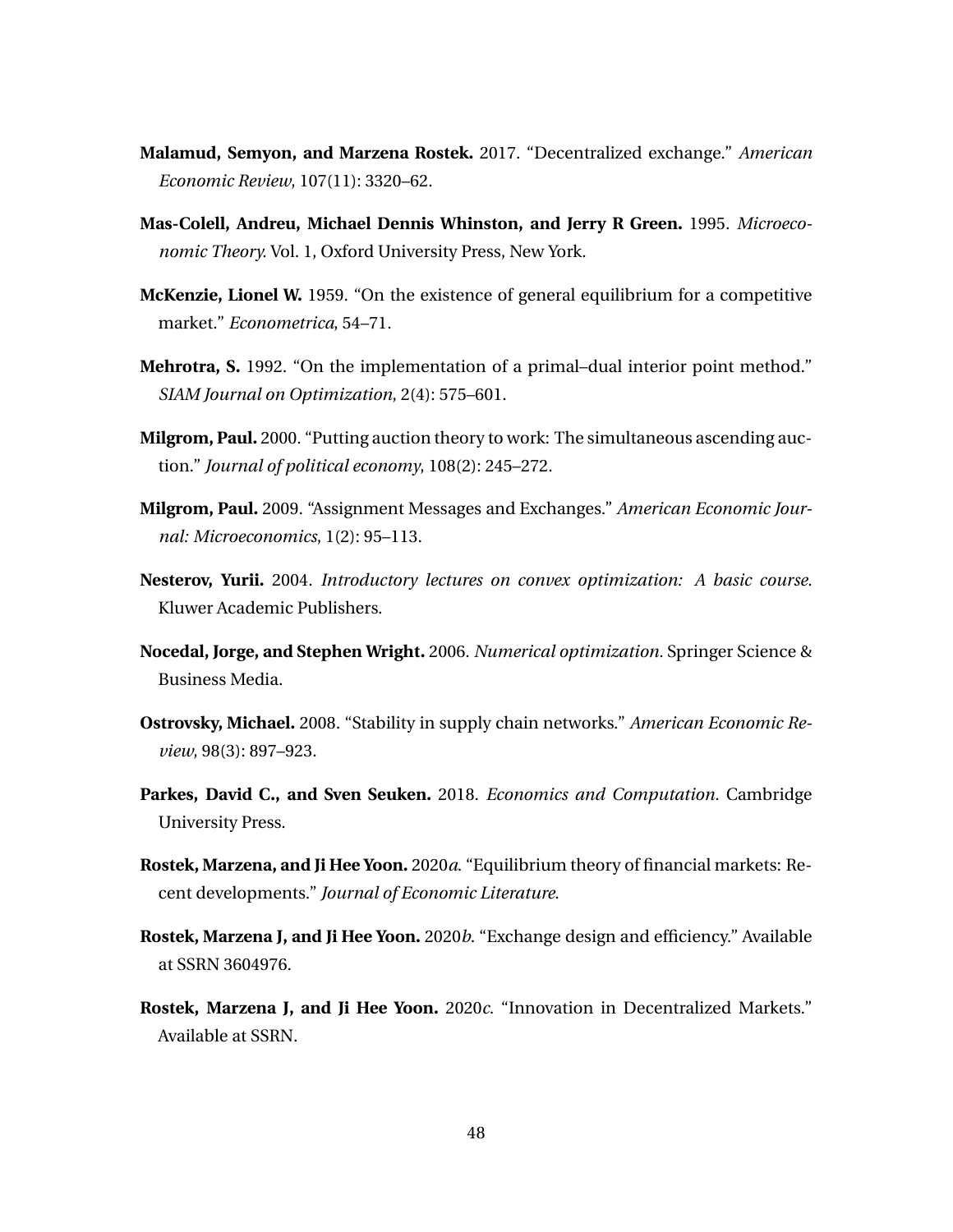**Malamud, Semyon, and Marzena Rostek.** 2017. "Decentralized exchange." *American Economic Review*, 107(11): 3320–62.

**Mas-Colell, Andreu, Michael Dennis Whinston, and Jerry R Green.** 1995. *Microeconomic Theory.* Vol. 1, Oxford University Press, New York.

**McKenzie, Lionel W.** 1959. "On the existence of general equilibrium for a competitive market." *Econometrica*, 54–71.

**Mehrotra, S.** 1992. "On the implementation of a primal–dual interior point method." *SIAM Journal on Optimization*, 2(4): 575–601.

**Milgrom, Paul.** 2000. "Putting auction theory to work: The simultaneous ascending auction." *Journal of political economy*, 108(2): 245–272.

**Milgrom, Paul.** 2009. "Assignment Messages and Exchanges." *American Economic Journal: Microeconomics*, 1(2): 95–113.

**Nesterov, Yurii.** 2004. *Introductory lectures on convex optimization: A basic course.* Kluwer Academic Publishers.

**Nocedal, Jorge, and Stephen Wright.** 2006. *Numerical optimization.* Springer Science & Business Media.

**Ostrovsky, Michael.** 2008. "Stability in supply chain networks." *American Economic Review*, 98(3): 897–923.

**Parkes, David C., and Sven Seuken.** 2018. *Economics and Computation.* Cambridge University Press.

**Rostek, Marzena, and Ji Hee Yoon.** 2020*a*. "Equilibrium theory of financial markets: Recent developments." *Journal of Economic Literature*.

**Rostek, Marzena J, and Ji Hee Yoon.** 2020*b*. "Exchange design and efficiency." Available at SSRN 3604976.

**Rostek, Marzena J, and Ji Hee Yoon.** 2020*c*. "Innovation in Decentralized Markets." Available at SSRN.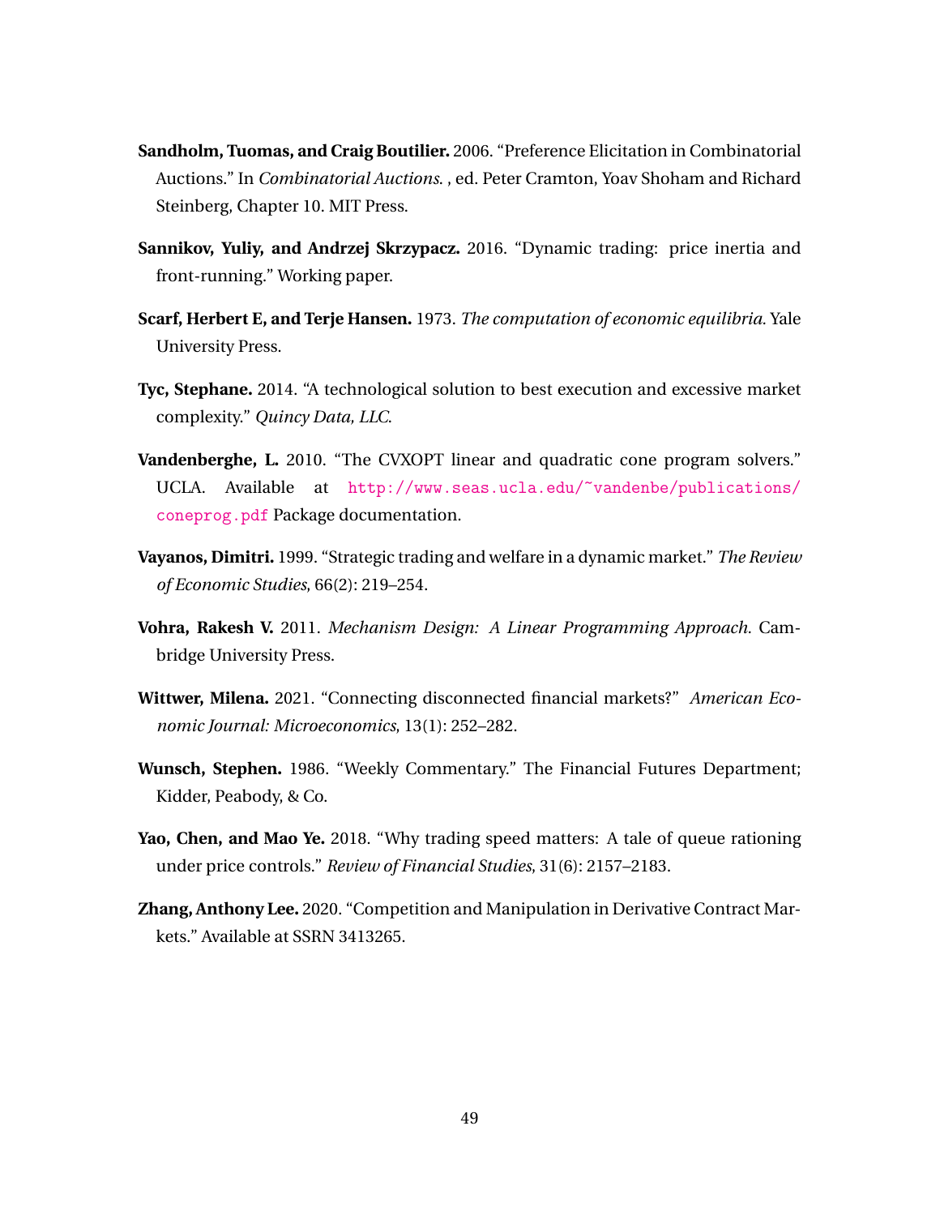**Sandholm, Tuomas, and Craig Boutilier.** 2006. "Preference Elicitation in Combinatorial Auctions." In *Combinatorial Auctions.* , ed. Peter Cramton, Yoav Shoham and Richard Steinberg, Chapter 10. MIT Press.

**Sannikov, Yuliy, and Andrzej Skrzypacz.** 2016. "Dynamic trading: price inertia and front-running." Working paper.

**Scarf, Herbert E, and Terje Hansen.** 1973. *The computation of economic equilibria.* Yale University Press.

**Tyc, Stephane.** 2014. "A technological solution to best execution and excessive market complexity." *Quincy Data, LLC.*

**Vandenberghe, L.** 2010. "The CVXOPT linear and quadratic cone program solvers." UCLA. Available at http://www.seas.ucla.edu/~vandenbe/publications/coneprog.pdf Package documentation.

**Vayanos, Dimitri.** 1999. "Strategic trading and welfare in a dynamic market." *The Review of Economic Studies*, 66(2): 219–254.

**Vohra, Rakesh V.** 2011. *Mechanism Design: A Linear Programming Approach.* Cambridge University Press.

**Wittwer, Milena.** 2021. "Connecting disconnected financial markets?" *American Economic Journal: Microeconomics*, 13(1): 252–282.

**Wunsch, Stephen.** 1986. "Weekly Commentary." The Financial Futures Department; Kidder, Peabody, & Co.

**Yao, Chen, and Mao Ye.** 2018. "Why trading speed matters: A tale of queue rationing under price controls." *Review of Financial Studies*, 31(6): 2157–2183.

**Zhang, Anthony Lee.** 2020. "Competition and Manipulation in Derivative Contract Markets." Available at SSRN 3413265.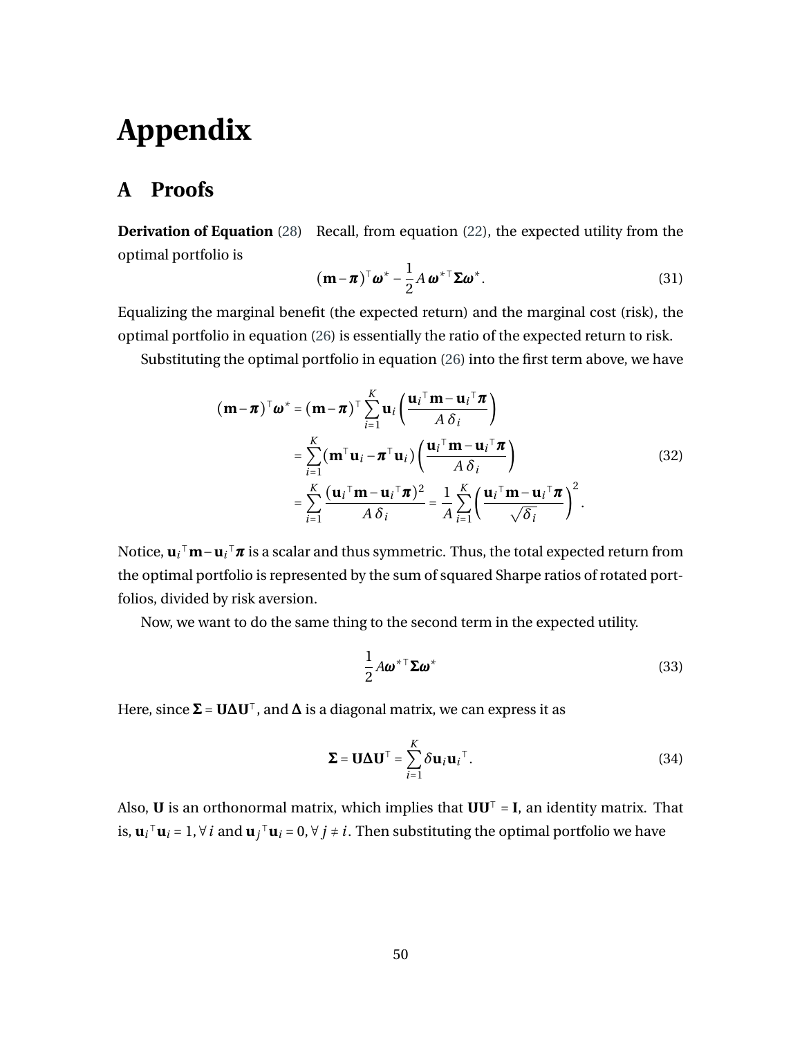# Appendix

## A Proofs

**Derivation of Equation** (28) Recall, from equation (22), the expected utility from the optimal portfolio is

$$(\mathbf{m}-\boldsymbol{\pi})^{\top}\boldsymbol{\omega}^{*}-\frac{1}{2}A\,\boldsymbol{\omega}^{*\top}\boldsymbol{\Sigma}\boldsymbol{\omega}^{*}. \tag{31}$$

Equalizing the marginal benefit (the expected return) and the marginal cost (risk), the optimal portfolio in equation (26) is essentially the ratio of the expected return to risk.

Substituting the optimal portfolio in equation (26) into the first term above, we have

$$\begin{aligned}
(\mathbf{m}-\boldsymbol{\pi})^{\top}\boldsymbol{\omega}^{*} &= (\mathbf{m}-\boldsymbol{\pi})^{\top}\sum_{i=1}^{K}\mathbf{u}_i\left(\frac{\mathbf{u}_i{}^{\top}\mathbf{m}-\mathbf{u}_i{}^{\top}\boldsymbol{\pi}}{A\,\delta_i}\right)\\
&= \sum_{i=1}^{K}\left(\mathbf{m}^{\top}\mathbf{u}_i-\boldsymbol{\pi}^{\top}\mathbf{u}_i\right)\left(\frac{\mathbf{u}_i{}^{\top}\mathbf{m}-\mathbf{u}_i{}^{\top}\boldsymbol{\pi}}{A\,\delta_i}\right)\\
&= \sum_{i=1}^{K}\frac{(\mathbf{u}_i{}^{\top}\mathbf{m}-\mathbf{u}_i{}^{\top}\boldsymbol{\pi})^2}{A\,\delta_i}=\frac{1}{A}\sum_{i=1}^{K}\left(\frac{\mathbf{u}_i{}^{\top}\mathbf{m}-\mathbf{u}_i{}^{\top}\boldsymbol{\pi}}{\sqrt{\delta_i}}\right)^2.
\end{aligned} \tag{32}$$

Notice, $\mathbf{u}_i{}^{\top}\mathbf{m}-\mathbf{u}_i{}^{\top}\boldsymbol{\pi}$ is a scalar and thus symmetric. Thus, the total expected return from the optimal portfolio is represented by the sum of squared Sharpe ratios of rotated portfolios, divided by risk aversion.

Now, we want to do the same thing to the second term in the expected utility.

$$\frac{1}{2}A\boldsymbol{\omega}^{*\top}\boldsymbol{\Sigma}\boldsymbol{\omega}^{*} \tag{33}$$

Here, since $\boldsymbol{\Sigma}=\mathbf{U}\boldsymbol{\Delta}\mathbf{U}^{\top}$, and $\boldsymbol{\Delta}$ is a diagonal matrix, we can express it as

$$\boldsymbol{\Sigma}=\mathbf{U}\boldsymbol{\Delta}\mathbf{U}^{\top}=\sum_{i=1}^{K}\delta\mathbf{u}_i\mathbf{u}_i{}^{\top}. \tag{34}$$

Also, $\mathbf{U}$ is an orthonormal matrix, which implies that $\mathbf{U}\mathbf{U}^{\top}=\mathbf{I}$, an identity matrix. That is, $\mathbf{u}_i{}^{\top}\mathbf{u}_i=1, \forall\, i$ and $\mathbf{u}_j{}^{\top}\mathbf{u}_i=0, \forall\, j\neq i$. Then substituting the optimal portfolio we have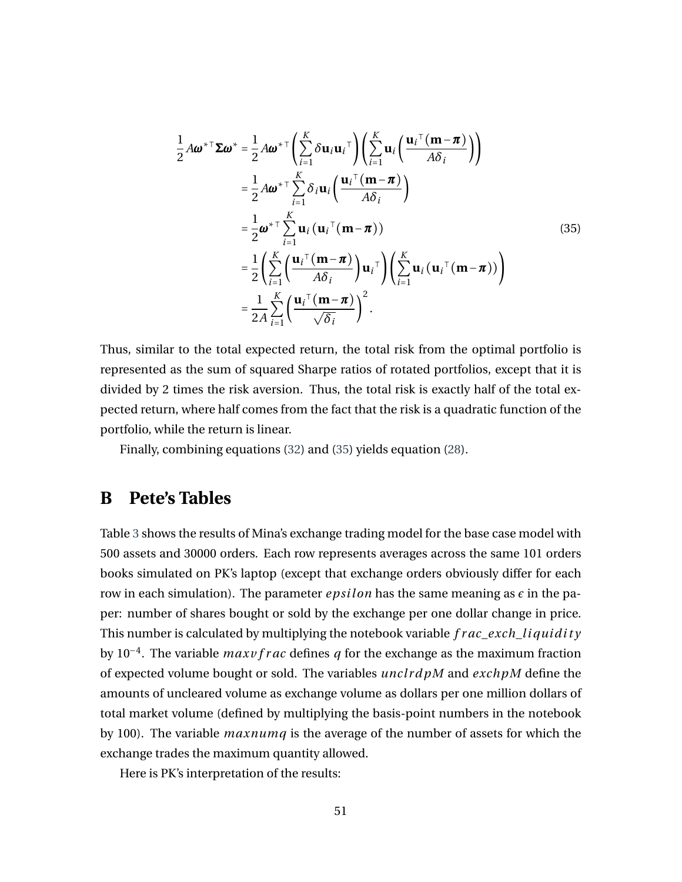$$
\begin{aligned}
\frac{1}{2} A \boldsymbol{\omega}^{*\top} \boldsymbol{\Sigma} \boldsymbol{\omega}^{*} &= \frac{1}{2} A \boldsymbol{\omega}^{*\top} \left( \sum_{i=1}^{K} \delta \mathbf{u}_i \mathbf{u}_i{}^{\top} \right) \left( \sum_{i=1}^{K} \mathbf{u}_i \left( \frac{\mathbf{u}_i{}^{\top} (\mathbf{m} - \boldsymbol{\pi})}{A \delta_i} \right) \right) \\
&= \frac{1}{2} A \boldsymbol{\omega}^{*\top} \sum_{i=1}^{K} \delta_i \mathbf{u}_i \left( \frac{\mathbf{u}_i{}^{\top} (\mathbf{m} - \boldsymbol{\pi})}{A \delta_i} \right) \\
&= \frac{1}{2} \boldsymbol{\omega}^{*\top} \sum_{i=1}^{K} \mathbf{u}_i \left( \mathbf{u}_i{}^{\top} (\mathbf{m} - \boldsymbol{\pi}) \right) \\
&= \frac{1}{2} \left( \sum_{i=1}^{K} \left( \frac{\mathbf{u}_i{}^{\top} (\mathbf{m} - \boldsymbol{\pi})}{A \delta_i} \right) \mathbf{u}_i{}^{\top} \right) \left( \sum_{i=1}^{K} \mathbf{u}_i \left( \mathbf{u}_i{}^{\top} (\mathbf{m} - \boldsymbol{\pi}) \right) \right) \\
&= \frac{1}{2A} \sum_{i=1}^{K} \left( \frac{\mathbf{u}_i{}^{\top} (\mathbf{m} - \boldsymbol{\pi})}{\sqrt{\delta_i}} \right)^2 .
\end{aligned} \tag{35}
$$

Thus, similar to the total expected return, the total risk from the optimal portfolio is represented as the sum of squared Sharpe ratios of rotated portfolios, except that it is divided by 2 times the risk aversion. Thus, the total risk is exactly half of the total expected return, where half comes from the fact that the risk is a quadratic function of the portfolio, while the return is linear.

Finally, combining equations (32) and (35) yields equation (28).

# B Pete's Tables

Table 3 shows the results of Mina's exchange trading model for the base case model with 500 assets and 30000 orders. Each row represents averages across the same 101 orders books simulated on PK's laptop (except that exchange orders obviously differ for each row in each simulation). The parameter $epsilon$ has the same meaning as $\epsilon$ in the paper: number of shares bought or sold by the exchange per one dollar change in price. This number is calculated by multiplying the notebook variable $frac\_exch\_liquidity$ by $10^{-4}$. The variable $maxvfrac$ defines $q$ for the exchange as the maximum fraction of expected volume bought or sold. The variables $unclrdpM$ and $exchpM$ define the amounts of uncleared volume as exchange volume as dollars per one million dollars of total market volume (defined by multiplying the basis-point numbers in the notebook by 100). The variable $maxnumq$ is the average of the number of assets for which the exchange trades the maximum quantity allowed.

Here is PK's interpretation of the results: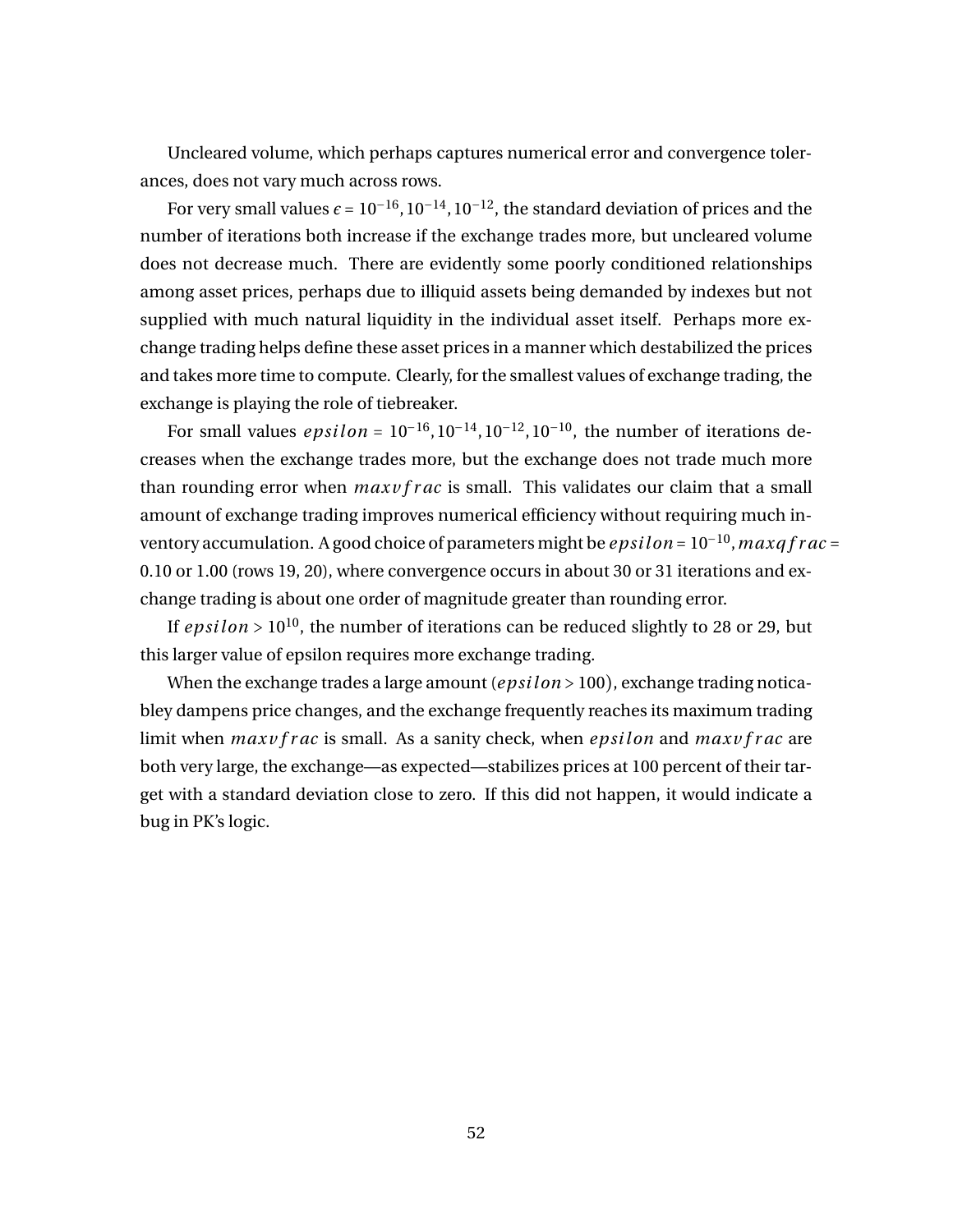Uncleared volume, which perhaps captures numerical error and convergence tolerances, does not vary much across rows.

For very small values $\epsilon = 10^{-16}, 10^{-14}, 10^{-12}$, the standard deviation of prices and the number of iterations both increase if the exchange trades more, but uncleared volume does not decrease much. There are evidently some poorly conditioned relationships among asset prices, perhaps due to illiquid assets being demanded by indexes but not supplied with much natural liquidity in the individual asset itself. Perhaps more exchange trading helps define these asset prices in a manner which destabilized the prices and takes more time to compute. Clearly, for the smallest values of exchange trading, the exchange is playing the role of tiebreaker.

For small values $epsilon = 10^{-16}, 10^{-14}, 10^{-12}, 10^{-10}$, the number of iterations decreases when the exchange trades more, but the exchange does not trade much more than rounding error when $maxvfrac$ is small. This validates our claim that a small amount of exchange trading improves numerical efficiency without requiring much inventory accumulation. A good choice of parameters might be $epsilon = 10^{-10}, maxqfrac =$ 0.10 or 1.00 (rows 19, 20), where convergence occurs in about 30 or 31 iterations and exchange trading is about one order of magnitude greater than rounding error.

If $epsilon > 10^{10}$, the number of iterations can be reduced slightly to 28 or 29, but this larger value of epsilon requires more exchange trading.

When the exchange trades a large amount ($epsilon > 100$), exchange trading noticabley dampens price changes, and the exchange frequently reaches its maximum trading limit when $maxvfrac$ is small. As a sanity check, when $epsilon$ and $maxvfrac$ are both very large, the exchange—as expected—stabilizes prices at 100 percent of their target with a standard deviation close to zero. If this did not happen, it would indicate a bug in PK's logic.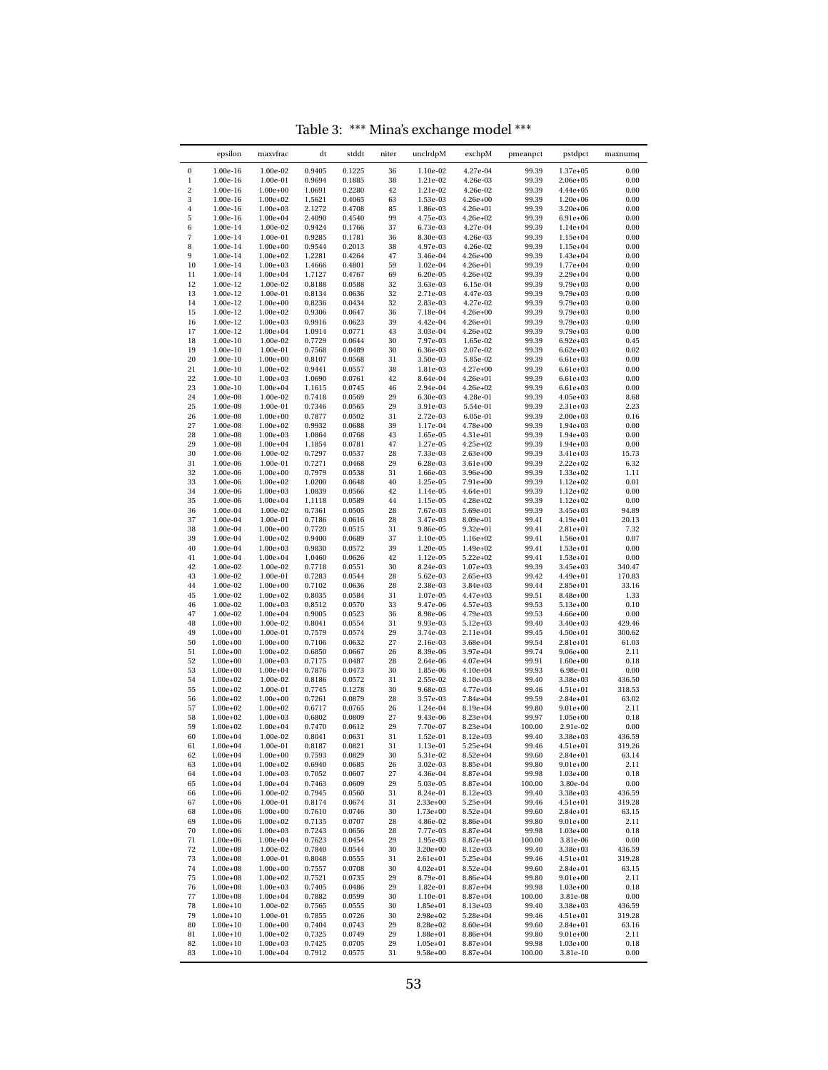Table 3: *** Mina's exchange model ***

| | epsilon | maxvfrac | dt | stddt | niter | unclrdpM | exchpM | pmeanpct | pstdpct | maxnumq |
|---|---|---|---|---|---|---|---|---|---|---|
| 0 | 1.00e-16 | 1.00e-02 | 0.9405 | 0.1225 | 36 | 1.10e-02 | 4.27e-04 | 99.39 | 1.37e+05 | 0.00 |
| 1 | 1.00e-16 | 1.00e-01 | 0.9694 | 0.1885 | 38 | 1.21e-02 | 4.26e-03 | 99.39 | 2.06e+05 | 0.00 |
| 2 | 1.00e-16 | 1.00e+00 | 1.0691 | 0.2280 | 42 | 1.21e-02 | 4.26e-02 | 99.39 | 4.44e+05 | 0.00 |
| 3 | 1.00e-16 | 1.00e+02 | 1.5621 | 0.4065 | 63 | 1.53e-03 | 4.26e+00 | 99.39 | 1.20e+06 | 0.00 |
| 4 | 1.00e-16 | 1.00e+03 | 2.1272 | 0.4708 | 85 | 1.86e-03 | 4.26e+01 | 99.39 | 3.20e+06 | 0.00 |
| 5 | 1.00e-16 | 1.00e+04 | 2.4090 | 0.4540 | 99 | 4.75e-03 | 4.26e+02 | 99.39 | 6.91e+06 | 0.00 |
| 6 | 1.00e-14 | 1.00e-02 | 0.9424 | 0.1766 | 37 | 6.73e-03 | 4.27e-04 | 99.39 | 1.14e+04 | 0.00 |
| 7 | 1.00e-14 | 1.00e-01 | 0.9285 | 0.1781 | 36 | 8.30e-03 | 4.26e-03 | 99.39 | 1.15e+04 | 0.00 |
| 8 | 1.00e-14 | 1.00e+00 | 0.9544 | 0.2013 | 38 | 4.97e-03 | 4.26e-02 | 99.39 | 1.15e+04 | 0.00 |
| 9 | 1.00e-14 | 1.00e+02 | 1.2281 | 0.4264 | 47 | 3.46e-04 | 4.26e+00 | 99.39 | 1.43e+04 | 0.00 |
| 10 | 1.00e-14 | 1.00e+03 | 1.4666 | 0.4801 | 59 | 1.02e-04 | 4.26e+01 | 99.39 | 1.77e+04 | 0.00 |
| 11 | 1.00e-14 | 1.00e+04 | 1.7127 | 0.4767 | 69 | 6.20e-05 | 4.26e+02 | 99.39 | 2.29e+04 | 0.00 |
| 12 | 1.00e-12 | 1.00e-02 | 0.8188 | 0.0588 | 32 | 3.63e-03 | 6.15e-04 | 99.39 | 9.79e+03 | 0.00 |
| 13 | 1.00e-12 | 1.00e-01 | 0.8134 | 0.0636 | 32 | 2.71e-03 | 4.47e-03 | 99.39 | 9.79e+03 | 0.00 |
| 14 | 1.00e-12 | 1.00e+00 | 0.8236 | 0.0434 | 32 | 2.83e-03 | 4.27e-02 | 99.39 | 9.79e+03 | 0.00 |
| 15 | 1.00e-12 | 1.00e+02 | 0.9306 | 0.0647 | 36 | 7.18e-04 | 4.26e+00 | 99.39 | 9.79e+03 | 0.00 |
| 16 | 1.00e-12 | 1.00e+03 | 0.9916 | 0.0623 | 39 | 4.42e-04 | 4.26e+01 | 99.39 | 9.79e+03 | 0.00 |
| 17 | 1.00e-12 | 1.00e+04 | 1.0914 | 0.0771 | 43 | 3.03e-04 | 4.26e+02 | 99.39 | 9.79e+03 | 0.00 |
| 18 | 1.00e-10 | 1.00e-02 | 0.7729 | 0.0644 | 30 | 7.97e-03 | 1.65e-02 | 99.39 | 6.92e+03 | 0.45 |
| 19 | 1.00e-10 | 1.00e-01 | 0.7568 | 0.0489 | 30 | 6.36e-03 | 2.07e-02 | 99.39 | 6.62e+03 | 0.02 |
| 20 | 1.00e-10 | 1.00e+00 | 0.8107 | 0.0568 | 31 | 3.50e-03 | 5.85e-02 | 99.39 | 6.61e+03 | 0.00 |
| 21 | 1.00e-10 | 1.00e+02 | 0.9441 | 0.0557 | 38 | 1.81e-03 | 4.27e+00 | 99.39 | 6.61e+03 | 0.00 |
| 22 | 1.00e-10 | 1.00e+03 | 1.0690 | 0.0761 | 42 | 8.64e-04 | 4.26e+01 | 99.39 | 6.61e+03 | 0.00 |
| 23 | 1.00e-10 | 1.00e+04 | 1.1615 | 0.0745 | 46 | 2.94e-04 | 4.26e+02 | 99.39 | 6.61e+03 | 0.00 |
| 24 | 1.00e-08 | 1.00e-02 | 0.7418 | 0.0569 | 29 | 6.30e-03 | 4.28e-01 | 99.39 | 4.05e+03 | 8.68 |
| 25 | 1.00e-08 | 1.00e-01 | 0.7346 | 0.0565 | 29 | 3.91e-03 | 5.54e-01 | 99.39 | 2.31e+03 | 2.23 |
| 26 | 1.00e-08 | 1.00e+00 | 0.7877 | 0.0502 | 31 | 2.72e-03 | 6.05e-01 | 99.39 | 2.00e+03 | 0.16 |
| 27 | 1.00e-08 | 1.00e+02 | 0.9932 | 0.0688 | 39 | 1.17e-04 | 4.78e+00 | 99.39 | 1.94e+03 | 0.00 |
| 28 | 1.00e-08 | 1.00e+03 | 1.0864 | 0.0768 | 43 | 1.65e-05 | 4.31e+01 | 99.39 | 1.94e+03 | 0.00 |
| 29 | 1.00e-08 | 1.00e+04 | 1.1854 | 0.0781 | 47 | 1.27e-05 | 4.25e+02 | 99.39 | 1.94e+03 | 0.00 |
| 30 | 1.00e-06 | 1.00e-02 | 0.7297 | 0.0537 | 28 | 7.33e-03 | 2.63e+00 | 99.39 | 3.41e+03 | 15.73 |
| 31 | 1.00e-06 | 1.00e-01 | 0.7271 | 0.0468 | 29 | 6.28e-03 | 3.61e+00 | 99.39 | 2.22e+02 | 6.32 |
| 32 | 1.00e-06 | 1.00e+00 | 0.7979 | 0.0538 | 31 | 1.66e-03 | 3.96e+00 | 99.39 | 1.33e+02 | 1.11 |
| 33 | 1.00e-06 | 1.00e+02 | 1.0200 | 0.0648 | 40 | 1.25e-05 | 7.91e+00 | 99.39 | 1.12e+02 | 0.01 |
| 34 | 1.00e-06 | 1.00e+03 | 1.0839 | 0.0566 | 42 | 1.14e-05 | 4.64e+01 | 99.39 | 1.12e+02 | 0.00 |
| 35 | 1.00e-06 | 1.00e+04 | 1.1118 | 0.0589 | 44 | 1.15e-05 | 4.28e+02 | 99.39 | 1.12e+02 | 0.00 |
| 36 | 1.00e-04 | 1.00e-02 | 0.7361 | 0.0505 | 28 | 7.67e-03 | 5.69e+01 | 99.39 | 3.45e+03 | 94.89 |
| 37 | 1.00e-04 | 1.00e-01 | 0.7186 | 0.0616 | 28 | 3.47e-03 | 8.09e+01 | 99.41 | 4.19e+01 | 20.13 |
| 38 | 1.00e-04 | 1.00e+00 | 0.7720 | 0.0515 | 31 | 9.86e-05 | 9.32e+01 | 99.41 | 2.81e+01 | 7.32 |
| 39 | 1.00e-04 | 1.00e+02 | 0.9400 | 0.0689 | 37 | 1.10e-05 | 1.16e+02 | 99.41 | 1.56e+01 | 0.07 |
| 40 | 1.00e-04 | 1.00e+03 | 0.9830 | 0.0572 | 39 | 1.20e-05 | 1.49e+02 | 99.41 | 1.53e+01 | 0.00 |
| 41 | 1.00e-04 | 1.00e+04 | 1.0460 | 0.0626 | 42 | 1.12e-05 | 5.22e+02 | 99.41 | 1.53e+01 | 0.00 |
| 42 | 1.00e-02 | 1.00e-02 | 0.7718 | 0.0551 | 30 | 8.24e-03 | 1.07e+03 | 99.39 | 3.45e+03 | 340.47 |
| 43 | 1.00e-02 | 1.00e-01 | 0.7283 | 0.0544 | 28 | 5.62e-03 | 2.65e+03 | 99.42 | 4.49e+01 | 170.83 |
| 44 | 1.00e-02 | 1.00e+00 | 0.7102 | 0.0636 | 28 | 2.38e-03 | 3.84e+03 | 99.44 | 2.85e+01 | 33.16 |
| 45 | 1.00e-02 | 1.00e+02 | 0.8035 | 0.0584 | 31 | 1.07e-05 | 4.47e+03 | 99.51 | 8.48e+00 | 1.33 |
| 46 | 1.00e-02 | 1.00e+03 | 0.8512 | 0.0570 | 33 | 9.47e-06 | 4.57e+03 | 99.53 | 5.13e+00 | 0.10 |
| 47 | 1.00e-02 | 1.00e+04 | 0.9005 | 0.0523 | 36 | 8.98e-06 | 4.79e+03 | 99.53 | 4.66e+00 | 0.00 |
| 48 | 1.00e+00 | 1.00e-02 | 0.8041 | 0.0554 | 31 | 9.93e-03 | 5.12e+03 | 99.40 | 3.40e+03 | 429.46 |
| 49 | 1.00e+00 | 1.00e-01 | 0.7579 | 0.0574 | 29 | 3.74e-03 | 2.11e+04 | 99.45 | 4.50e+01 | 300.62 |
| 50 | 1.00e+00 | 1.00e+00 | 0.7106 | 0.0632 | 27 | 2.16e-03 | 3.68e+04 | 99.54 | 2.81e+01 | 61.03 |
| 51 | 1.00e+00 | 1.00e+02 | 0.6850 | 0.0667 | 26 | 8.39e-06 | 3.97e+04 | 99.74 | 9.06e+00 | 2.11 |
| 52 | 1.00e+00 | 1.00e+03 | 0.7175 | 0.0487 | 28 | 2.64e-06 | 4.07e+04 | 99.91 | 1.60e+00 | 0.18 |
| 53 | 1.00e+00 | 1.00e+04 | 0.7876 | 0.0473 | 30 | 1.85e-06 | 4.10e+04 | 99.93 | 6.98e-01 | 0.00 |
| 54 | 1.00e+02 | 1.00e-02 | 0.8186 | 0.0572 | 31 | 2.55e-02 | 8.10e+03 | 99.40 | 3.38e+03 | 436.50 |
| 55 | 1.00e+02 | 1.00e-01 | 0.7745 | 0.1278 | 30 | 9.68e-03 | 4.77e+04 | 99.46 | 4.51e+01 | 318.53 |
| 56 | 1.00e+02 | 1.00e+00 | 0.7261 | 0.0879 | 28 | 3.57e-03 | 7.84e+04 | 99.59 | 2.84e+01 | 63.02 |
| 57 | 1.00e+02 | 1.00e+02 | 0.6717 | 0.0765 | 26 | 1.24e-04 | 8.19e+04 | 99.80 | 9.01e+00 | 2.11 |
| 58 | 1.00e+02 | 1.00e+03 | 0.6802 | 0.0809 | 27 | 9.43e-06 | 8.23e+04 | 99.97 | 1.05e+00 | 0.18 |
| 59 | 1.00e+02 | 1.00e+04 | 0.7470 | 0.0612 | 29 | 7.70e-07 | 8.23e+04 | 100.00 | 2.91e-02 | 0.00 |
| 60 | 1.00e+04 | 1.00e-02 | 0.8041 | 0.0631 | 31 | 1.52e-01 | 8.12e+03 | 99.40 | 3.38e+03 | 436.59 |
| 61 | 1.00e+04 | 1.00e-01 | 0.8187 | 0.0821 | 31 | 1.13e-01 | 5.25e+04 | 99.46 | 4.51e+01 | 319.26 |
| 62 | 1.00e+04 | 1.00e+00 | 0.7593 | 0.0829 | 30 | 5.31e-02 | 8.52e+04 | 99.60 | 2.84e+01 | 63.14 |
| 63 | 1.00e+04 | 1.00e+02 | 0.6940 | 0.0685 | 26 | 3.02e-03 | 8.85e+04 | 99.80 | 9.01e+00 | 2.11 |
| 64 | 1.00e+04 | 1.00e+03 | 0.7052 | 0.0607 | 27 | 4.36e-04 | 8.87e+04 | 99.98 | 1.03e+00 | 0.18 |
| 65 | 1.00e+04 | 1.00e+04 | 0.7463 | 0.0609 | 29 | 5.03e-05 | 8.87e+04 | 100.00 | 3.80e-04 | 0.00 |
| 66 | 1.00e+06 | 1.00e-02 | 0.7945 | 0.0560 | 31 | 8.24e-01 | 8.12e+03 | 99.40 | 3.38e+03 | 436.59 |
| 67 | 1.00e+06 | 1.00e-01 | 0.8174 | 0.0674 | 31 | 2.33e+00 | 5.25e+04 | 99.46 | 4.51e+01 | 319.28 |
| 68 | 1.00e+06 | 1.00e+00 | 0.7610 | 0.0746 | 30 | 1.73e+00 | 8.52e+04 | 99.60 | 2.84e+01 | 63.15 |
| 69 | 1.00e+06 | 1.00e+02 | 0.7135 | 0.0707 | 28 | 4.86e-02 | 8.86e+04 | 99.80 | 9.01e+00 | 2.11 |
| 70 | 1.00e+06 | 1.00e+03 | 0.7243 | 0.0656 | 28 | 7.77e-03 | 8.87e+04 | 99.98 | 1.03e+00 | 0.18 |
| 71 | 1.00e+06 | 1.00e+04 | 0.7623 | 0.0454 | 29 | 1.95e-03 | 8.87e+04 | 100.00 | 3.81e-06 | 0.00 |
| 72 | 1.00e+08 | 1.00e-02 | 0.7840 | 0.0544 | 30 | 3.20e+00 | 8.12e+03 | 99.40 | 3.38e+03 | 436.59 |
| 73 | 1.00e+08 | 1.00e-01 | 0.8048 | 0.0555 | 31 | 2.61e+01 | 5.25e+04 | 99.46 | 4.51e+01 | 319.28 |
| 74 | 1.00e+08 | 1.00e+00 | 0.7557 | 0.0708 | 30 | 4.02e+01 | 8.52e+04 | 99.60 | 2.84e+01 | 63.15 |
| 75 | 1.00e+08 | 1.00e+02 | 0.7521 | 0.0735 | 29 | 8.79e-01 | 8.86e+04 | 99.80 | 9.01e+00 | 2.11 |
| 76 | 1.00e+08 | 1.00e+03 | 0.7405 | 0.0486 | 29 | 1.82e-01 | 8.87e+04 | 99.98 | 1.03e+00 | 0.18 |
| 77 | 1.00e+08 | 1.00e+04 | 0.7882 | 0.0599 | 30 | 1.10e-01 | 8.87e+04 | 100.00 | 3.81e-08 | 0.00 |
| 78 | 1.00e+10 | 1.00e-02 | 0.7565 | 0.0555 | 30 | 1.85e+01 | 8.13e+03 | 99.40 | 3.38e+03 | 436.59 |
| 79 | 1.00e+10 | 1.00e-01 | 0.7855 | 0.0726 | 30 | 2.98e+02 | 5.28e+04 | 99.46 | 4.51e+01 | 319.28 |
| 80 | 1.00e+10 | 1.00e+00 | 0.7404 | 0.0743 | 29 | 8.28e+02 | 8.60e+04 | 99.60 | 2.84e+01 | 63.16 |
| 81 | 1.00e+10 | 1.00e+02 | 0.7325 | 0.0749 | 29 | 1.88e+01 | 8.86e+04 | 99.80 | 9.01e+00 | 2.11 |
| 82 | 1.00e+10 | 1.00e+03 | 0.7425 | 0.0705 | 29 | 1.05e+01 | 8.87e+04 | 99.98 | 1.03e+00 | 0.18 |
| 83 | 1.00e+10 | 1.00e+04 | 0.7912 | 0.0575 | 31 | 9.58e+00 | 8.87e+04 | 100.00 | 3.81e-10 | 0.00 |